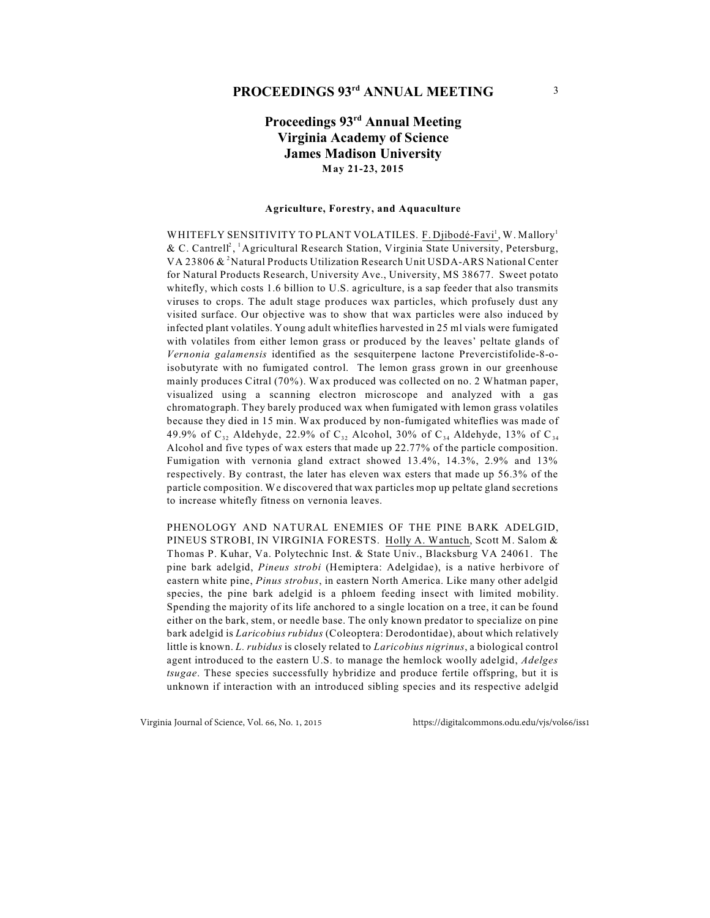# Proceedings 93rd Annual Meeting
# Virginia Academy of Science
# James Madison University
**May 21-23, 2015**

### Agriculture, Forestry, and Aquaculture

WHITEFLY SENSITIVITY TO PLANT VOLATILES. F. Djibodé-Favi[1], W. Mallory[1] & C. Cantrell[2], [1]Agricultural Research Station, Virginia State University, Petersburg, VA 23806 & [2]Natural Products Utilization Research Unit USDA-ARS National Center for Natural Products Research, University Ave., University, MS 38677. Sweet potato whitefly, which costs 1.6 billion to U.S. agriculture, is a sap feeder that also transmits viruses to crops. The adult stage produces wax particles, which profusely dust any visited surface. Our objective was to show that wax particles were also induced by infected plant volatiles. Young adult whiteflies harvested in 25 ml vials were fumigated with volatiles from either lemon grass or produced by the leaves' peltate glands of *Vernonia galamensis* identified as the sesquiterpene lactone Prevercistifolide-8-o-isobutyrate with no fumigated control. The lemon grass grown in our greenhouse mainly produces Citral (70%). Wax produced was collected on no. 2 Whatman paper, visualized using a scanning electron microscope and analyzed with a gas chromatograph. They barely produced wax when fumigated with lemon grass volatiles because they died in 15 min. Wax produced by non-fumigated whiteflies was made of 49.9% of $C_{32}$ Aldehyde, 22.9% of $C_{32}$ Alcohol, 30% of $C_{34}$ Aldehyde, 13% of $C_{34}$ Alcohol and five types of wax esters that made up 22.77% of the particle composition. Fumigation with vernonia gland extract showed 13.4%, 14.3%, 2.9% and 13% respectively. By contrast, the later has eleven wax esters that made up 56.3% of the particle composition. We discovered that wax particles mop up peltate gland secretions to increase whitefly fitness on vernonia leaves.

PHENOLOGY AND NATURAL ENEMIES OF THE PINE BARK ADELGID, PINEUS STROBI, IN VIRGINIA FORESTS. Holly A. Wantuch, Scott M. Salom & Thomas P. Kuhar, Va. Polytechnic Inst. & State Univ., Blacksburg VA 24061. The pine bark adelgid, *Pineus strobi* (Hemiptera: Adelgidae), is a native herbivore of eastern white pine, *Pinus strobus*, in eastern North America. Like many other adelgid species, the pine bark adelgid is a phloem feeding insect with limited mobility. Spending the majority of its life anchored to a single location on a tree, it can be found either on the bark, stem, or needle base. The only known predator to specialize on pine bark adelgid is *Laricobius rubidus* (Coleoptera: Derodontidae), about which relatively little is known. *L. rubidus* is closely related to *Laricobius nigrinus*, a biological control agent introduced to the eastern U.S. to manage the hemlock woolly adelgid, *Adelges tsugae*. These species successfully hybridize and produce fertile offspring, but it is unknown if interaction with an introduced sibling species and its respective adelgid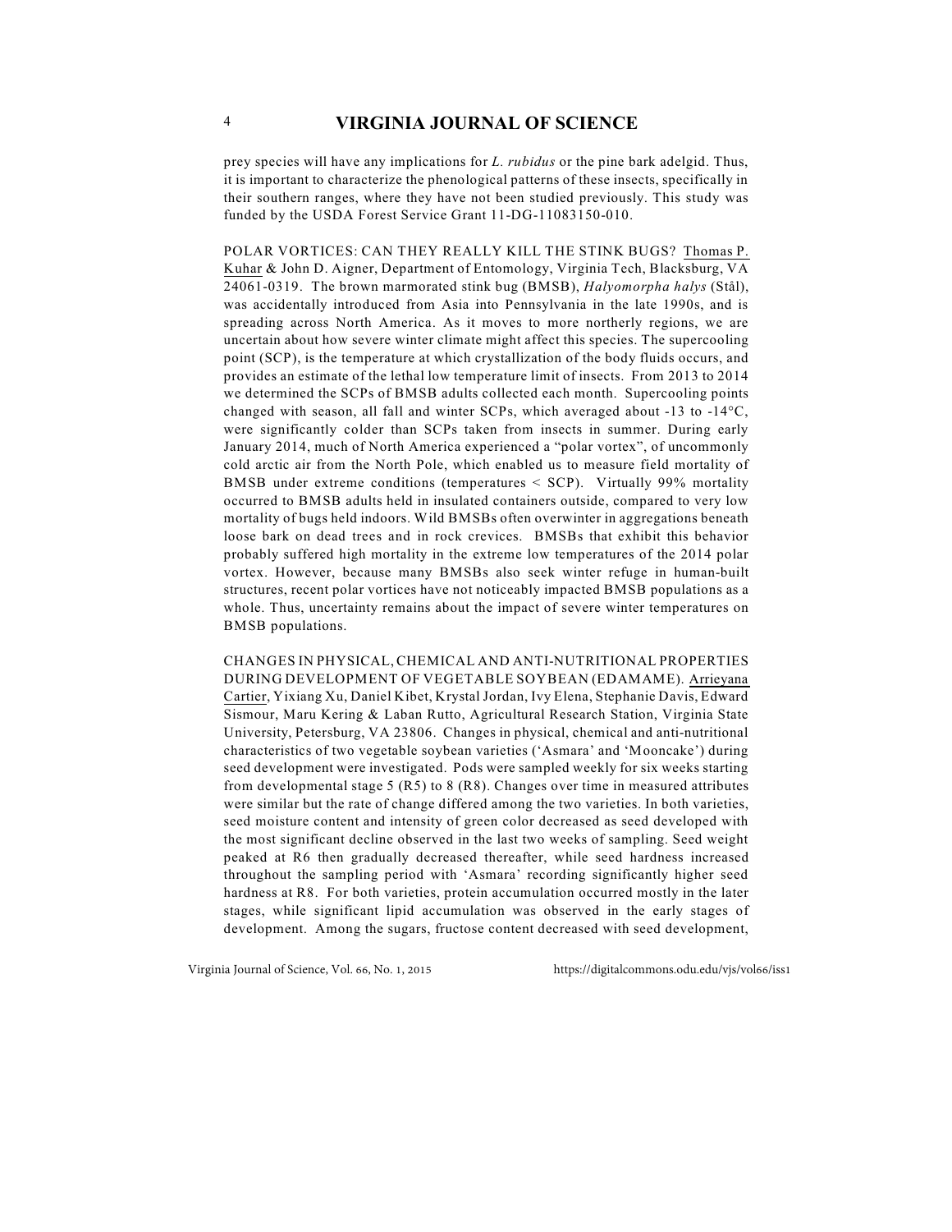prey species will have any implications for *L. rubidus* or the pine bark adelgid. Thus, it is important to characterize the phenological patterns of these insects, specifically in their southern ranges, where they have not been studied previously. This study was funded by the USDA Forest Service Grant 11-DG-11083150-010.

POLAR VORTICES: CAN THEY REALLY KILL THE STINK BUGS? Thomas P. Kuhar & John D. Aigner, Department of Entomology, Virginia Tech, Blacksburg, VA 24061-0319. The brown marmorated stink bug (BMSB), *Halyomorpha halys* (Stål), was accidentally introduced from Asia into Pennsylvania in the late 1990s, and is spreading across North America. As it moves to more northerly regions, we are uncertain about how severe winter climate might affect this species. The supercooling point (SCP), is the temperature at which crystallization of the body fluids occurs, and provides an estimate of the lethal low temperature limit of insects. From 2013 to 2014 we determined the SCPs of BMSB adults collected each month. Supercooling points changed with season, all fall and winter SCPs, which averaged about -13 to -14°C, were significantly colder than SCPs taken from insects in summer. During early January 2014, much of North America experienced a "polar vortex", of uncommonly cold arctic air from the North Pole, which enabled us to measure field mortality of BMSB under extreme conditions (temperatures < SCP). Virtually 99% mortality occurred to BMSB adults held in insulated containers outside, compared to very low mortality of bugs held indoors. Wild BMSBs often overwinter in aggregations beneath loose bark on dead trees and in rock crevices. BMSBs that exhibit this behavior probably suffered high mortality in the extreme low temperatures of the 2014 polar vortex. However, because many BMSBs also seek winter refuge in human-built structures, recent polar vortices have not noticeably impacted BMSB populations as a whole. Thus, uncertainty remains about the impact of severe winter temperatures on BMSB populations.

CHANGES IN PHYSICAL, CHEMICAL AND ANTI-NUTRITIONAL PROPERTIES DURING DEVELOPMENT OF VEGETABLE SOYBEAN (EDAMAME). Arrieyana Cartier, Yixiang Xu, Daniel Kibet, Krystal Jordan, Ivy Elena, Stephanie Davis, Edward Sismour, Maru Kering & Laban Rutto, Agricultural Research Station, Virginia State University, Petersburg, VA 23806. Changes in physical, chemical and anti-nutritional characteristics of two vegetable soybean varieties ('Asmara' and 'Mooncake') during seed development were investigated. Pods were sampled weekly for six weeks starting from developmental stage 5 (R5) to 8 (R8). Changes over time in measured attributes were similar but the rate of change differed among the two varieties. In both varieties, seed moisture content and intensity of green color decreased as seed developed with the most significant decline observed in the last two weeks of sampling. Seed weight peaked at R6 then gradually decreased thereafter, while seed hardness increased throughout the sampling period with 'Asmara' recording significantly higher seed hardness at R8. For both varieties, protein accumulation occurred mostly in the later stages, while significant lipid accumulation was observed in the early stages of development. Among the sugars, fructose content decreased with seed development,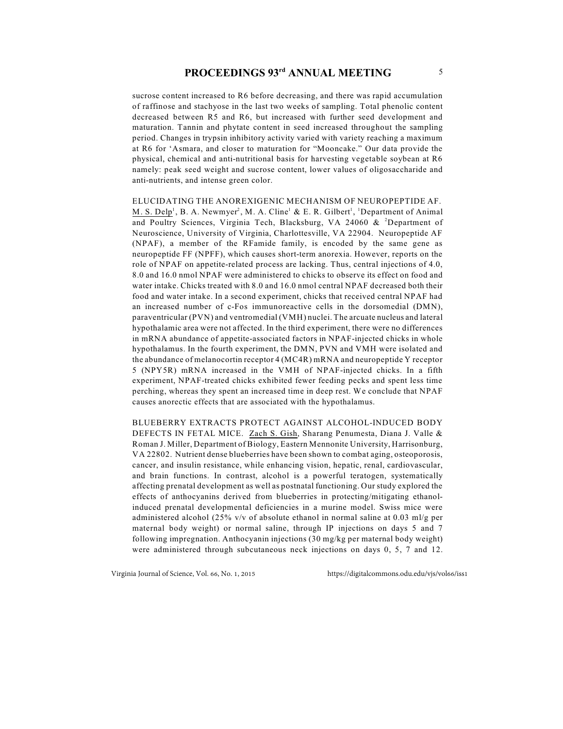sucrose content increased to R6 before decreasing, and there was rapid accumulation of raffinose and stachyose in the last two weeks of sampling. Total phenolic content decreased between R5 and R6, but increased with further seed development and maturation. Tannin and phytate content in seed increased throughout the sampling period. Changes in trypsin inhibitory activity varied with variety reaching a maximum at R6 for 'Asmara, and closer to maturation for "Mooncake." Our data provide the physical, chemical and anti-nutritional basis for harvesting vegetable soybean at R6 namely: peak seed weight and sucrose content, lower values of oligosaccharide and anti-nutrients, and intense green color.

ELUCIDATING THE ANOREXIGENIC MECHANISM OF NEUROPEPTIDE AF. M. S. Delp[1], B. A. Newmyer[2], M. A. Cline[1] & E. R. Gilbert[1], [1]Department of Animal and Poultry Sciences, Virginia Tech, Blacksburg, VA 24060 & [2]Department of Neuroscience, University of Virginia, Charlottesville, VA 22904. Neuropeptide AF (NPAF), a member of the RFamide family, is encoded by the same gene as neuropeptide FF (NPFF), which causes short-term anorexia. However, reports on the role of NPAF on appetite-related process are lacking. Thus, central injections of 4.0, 8.0 and 16.0 nmol NPAF were administered to chicks to observe its effect on food and water intake. Chicks treated with 8.0 and 16.0 nmol central NPAF decreased both their food and water intake. In a second experiment, chicks that received central NPAF had an increased number of c-Fos immunoreactive cells in the dorsomedial (DMN), paraventricular (PVN) and ventromedial (VMH) nuclei. The arcuate nucleus and lateral hypothalamic area were not affected. In the third experiment, there were no differences in mRNA abundance of appetite-associated factors in NPAF-injected chicks in whole hypothalamus. In the fourth experiment, the DMN, PVN and VMH were isolated and the abundance of melanocortin receptor 4 (MC4R) mRNA and neuropeptide Y receptor 5 (NPY5R) mRNA increased in the VMH of NPAF-injected chicks. In a fifth experiment, NPAF-treated chicks exhibited fewer feeding pecks and spent less time perching, whereas they spent an increased time in deep rest. We conclude that NPAF causes anorectic effects that are associated with the hypothalamus.

BLUEBERRY EXTRACTS PROTECT AGAINST ALCOHOL-INDUCED BODY DEFECTS IN FETAL MICE. Zach S. Gish, Sharang Penumesta, Diana J. Valle & Roman J. Miller, Department of Biology, Eastern Mennonite University, Harrisonburg, VA 22802. Nutrient dense blueberries have been shown to combat aging, osteoporosis, cancer, and insulin resistance, while enhancing vision, hepatic, renal, cardiovascular, and brain functions. In contrast, alcohol is a powerful teratogen, systematically affecting prenatal development as well as postnatal functioning. Our study explored the effects of anthocyanins derived from blueberries in protecting/mitigating ethanol-induced prenatal developmental deficiencies in a murine model. Swiss mice were administered alcohol (25% v/v of absolute ethanol in normal saline at 0.03 ml/g per maternal body weight) or normal saline, through IP injections on days 5 and 7 following impregnation. Anthocyanin injections (30 mg/kg per maternal body weight) were administered through subcutaneous neck injections on days 0, 5, 7 and 12.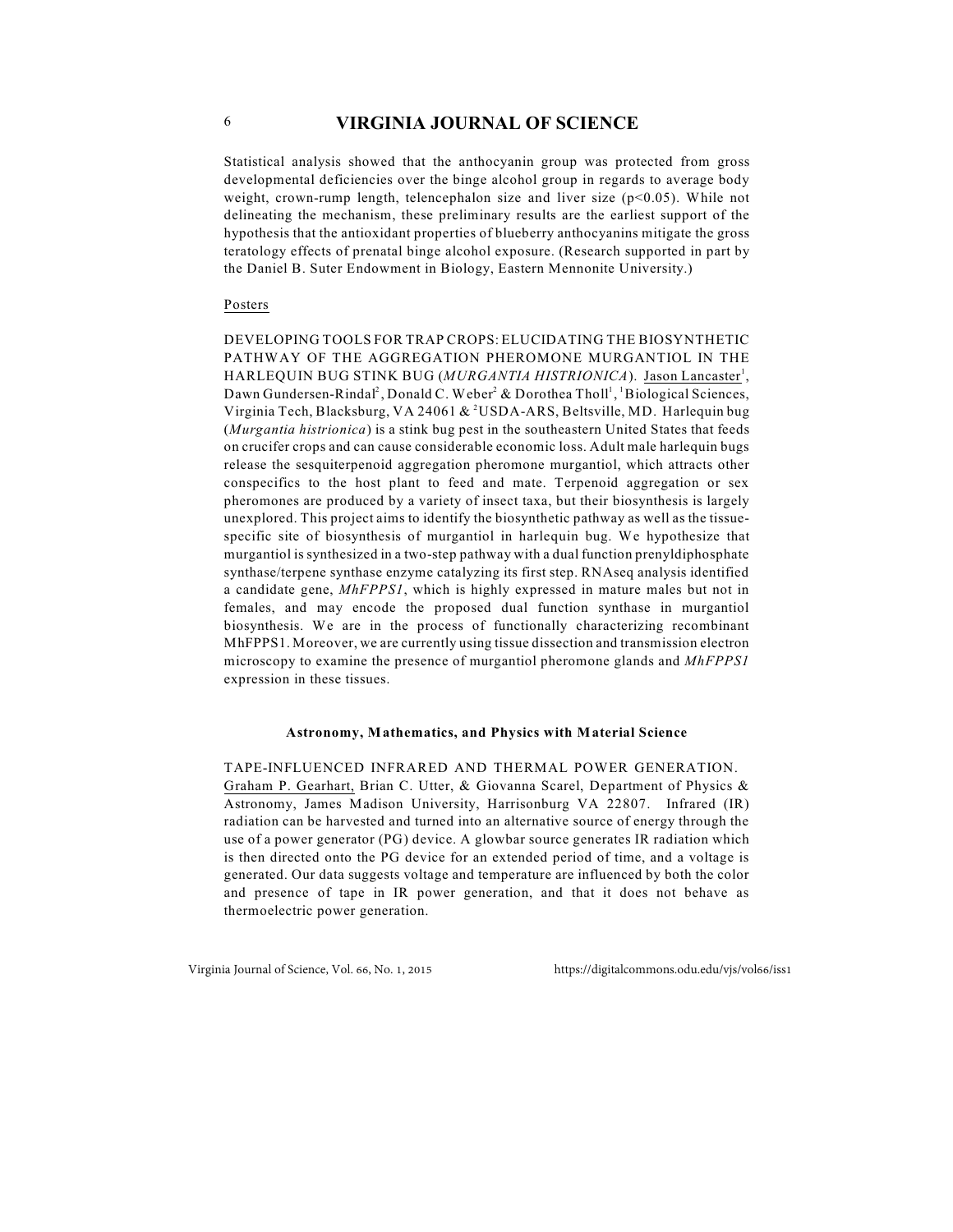Statistical analysis showed that the anthocyanin group was protected from gross developmental deficiencies over the binge alcohol group in regards to average body weight, crown-rump length, telencephalon size and liver size ($p<0.05$). While not delineating the mechanism, these preliminary results are the earliest support of the hypothesis that the antioxidant properties of blueberry anthocyanins mitigate the gross teratology effects of prenatal binge alcohol exposure. (Research supported in part by the Daniel B. Suter Endowment in Biology, Eastern Mennonite University.)

Posters

DEVELOPING TOOLS FOR TRAP CROPS: ELUCIDATING THE BIOSYNTHETIC PATHWAY OF THE AGGREGATION PHEROMONE MURGANTIOL IN THE HARLEQUIN BUG STINK BUG (*MURGANTIA HISTRIONICA*). Jason Lancaster[1], Dawn Gundersen-Rindal[2], Donald C. Weber[2] & Dorothea Tholl[1], [1]Biological Sciences, Virginia Tech, Blacksburg, VA 24061 & [2]USDA-ARS, Beltsville, MD. Harlequin bug (*Murgantia histrionica*) is a stink bug pest in the southeastern United States that feeds on crucifer crops and can cause considerable economic loss. Adult male harlequin bugs release the sesquiterpenoid aggregation pheromone murgantiol, which attracts other conspecifics to the host plant to feed and mate. Terpenoid aggregation or sex pheromones are produced by a variety of insect taxa, but their biosynthesis is largely unexplored. This project aims to identify the biosynthetic pathway as well as the tissue-specific site of biosynthesis of murgantiol in harlequin bug. We hypothesize that murgantiol is synthesized in a two-step pathway with a dual function prenyldiphosphate synthase/terpene synthase enzyme catalyzing its first step. RNAseq analysis identified a candidate gene, *MhFPPS1*, which is highly expressed in mature males but not in females, and may encode the proposed dual function synthase in murgantiol biosynthesis. We are in the process of functionally characterizing recombinant MhFPPS1. Moreover, we are currently using tissue dissection and transmission electron microscopy to examine the presence of murgantiol pheromone glands and *MhFPPS1* expression in these tissues.

### Astronomy, Mathematics, and Physics with Material Science

TAPE-INFLUENCED INFRARED AND THERMAL POWER GENERATION. Graham P. Gearhart, Brian C. Utter, & Giovanna Scarel, Department of Physics & Astronomy, James Madison University, Harrisonburg VA 22807. Infrared (IR) radiation can be harvested and turned into an alternative source of energy through the use of a power generator (PG) device. A glowbar source generates IR radiation which is then directed onto the PG device for an extended period of time, and a voltage is generated. Our data suggests voltage and temperature are influenced by both the color and presence of tape in IR power generation, and that it does not behave as thermoelectric power generation.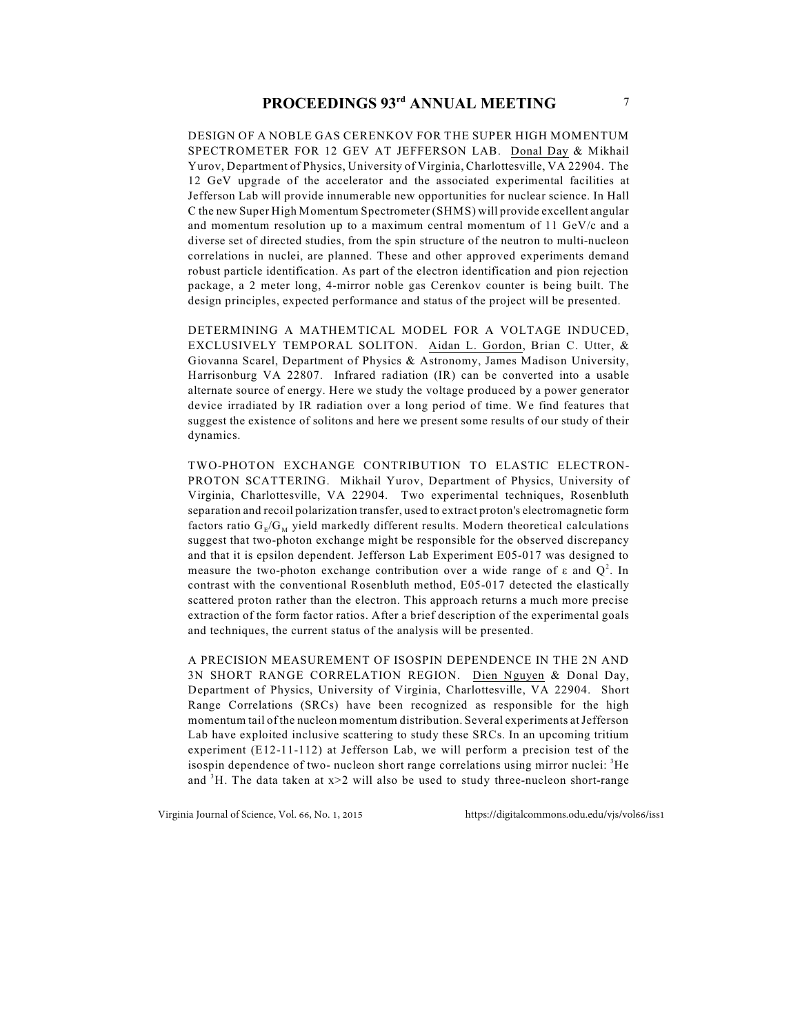DESIGN OF A NOBLE GAS CERENKOV FOR THE SUPER HIGH MOMENTUM SPECTROMETER FOR 12 GEV AT JEFFERSON LAB. Donal Day & Mikhail Yurov, Department of Physics, University of Virginia, Charlottesville, VA 22904. The 12 GeV upgrade of the accelerator and the associated experimental facilities at Jefferson Lab will provide innumerable new opportunities for nuclear science. In Hall C the new Super High Momentum Spectrometer (SHMS) will provide excellent angular and momentum resolution up to a maximum central momentum of 11 GeV/c and a diverse set of directed studies, from the spin structure of the neutron to multi-nucleon correlations in nuclei, are planned. These and other approved experiments demand robust particle identification. As part of the electron identification and pion rejection package, a 2 meter long, 4-mirror noble gas Cerenkov counter is being built. The design principles, expected performance and status of the project will be presented.

DETERMINING A MATHEMTICAL MODEL FOR A VOLTAGE INDUCED, EXCLUSIVELY TEMPORAL SOLITON. Aidan L. Gordon, Brian C. Utter, & Giovanna Scarel, Department of Physics & Astronomy, James Madison University, Harrisonburg VA 22807. Infrared radiation (IR) can be converted into a usable alternate source of energy. Here we study the voltage produced by a power generator device irradiated by IR radiation over a long period of time. We find features that suggest the existence of solitons and here we present some results of our study of their dynamics.

TWO-PHOTON EXCHANGE CONTRIBUTION TO ELASTIC ELECTRON-PROTON SCATTERING. Mikhail Yurov, Department of Physics, University of Virginia, Charlottesville, VA 22904. Two experimental techniques, Rosenbluth separation and recoil polarization transfer, used to extract proton's electromagnetic form factors ratio $G_E/G_M$ yield markedly different results. Modern theoretical calculations suggest that two-photon exchange might be responsible for the observed discrepancy and that it is epsilon dependent. Jefferson Lab Experiment E05-017 was designed to measure the two-photon exchange contribution over a wide range of $\varepsilon$ and $Q^2$. In contrast with the conventional Rosenbluth method, E05-017 detected the elastically scattered proton rather than the electron. This approach returns a much more precise extraction of the form factor ratios. After a brief description of the experimental goals and techniques, the current status of the analysis will be presented.

A PRECISION MEASUREMENT OF ISOSPIN DEPENDENCE IN THE 2N AND 3N SHORT RANGE CORRELATION REGION. Dien Nguyen & Donal Day, Department of Physics, University of Virginia, Charlottesville, VA 22904. Short Range Correlations (SRCs) have been recognized as responsible for the high momentum tail of the nucleon momentum distribution. Several experiments at Jefferson Lab have exploited inclusive scattering to study these SRCs. In an upcoming tritium experiment (E12-11-112) at Jefferson Lab, we will perform a precision test of the isospin dependence of two- nucleon short range correlations using mirror nuclei: $^3$He and $^3$H. The data taken at $x>2$ will also be used to study three-nucleon short-range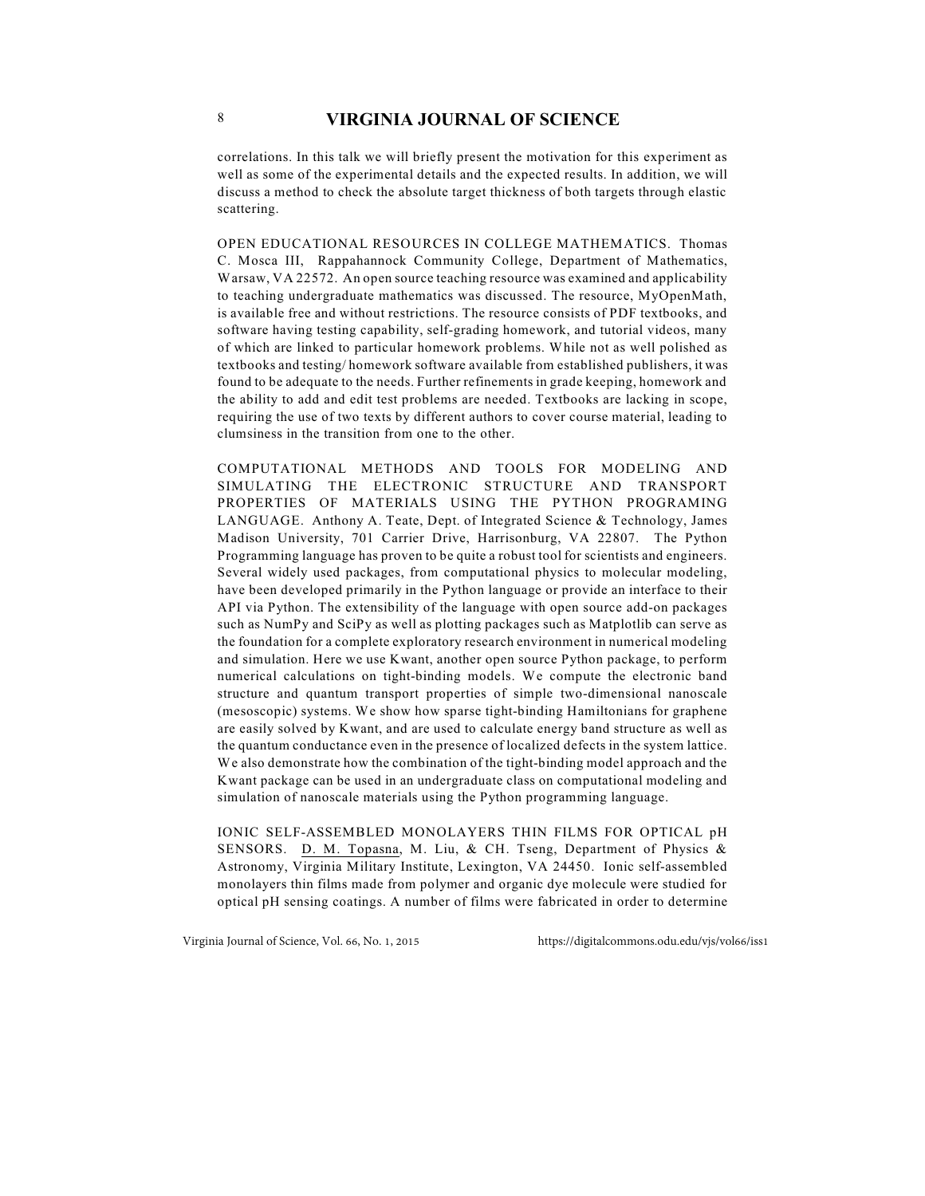correlations. In this talk we will briefly present the motivation for this experiment as well as some of the experimental details and the expected results. In addition, we will discuss a method to check the absolute target thickness of both targets through elastic scattering.

OPEN EDUCATIONAL RESOURCES IN COLLEGE MATHEMATICS. Thomas C. Mosca III, Rappahannock Community College, Department of Mathematics, Warsaw, VA 22572. An open source teaching resource was examined and applicability to teaching undergraduate mathematics was discussed. The resource, MyOpenMath, is available free and without restrictions. The resource consists of PDF textbooks, and software having testing capability, self-grading homework, and tutorial videos, many of which are linked to particular homework problems. While not as well polished as textbooks and testing/ homework software available from established publishers, it was found to be adequate to the needs. Further refinements in grade keeping, homework and the ability to add and edit test problems are needed. Textbooks are lacking in scope, requiring the use of two texts by different authors to cover course material, leading to clumsiness in the transition from one to the other.

COMPUTATIONAL METHODS AND TOOLS FOR MODELING AND SIMULATING THE ELECTRONIC STRUCTURE AND TRANSPORT PROPERTIES OF MATERIALS USING THE PYTHON PROGRAMING LANGUAGE. Anthony A. Teate, Dept. of Integrated Science & Technology, James Madison University, 701 Carrier Drive, Harrisonburg, VA 22807. The Python Programming language has proven to be quite a robust tool for scientists and engineers. Several widely used packages, from computational physics to molecular modeling, have been developed primarily in the Python language or provide an interface to their API via Python. The extensibility of the language with open source add-on packages such as NumPy and SciPy as well as plotting packages such as Matplotlib can serve as the foundation for a complete exploratory research environment in numerical modeling and simulation. Here we use Kwant, another open source Python package, to perform numerical calculations on tight-binding models. We compute the electronic band structure and quantum transport properties of simple two-dimensional nanoscale (mesoscopic) systems. We show how sparse tight-binding Hamiltonians for graphene are easily solved by Kwant, and are used to calculate energy band structure as well as the quantum conductance even in the presence of localized defects in the system lattice. We also demonstrate how the combination of the tight-binding model approach and the Kwant package can be used in an undergraduate class on computational modeling and simulation of nanoscale materials using the Python programming language.

IONIC SELF-ASSEMBLED MONOLAYERS THIN FILMS FOR OPTICAL pH SENSORS. D. M. Topasna, M. Liu, & CH. Tseng, Department of Physics & Astronomy, Virginia Military Institute, Lexington, VA 24450. Ionic self-assembled monolayers thin films made from polymer and organic dye molecule were studied for optical pH sensing coatings. A number of films were fabricated in order to determine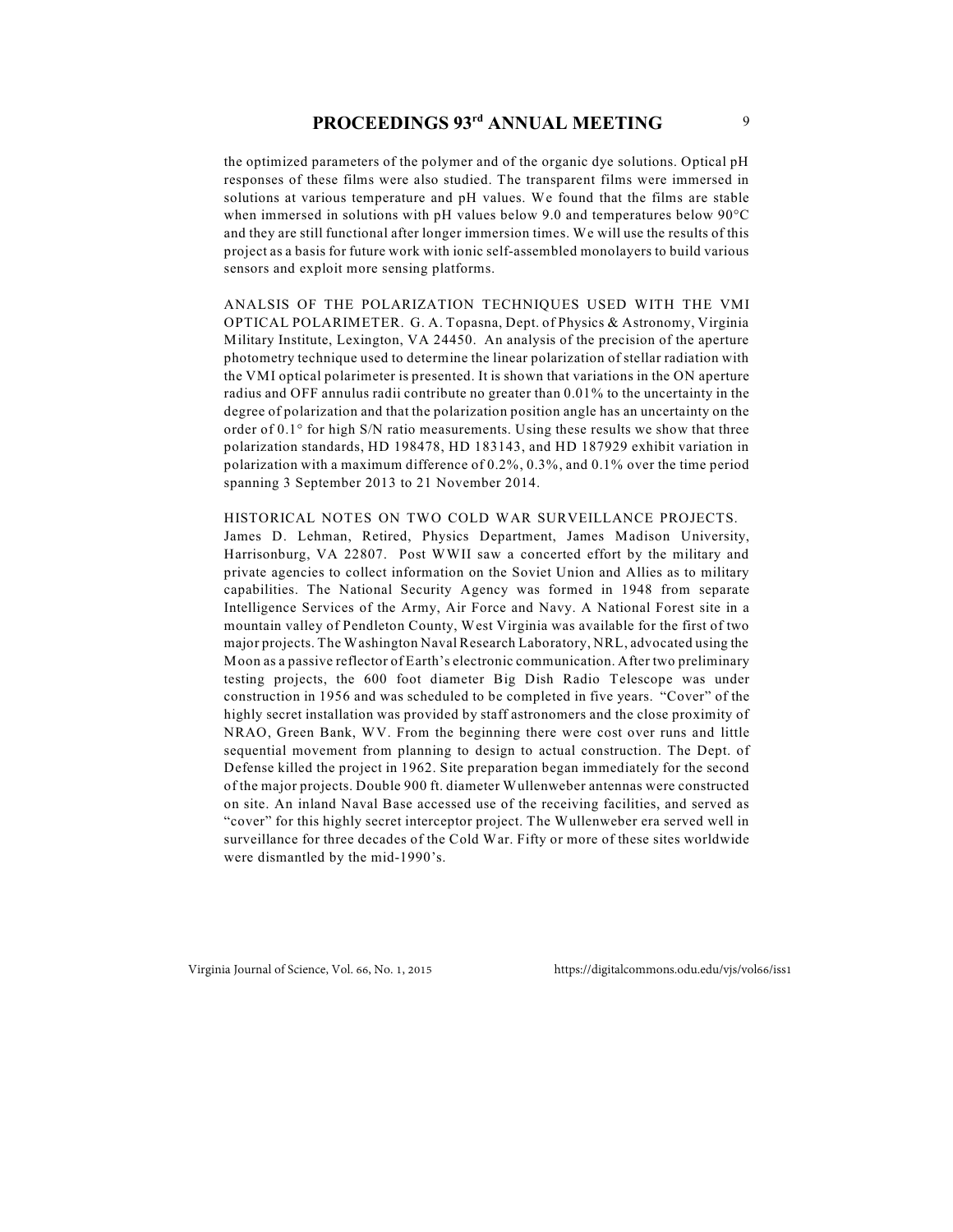the optimized parameters of the polymer and of the organic dye solutions. Optical pH responses of these films were also studied. The transparent films were immersed in solutions at various temperature and pH values. We found that the films are stable when immersed in solutions with pH values below 9.0 and temperatures below 90°C and they are still functional after longer immersion times. We will use the results of this project as a basis for future work with ionic self-assembled monolayers to build various sensors and exploit more sensing platforms.

ANALSIS OF THE POLARIZATION TECHNIQUES USED WITH THE VMI OPTICAL POLARIMETER. G. A. Topasna, Dept. of Physics & Astronomy, Virginia Military Institute, Lexington, VA 24450. An analysis of the precision of the aperture photometry technique used to determine the linear polarization of stellar radiation with the VMI optical polarimeter is presented. It is shown that variations in the ON aperture radius and OFF annulus radii contribute no greater than 0.01% to the uncertainty in the degree of polarization and that the polarization position angle has an uncertainty on the order of 0.1° for high S/N ratio measurements. Using these results we show that three polarization standards, HD 198478, HD 183143, and HD 187929 exhibit variation in polarization with a maximum difference of 0.2%, 0.3%, and 0.1% over the time period spanning 3 September 2013 to 21 November 2014.

HISTORICAL NOTES ON TWO COLD WAR SURVEILLANCE PROJECTS. James D. Lehman, Retired, Physics Department, James Madison University, Harrisonburg, VA 22807. Post WWII saw a concerted effort by the military and private agencies to collect information on the Soviet Union and Allies as to military capabilities. The National Security Agency was formed in 1948 from separate Intelligence Services of the Army, Air Force and Navy. A National Forest site in a mountain valley of Pendleton County, West Virginia was available for the first of two major projects. The Washington Naval Research Laboratory, NRL, advocated using the Moon as a passive reflector of Earth's electronic communication. After two preliminary testing projects, the 600 foot diameter Big Dish Radio Telescope was under construction in 1956 and was scheduled to be completed in five years. "Cover" of the highly secret installation was provided by staff astronomers and the close proximity of NRAO, Green Bank, WV. From the beginning there were cost over runs and little sequential movement from planning to design to actual construction. The Dept. of Defense killed the project in 1962. Site preparation began immediately for the second of the major projects. Double 900 ft. diameter Wullenweber antennas were constructed on site. An inland Naval Base accessed use of the receiving facilities, and served as "cover" for this highly secret interceptor project. The Wullenweber era served well in surveillance for three decades of the Cold War. Fifty or more of these sites worldwide were dismantled by the mid-1990's.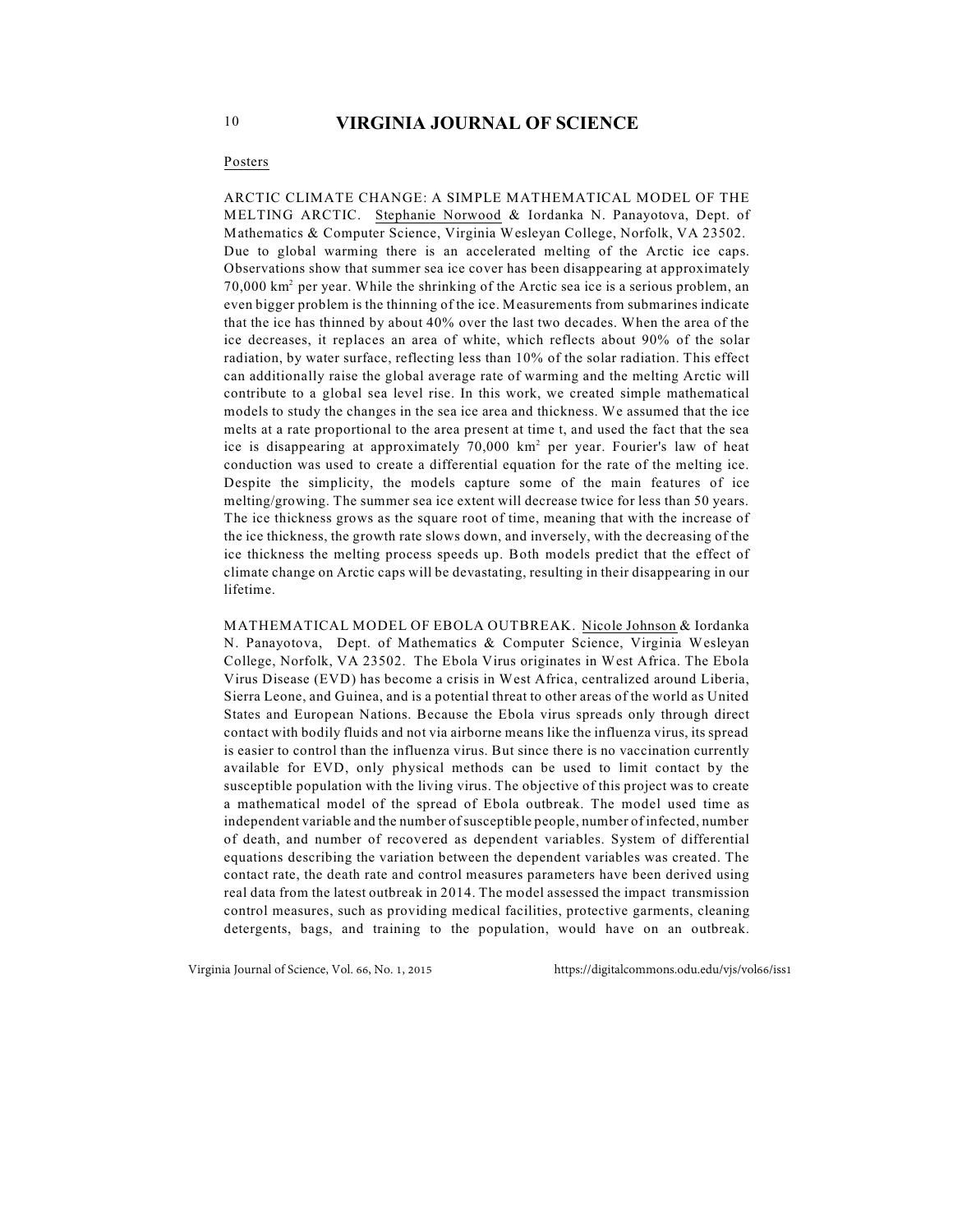Posters

ARCTIC CLIMATE CHANGE: A SIMPLE MATHEMATICAL MODEL OF THE MELTING ARCTIC. Stephanie Norwood & Iordanka N. Panayotova, Dept. of Mathematics & Computer Science, Virginia Wesleyan College, Norfolk, VA 23502. Due to global warming there is an accelerated melting of the Arctic ice caps. Observations show that summer sea ice cover has been disappearing at approximately 70,000 $km^2$ per year. While the shrinking of the Arctic sea ice is a serious problem, an even bigger problem is the thinning of the ice. Measurements from submarines indicate that the ice has thinned by about 40% over the last two decades. When the area of the ice decreases, it replaces an area of white, which reflects about 90% of the solar radiation, by water surface, reflecting less than 10% of the solar radiation. This effect can additionally raise the global average rate of warming and the melting Arctic will contribute to a global sea level rise. In this work, we created simple mathematical models to study the changes in the sea ice area and thickness. We assumed that the ice melts at a rate proportional to the area present at time t, and used the fact that the sea ice is disappearing at approximately 70,000 $km^2$ per year. Fourier's law of heat conduction was used to create a differential equation for the rate of the melting ice. Despite the simplicity, the models capture some of the main features of ice melting/growing. The summer sea ice extent will decrease twice for less than 50 years. The ice thickness grows as the square root of time, meaning that with the increase of the ice thickness, the growth rate slows down, and inversely, with the decreasing of the ice thickness the melting process speeds up. Both models predict that the effect of climate change on Arctic caps will be devastating, resulting their disappearing in our lifetime.

MATHEMATICAL MODEL OF EBOLA OUTBREAK. Nicole Johnson & Iordanka N. Panayotova, Dept. of Mathematics & Computer Science, Virginia Wesleyan College, Norfolk, VA 23502. The Ebola Virus originates in West Africa. The Ebola Virus Disease (EVD) has become a crisis in West Africa, centralized around Liberia, Sierra Leone, and Guinea, and is a potential threat to other areas of the world as United States and European Nations. Because the Ebola virus spreads only through direct contact with bodily fluids and not via airborne means like the influenza virus, its spread is easier to control than the influenza virus. But since there is no vaccination currently available for EVD, only physical methods can be used to limit contact by the susceptible population with the living virus. The objective of this project was to create a mathematical model of the spread of Ebola outbreak. The model used time as independent variable and the number of susceptible people, number of infected, number of death, and number of recovered as dependent variables. System of differential equations describing the variation between the dependent variables was created. The contact rate, the death rate and control measures parameters have been derived using real data from the latest outbreak in 2014. The model assessed the impact transmission control measures, such as providing medical facilities, protective garments, cleaning detergents, bags, and training to the population, would have on an outbreak.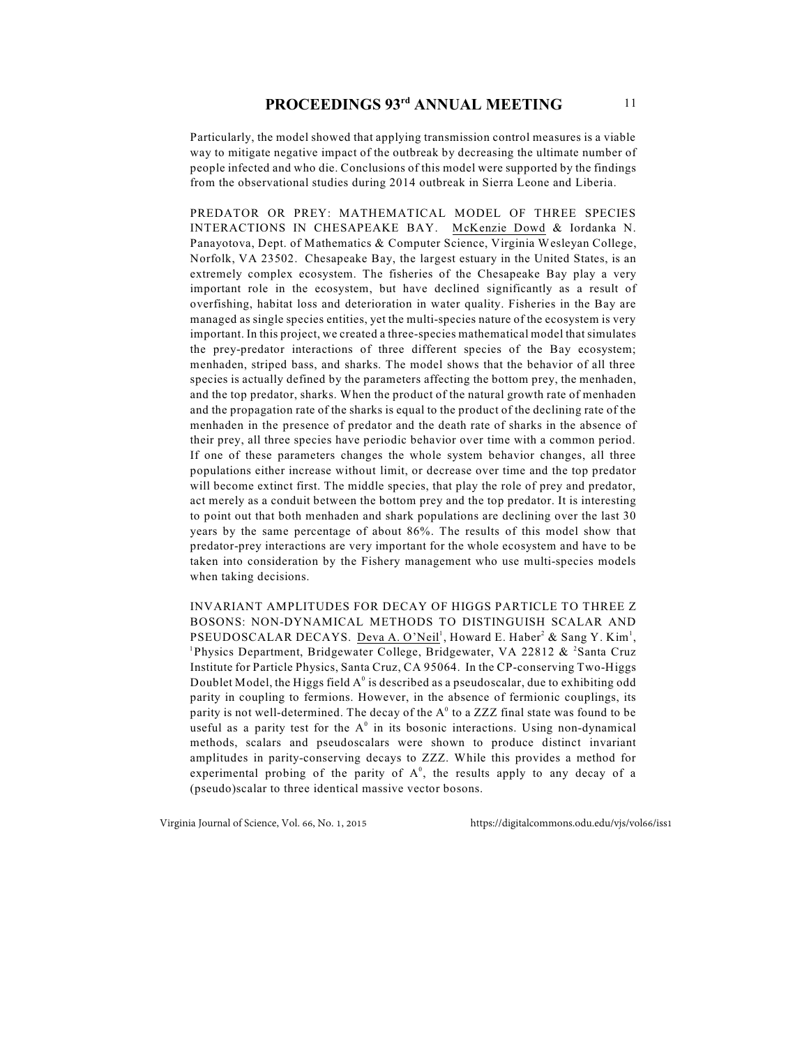Particularly, the model showed that applying transmission control measures is a viable way to mitigate negative impact of the outbreak by decreasing the ultimate number of people infected and who die. Conclusions of this model were supported by the findings from the observational studies during 2014 outbreak in Sierra Leone and Liberia.

PREDATOR OR PREY: MATHEMATICAL MODEL OF THREE SPECIES INTERACTIONS IN CHESAPEAKE BAY. McKenzie Dowd & Iordanka N. Panayotova, Dept. of Mathematics & Computer Science, Virginia Wesleyan College, Norfolk, VA 23502. Chesapeake Bay, the largest estuary in the United States, is an extremely complex ecosystem. The fisheries of the Chesapeake Bay play a very important role in the ecosystem, but have declined significantly as a result of overfishing, habitat loss and deterioration in water quality. Fisheries in the Bay are managed as single species entities, yet the multi-species nature of the ecosystem is very important. In this project, we created a three-species mathematical model that simulates the prey-predator interactions of three different species of the Bay ecosystem; menhaden, striped bass, and sharks. The model shows that the behavior of all three species is actually defined by the parameters affecting the bottom prey, the menhaden, and the top predator, sharks. When the product of the natural growth rate of menhaden and the propagation rate of the sharks is equal to the product of the declining rate of the menhaden in the presence of predator and the death rate of sharks in the absence of their prey, all three species have periodic behavior over time with a common period. If one of these parameters changes the whole system behavior changes, all three populations either increase without limit, or decrease over time and the top predator will become extinct first. The middle species, that play the role of prey and predator, act merely as a conduit between the bottom prey and the top predator. It is interesting to point out that both menhaden and shark populations are declining over the last 30 years by the same percentage of about 86%. The results of this model show that predator-prey interactions are very important for the whole ecosystem and have to be taken into consideration by the Fishery management who use multi-species models when taking decisions.

INVARIANT AMPLITUDES FOR DECAY OF HIGGS PARTICLE TO THREE Z BOSONS: NON-DYNAMICAL METHODS TO DISTINGUISH SCALAR AND PSEUDOSCALAR DECAYS. Deva A. O'Neil[1], Howard E. Haber[2] & Sang Y. Kim[1], [1]Physics Department, Bridgewater College, Bridgewater, VA 22812 & [2]Santa Cruz Institute for Particle Physics, Santa Cruz, CA 95064. In the CP-conserving Two-Higgs Doublet Model, the Higgs field $A^0$ is described as a pseudoscalar, due to exhibiting odd parity in coupling to fermions. However, in the absence of fermionic couplings, its parity is not well-determined. The decay of the $A^0$ to a ZZZ final state was found to be useful as a parity test for the $A^0$ in its bosonic interactions. Using non-dynamical methods, scalars and pseudoscalars were shown to produce distinct invariant amplitudes in parity-conserving decays to ZZZ. While this provides a method for experimental probing of the parity of $A^0$, the results apply to any decay of a (pseudo)scalar to three identical massive vector bosons.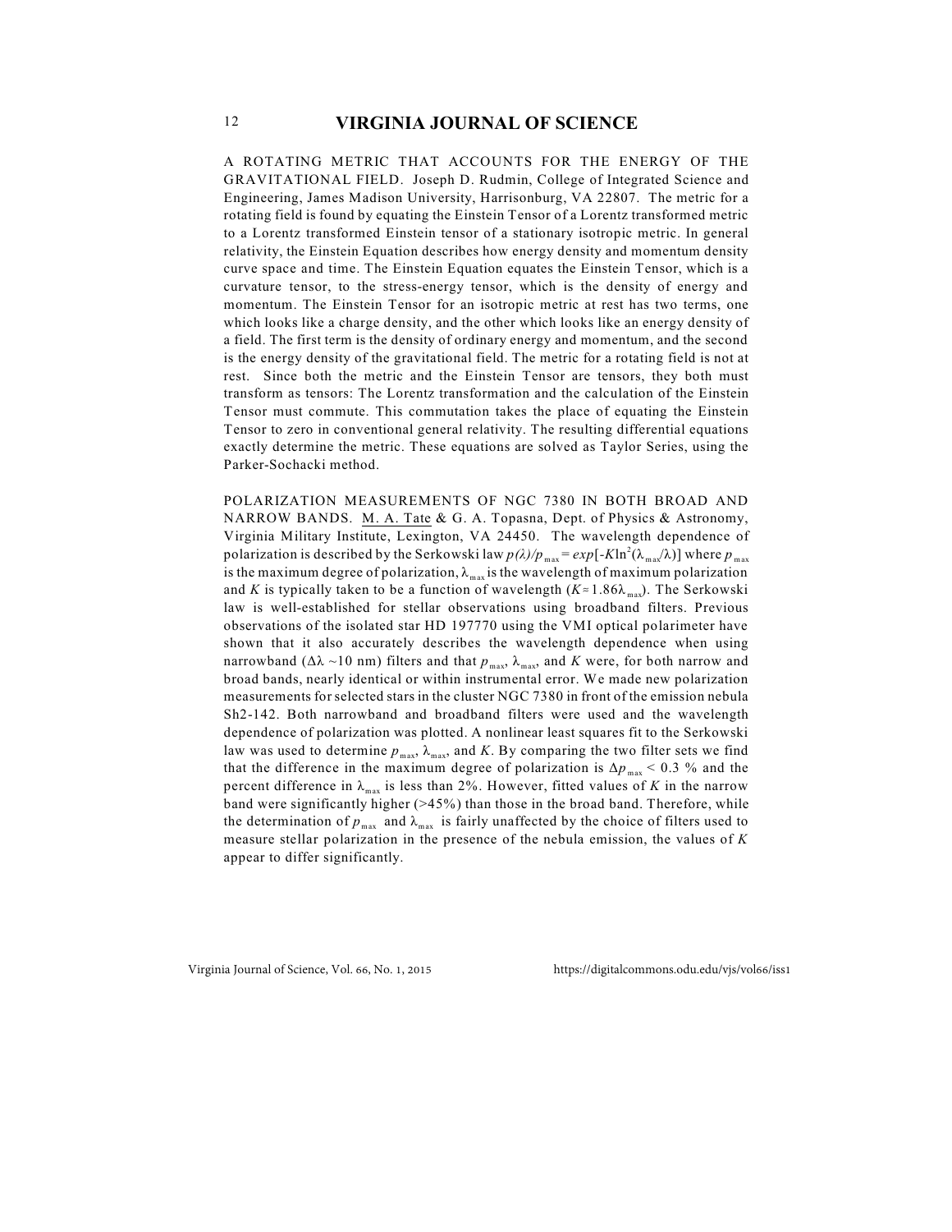A ROTATING METRIC THAT ACCOUNTS FOR THE ENERGY OF THE GRAVITATIONAL FIELD. Joseph D. Rudmin, College of Integrated Science and Engineering, James Madison University, Harrisonburg, VA 22807. The metric for a rotating field is found by equating the Einstein Tensor of a Lorentz transformed metric to a Lorentz transformed Einstein tensor of a stationary isotropic metric. In general relativity, the Einstein Equation describes how energy density and momentum density curve space and time. The Einstein Equation equates the Einstein Tensor, which is a curvature tensor, to the stress-energy tensor, which is the density of energy and momentum. The Einstein Tensor for an isotropic metric at rest has two terms, one which looks like a charge density, and the other which looks like an energy density of a field. The first term is the density of ordinary energy and momentum, and the second is the energy density of the gravitational field. The metric for a rotating field is not at rest. Since both the metric and the Einstein Tensor are tensors, they both must transform as tensors: The Lorentz transformation and the calculation of the Einstein Tensor must commute. This commutation takes the place of equating the Einstein Tensor to zero in conventional general relativity. The resulting differential equations exactly determine the metric. These equations are solved as Taylor Series, using the Parker-Sochacki method.

POLARIZATION MEASUREMENTS OF NGC 7380 IN BOTH BROAD AND NARROW BANDS. M. A. Tate & G. A. Topasna, Dept. of Physics & Astronomy, Virginia Military Institute, Lexington, VA 24450. The wavelength dependence of polarization is described by the Serkowski law $p(\lambda)/p_{max} = exp[-K\ln^2(\lambda_{max}/\lambda)]$ where $p_{max}$ is the maximum degree of polarization, $\lambda_{max}$ is the wavelength of maximum polarization and $K$ is typically taken to be a function of wavelength ($K \approx 1.86\lambda_{max}$). The Serkowski law is well-established for stellar observations using broadband filters. Previous observations of the isolated star HD 197770 using the VMI optical polarimeter have shown that it also accurately describes the wavelength dependence when using narrowband ($\Delta\lambda \sim 10$ nm) filters and that $p_{max}$, $\lambda_{max}$, and $K$ were, for both narrow and broad bands, nearly identical or within instrumental error. We made new polarization measurements for selected stars in the cluster NGC 7380 in front of the emission nebula Sh2-142. Both narrowband and broadband filters were used and the wavelength dependence of polarization was plotted. A nonlinear least squares fit to the Serkowski law was used to determine $p_{max}$, $\lambda_{max}$, and $K$. By comparing the two filter sets we find that the difference in the maximum degree of polarization is $\Delta p_{max} < 0.3$ % and the percent difference in $\lambda_{max}$ is less than 2%. However, fitted values of $K$ in the narrow band were significantly higher (>45%) than those in the broad band. Therefore, while the determination of $p_{max}$ and $\lambda_{max}$ is fairly unaffected by the choice of filters used to measure stellar polarization in the presence of the nebula emission, the values of $K$ appear to differ significantly.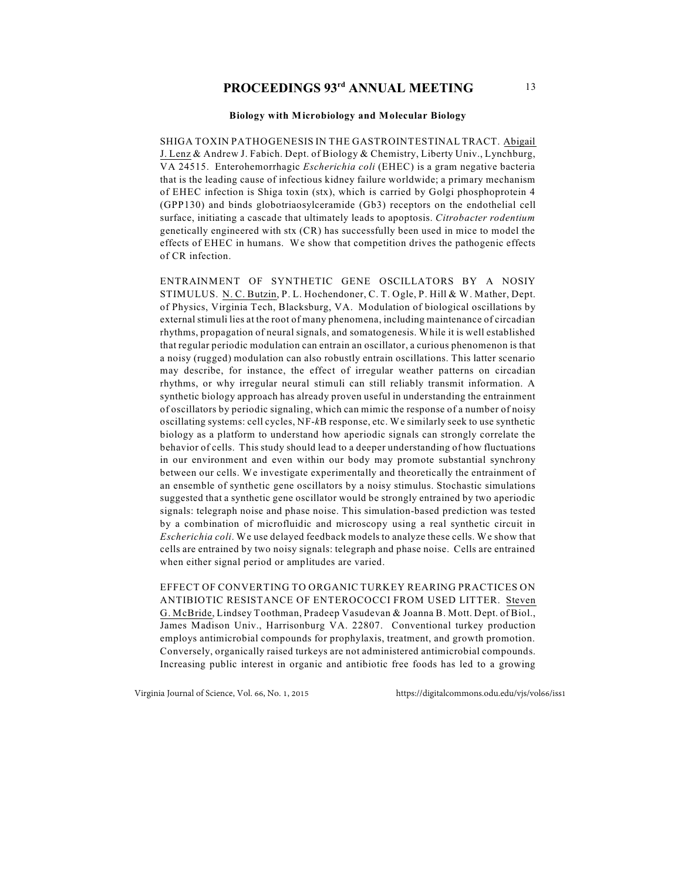## Biology with Microbiology and Molecular Biology

SHIGA TOXIN PATHOGENESIS IN THE GASTROINTESTINAL TRACT. Abigail J. Lenz & Andrew J. Fabich. Dept. of Biology & Chemistry, Liberty Univ., Lynchburg, VA 24515. Enterohemorrhagic *Escherichia coli* (EHEC) is a gram negative bacteria that is the leading cause of infectious kidney failure worldwide; a primary mechanism of EHEC infection is Shiga toxin (stx), which is carried by Golgi phosphoprotein 4 (GPP130) and binds globotriaosylceramide (Gb3) receptors on the endothelial cell surface, initiating a cascade that ultimately leads to apoptosis. *Citrobacter rodentium* genetically engineered with stx (CR) has successfully been used in mice to model the effects of EHEC in humans. We show that competition drives the pathogenic effects of CR infection.

ENTRAINMENT OF SYNTHETIC GENE OSCILLATORS BY A NOSIY STIMULUS. N. C. Butzin, P. L. Hochendoner, C. T. Ogle, P. Hill & W. Mather, Dept. of Physics, Virginia Tech, Blacksburg, VA. Modulation of biological oscillations by external stimuli lies at the root of many phenomena, including maintenance of circadian rhythms, propagation of neural signals, and somatogenesis. While it is well established that regular periodic modulation can entrain an oscillator, a curious phenomenon is that a noisy (rugged) modulation can also robustly entrain oscillations. This latter scenario may describe, for instance, the effect of irregular weather patterns on circadian rhythms, or why irregular neural stimuli can still reliably transmit information. A synthetic biology approach has already proven useful in understanding the entrainment of oscillators by periodic signaling, which can mimic the response of a number of noisy oscillating systems: cell cycles, NF-*k*B response, etc. We similarly seek to use synthetic biology as a platform to understand how aperiodic signals can strongly correlate the behavior of cells. This study should lead to a deeper understanding of how fluctuations in our environment and even within our body may promote substantial synchrony between our cells. We investigate experimentally and theoretically the entrainment of an ensemble of synthetic gene oscillators by a noisy stimulus. Stochastic simulations suggested that a synthetic gene oscillator would be strongly entrained by two aperiodic signals: telegraph noise and phase noise. This simulation-based prediction was tested by a combination of microfluidic and microscopy using a real synthetic circuit in *Escherichia coli*. We use delayed feedback models to analyze these cells. We show that cells are entrained by two noisy signals: telegraph and phase noise. Cells are entrained when either signal period or amplitudes are varied.

EFFECT OF CONVERTING TO ORGANIC TURKEY REARING PRACTICES ON ANTIBIOTIC RESISTANCE OF ENTEROCOCCI FROM USED LITTER. Steven G. McBride, Lindsey Toothman, Pradeep Vasudevan & Joanna B. Mott. Dept. of Biol., James Madison Univ., Harrisonburg VA. 22807. Conventional turkey production employs antimicrobial compounds for prophylaxis, treatment, and growth promotion. Conversely, organically raised turkeys are not administered antimicrobial compounds. Increasing public interest in organic and antibiotic free foods has led to a growing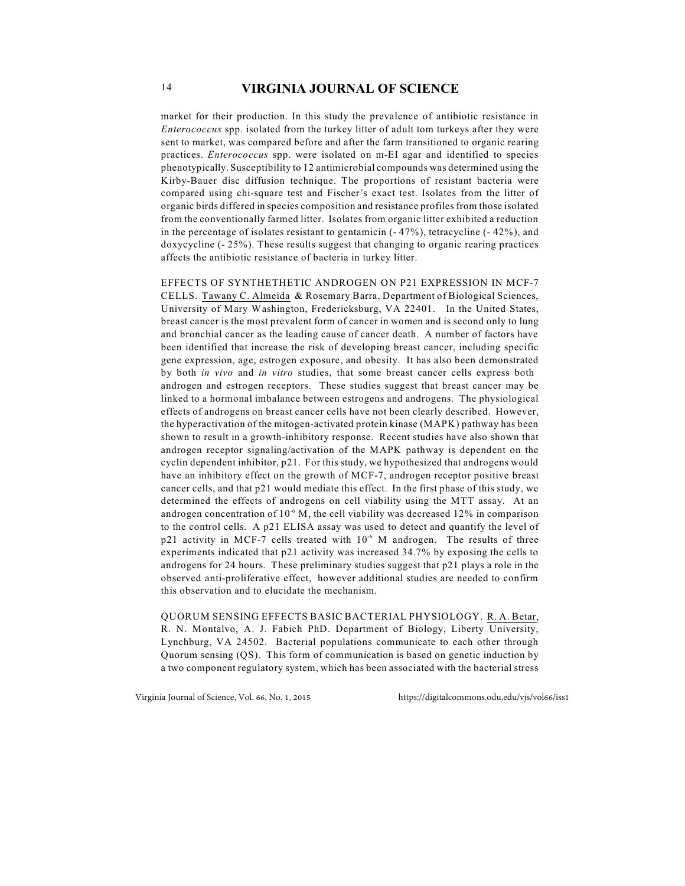market for their production. In this study the prevalence of antibiotic resistance in *Enterococcus* spp. isolated from the turkey litter of adult tom turkeys after they were sent to market, was compared before and after the farm transitioned to organic rearing practices. *Enterococcus* spp. were isolated on m-EI agar and identified to species phenotypically. Susceptibility to 12 antimicrobial compounds was determined using the Kirby-Bauer disc diffusion technique. The proportions of resistant bacteria were compared using chi-square test and Fischer's exact test. Isolates from the litter of organic birds differed in species composition and resistance profiles from those isolated from the conventionally farmed litter. Isolates from organic litter exhibited a reduction in the percentage of isolates resistant to gentamicin (- 47%), tetracycline (- 42%), and doxycycline (- 25%). These results suggest that changing to organic rearing practices affects the antibiotic resistance of bacteria in turkey litter.

EFFECTS OF SYNTHETHETIC ANDROGEN ON P21 EXPRESSION IN MCF-7 CELLS. Tawany C. Almeida & Rosemary Barra, Department of Biological Sciences, University of Mary Washington, Fredericksburg, VA 22401. In the United States, breast cancer is the most prevalent form of cancer in women and is second only to lung and bronchial cancer as the leading cause of cancer death. A number of factors have been identified that increase the risk of developing breast cancer, including specific gene expression, age, estrogen exposure, and obesity. It has also been demonstrated by both *in vivo* and *in vitro* studies, that some breast cancer cells express both androgen and estrogen receptors. These studies suggest that breast cancer may be linked to a hormonal imbalance between estrogens and androgens. The physiological effects of androgens on breast cancer cells have not been clearly described. However, the hyperactivation of the mitogen-activated protein kinase (MAPK) pathway has been shown to result in a growth-inhibitory response. Recent studies have also shown that androgen receptor signaling/activation of the MAPK pathway is dependent on the cyclin dependent inhibitor, p21. For this study, we hypothesized that androgens would have an inhibitory effect on the growth of MCF-7, androgen receptor positive breast cancer cells, and that p21 would mediate this effect. In the first phase of this study, we determined the effects of androgens on cell viability using the MTT assay. At an androgen concentration of $10^{-6}$ M, the cell viability was decreased 12% in comparison to the control cells. A p21 ELISA assay was used to detect and quantify the level of p21 activity in MCF-7 cells treated with $10^{-6}$ M androgen. The results of three experiments indicated that p21 activity was increased 34.7% by exposing the cells to androgens for 24 hours. These preliminary studies suggest that p21 plays a role in the observed anti-proliferative effect, however additional studies are needed to confirm this observation and to elucidate the mechanism.

QUORUM SENSING EFFECTS BASIC BACTERIAL PHYSIOLOGY. R. A. Betar, R. N. Montalvo, A. J. Fabich PhD. Department of Biology, Liberty University, Lynchburg, VA 24502. Bacterial populations communicate to each other through Quorum sensing (QS). This form of communication is based on genetic induction by a two component regulatory system, which has been associated with the bacterial stress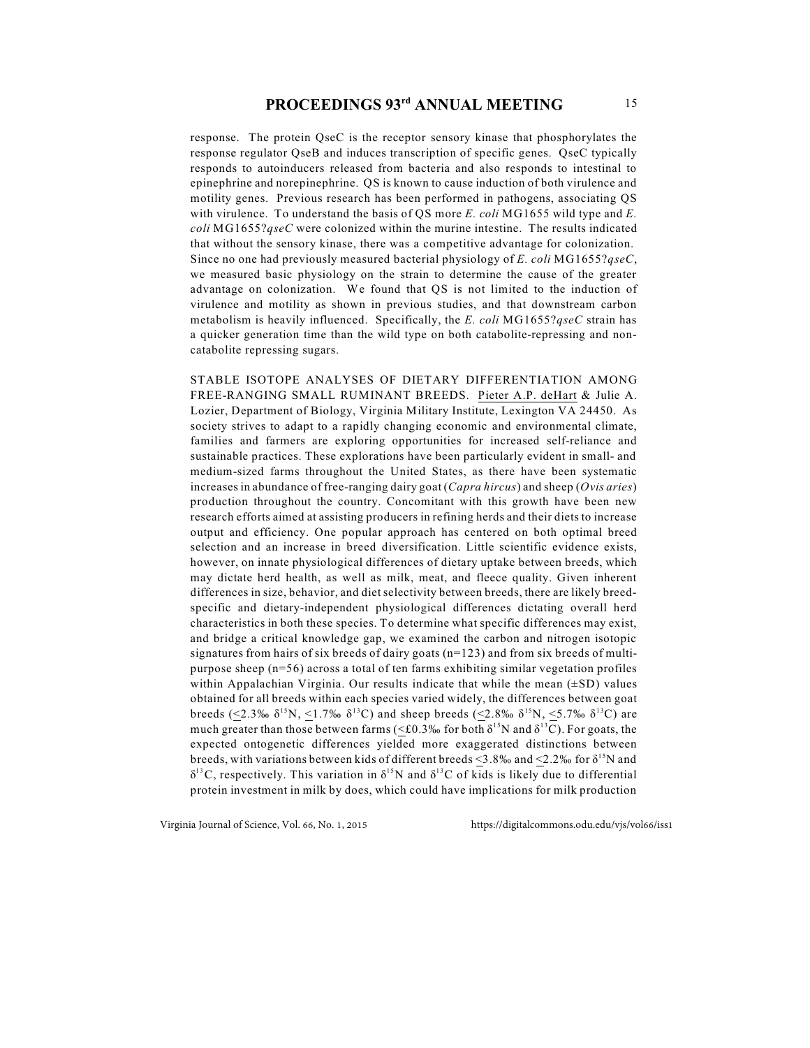response. The protein QseC is the receptor sensory kinase that phosphorylates the response regulator QseB and induces transcription of specific genes. QseC typically responds to autoinducers released from bacteria and also responds to intestinal to epinephrine and norepinephrine. QS is known to cause induction of both virulence and motility genes. Previous research has been performed in pathogens, associating QS with virulence. To understand the basis of QS more *E. coli* MG1655 wild type and *E. coli* MG1655?*qseC* were colonized within the murine intestine. The results indicated that without the sensory kinase, there was a competitive advantage for colonization. Since no one had previously measured bacterial physiology of *E. coli* MG1655?*qseC*, we measured basic physiology on the strain to determine the cause of the greater advantage on colonization. We found that QS is not limited to the induction of virulence and motility as shown in previous studies, and that downstream carbon metabolism is heavily influenced. Specifically, the *E. coli* MG1655?*qseC* strain has a quicker generation time than the wild type on both catabolite-repressing and non-catabolite repressing sugars.

STABLE ISOTOPE ANALYSES OF DIETARY DIFFERENTIATION AMONG FREE-RANGING SMALL RUMINANT BREEDS. Pieter A.P. deHart & Julie A. Lozier, Department of Biology, Virginia Military Institute, Lexington VA 24450. As society strives to adapt to a rapidly changing economic and environmental climate, families and farmers are exploring opportunities for increased self-reliance and sustainable practices. These explorations have been particularly evident in small- and medium-sized farms throughout the United States, as there have been systematic increases in abundance of free-ranging dairy goat (*Capra hircus*) and sheep (*Ovis aries*) production throughout the country. Concomitant with this growth have been new research efforts aimed at assisting producers in refining herds and their diets to increase output and efficiency. One popular approach has centered on both optimal breed selection and an increase in breed diversification. Little scientific evidence exists, however, on innate physiological differences of dietary uptake between breeds, which may dictate herd health, as well as milk, meat, and fleece quality. Given inherent differences in size, behavior, and diet selectivity between breeds, there are likely breed-specific and dietary-independent physiological differences dictating overall herd characteristics in both these species. To determine what specific differences may exist, and bridge a critical knowledge gap, we examined the carbon and nitrogen isotopic signatures from hairs of six breeds of dairy goats (n=123) and from six breeds of multi-purpose sheep (n=56) across a total of ten farms exhibiting similar vegetation profiles within Appalachian Virginia. Our results indicate that while the mean (±SD) values obtained for all breeds within each species varied widely, the differences between goat breeds ($\leq$2.3‰ $\delta^{15}$N, $\leq$1.7‰ $\delta^{13}$C) and sheep breeds ($\leq$2.8‰ $\delta^{15}$N, $\leq$5.7‰ $\delta^{13}$C) are much greater than those between farms ($\leq$£0.3‰ for both $\delta^{15}$N and $\delta^{13}$C). For goats, the expected ontogenetic differences yielded more exaggerated distinctions between breeds, with variations between kids of different breeds $\leq$3.8‰ and $\leq$2.2‰ for $\delta^{15}$N and $\delta^{13}$C, respectively. This variation in $\delta^{15}$N and $\delta^{13}$C of kids is likely due to differential protein investment in milk by does, which could have implications for milk production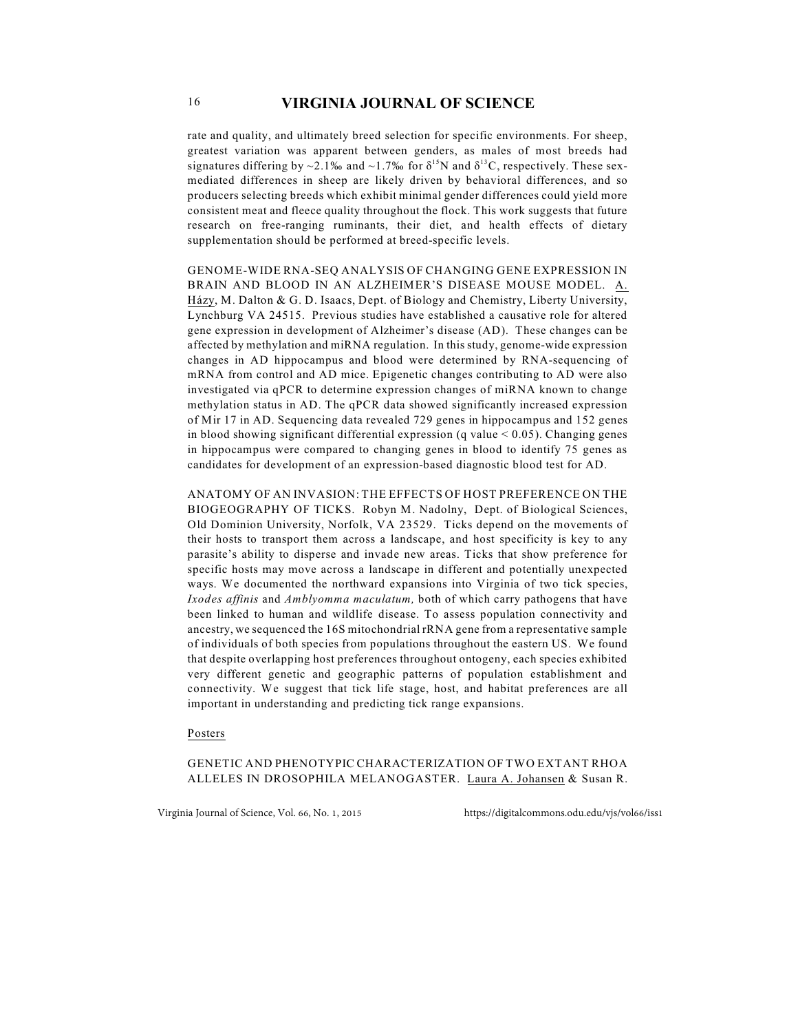rate and quality, and ultimately breed selection for specific environments. For sheep, greatest variation was apparent between genders, as males of most breeds had signatures differing by ~2.1‰ and ~1.7‰ for $\delta^{15}N$ and $\delta^{13}C$, respectively. These sex-mediated differences in sheep are likely driven by behavioral differences, and so producers selecting breeds which exhibit minimal gender differences could yield more consistent meat and fleece quality throughout the flock. This work suggests that future research on free-ranging ruminants, their diet, and health effects of dietary supplementation should be performed at breed-specific levels.

GENOME-WIDE RNA-SEQ ANALYSIS OF CHANGING GENE EXPRESSION IN BRAIN AND BLOOD IN AN ALZHEIMER'S DISEASE MOUSE MODEL. A. Házy, M. Dalton & G. D. Isaacs, Dept. of Biology and Chemistry, Liberty University, Lynchburg VA 24515. Previous studies have established a causative role for altered gene expression in development of Alzheimer's disease (AD). These changes can be affected by methylation and miRNA regulation. In this study, genome-wide expression changes in AD hippocampus and blood were determined by RNA-sequencing of mRNA from control and AD mice. Epigenetic changes contributing to AD were also investigated via qPCR to determine expression changes of miRNA known to change methylation status in AD. The qPCR data showed significantly increased expression of Mir 17 in AD. Sequencing data revealed 729 genes in hippocampus and 152 genes in blood showing significant differential expression (q value $< 0.05$). Changing genes in hippocampus were compared to changing genes in blood to identify 75 genes as candidates for development of an expression-based diagnostic blood test for AD.

ANATOMY OF AN INVASION: THE EFFECTS OF HOST PREFERENCE ON THE BIOGEOGRAPHY OF TICKS. Robyn M. Nadolny, Dept. of Biological Sciences, Old Dominion University, Norfolk, VA 23529. Ticks depend on the movements of their hosts to transport them across a landscape, and host specificity is key to any parasite's ability to disperse and invade new areas. Ticks that show preference for specific hosts may move across a landscape in different and potentially unexpected ways. We documented the northward expansions into Virginia of two tick species, *Ixodes affinis* and *Amblyomma maculatum,* both of which carry pathogens that have been linked to human and wildlife disease. To assess population connectivity and ancestry, we sequenced the 16S mitochondrial rRNA gene from a representative sample of individuals of both species from populations throughout the eastern US. We found that despite overlapping host preferences throughout ontogeny, each species exhibited very different genetic and geographic patterns of population establishment and connectivity. We suggest that tick life stage, host, and habitat preferences are all important in understanding and predicting tick range expansions.

Posters

GENETIC AND PHENOTYPIC CHARACTERIZATION OF TWO EXTANT RHOA ALLELES IN DROSOPHILA MELANOGASTER. Laura A. Johansen & Susan R.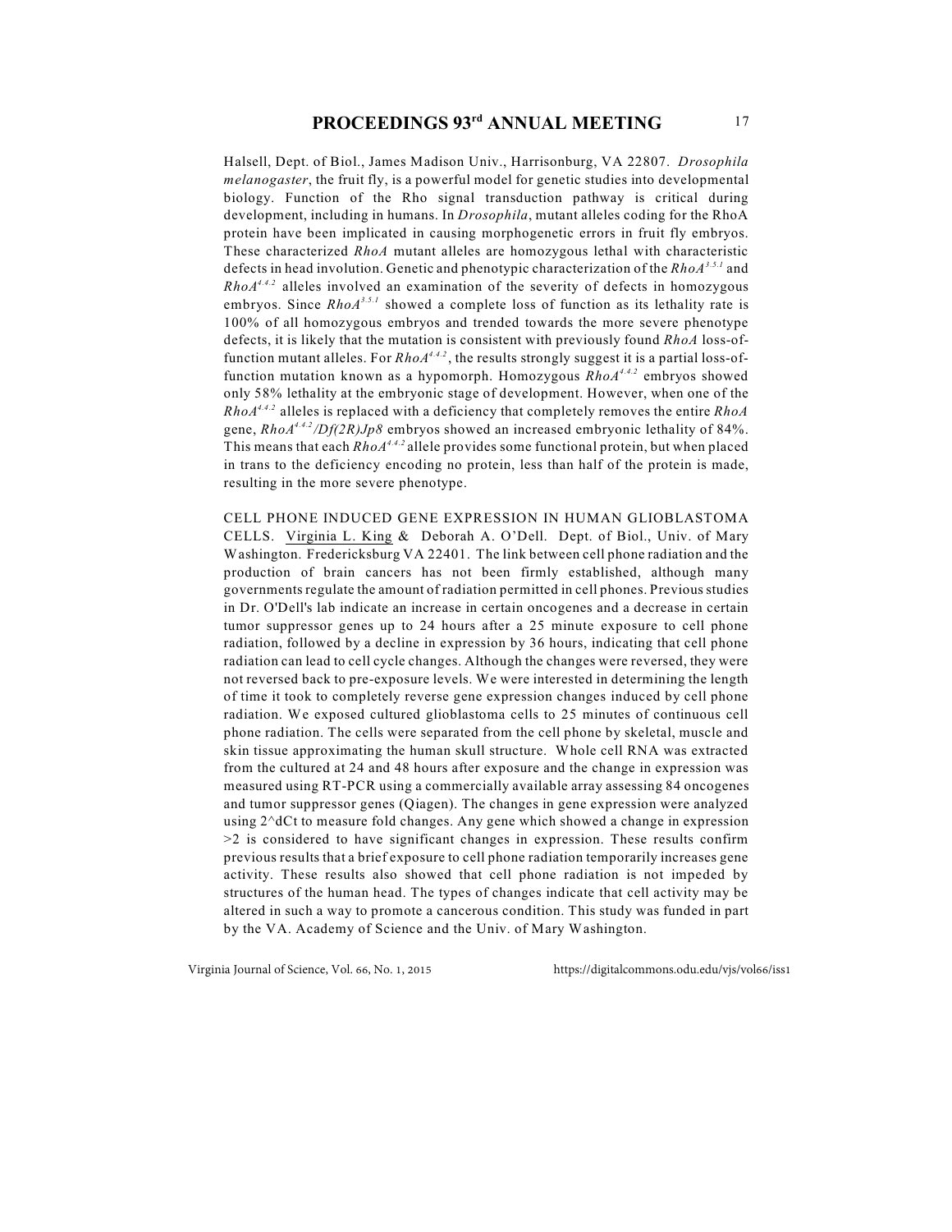Halsell, Dept. of Biol., James Madison Univ., Harrisonburg, VA 22807. *Drosophila melanogaster*, the fruit fly, is a powerful model for genetic studies into developmental biology. Function of the Rho signal transduction pathway is critical during development, including in humans. In *Drosophila*, mutant alleles coding for the RhoA protein have been implicated in causing morphogenetic errors in fruit fly embryos. These characterized *RhoA* mutant alleles are homozygous lethal with characteristic defects in head involution. Genetic and phenotypic characterization of the $RhoA^{3.5.1}$ and $RhoA^{4.4.2}$ alleles involved an examination of the severity of defects in homozygous embryos. Since $RhoA^{3.5.1}$ showed a complete loss of function as its lethality rate is 100% of all homozygous embryos and trended towards the more severe phenotype defects, it is likely that the mutation is consistent with previously found *RhoA* loss-of-function mutant alleles. For $RhoA^{4.4.2}$, the results strongly suggest it is a partial loss-of-function mutation known as a hypomorph. Homozygous $RhoA^{4.4.2}$ embryos showed only 58% lethality at the embryonic stage of development. However, when one of the $RhoA^{4.4.2}$ alleles is replaced with a deficiency that completely removes the entire *RhoA* gene, $RhoA^{4.4.2}$*/Df(2R)Jp8* embryos showed an increased embryonic lethality of 84%. This means that each $RhoA^{4.4.2}$ allele provides some functional protein, but when placed in trans to the deficiency encoding no protein, less than half of the protein is made, resulting in the more severe phenotype.

CELL PHONE INDUCED GENE EXPRESSION IN HUMAN GLIOBLASTOMA CELLS. Virginia L. King & Deborah A. O'Dell. Dept. of Biol., Univ. of Mary Washington. Fredericksburg VA 22401. The link between cell phone radiation and the production of brain cancers has not been firmly established, although many governments regulate the amount of radiation permitted in cell phones. Previous studies in Dr. O'Dell's lab indicate an increase in certain oncogenes and a decrease in certain tumor suppressor genes up to 24 hours after a 25 minute exposure to cell phone radiation, followed by a decline in expression by 36 hours, indicating that cell phone radiation can lead to cell cycle changes. Although the changes were reversed, they were not reversed back to pre-exposure levels. We were interested in determining the length of time it took to completely reverse gene expression changes induced by cell phone radiation. We exposed cultured glioblastoma cells to 25 minutes of continuous cell phone radiation. The cells were separated from the cell phone by skeletal, muscle and skin tissue approximating the human skull structure. Whole cell RNA was extracted from the cultured at 24 and 48 hours after exposure and the change in expression was measured using RT-PCR using a commercially available array assessing 84 oncogenes and tumor suppressor genes (Qiagen). The changes in gene expression were analyzed using 2^dCt to measure fold changes. Any gene which showed a change in expression >2 is considered to have significant changes in expression. These results confirm previous results that a brief exposure to cell phone radiation temporarily increases gene activity. These results also showed that cell phone radiation is not impeded by structures of the human head. The types of changes indicate that cell activity may be altered in such a way to promote a cancerous condition. This study was funded in part by the VA. Academy of Science and the Univ. of Mary Washington.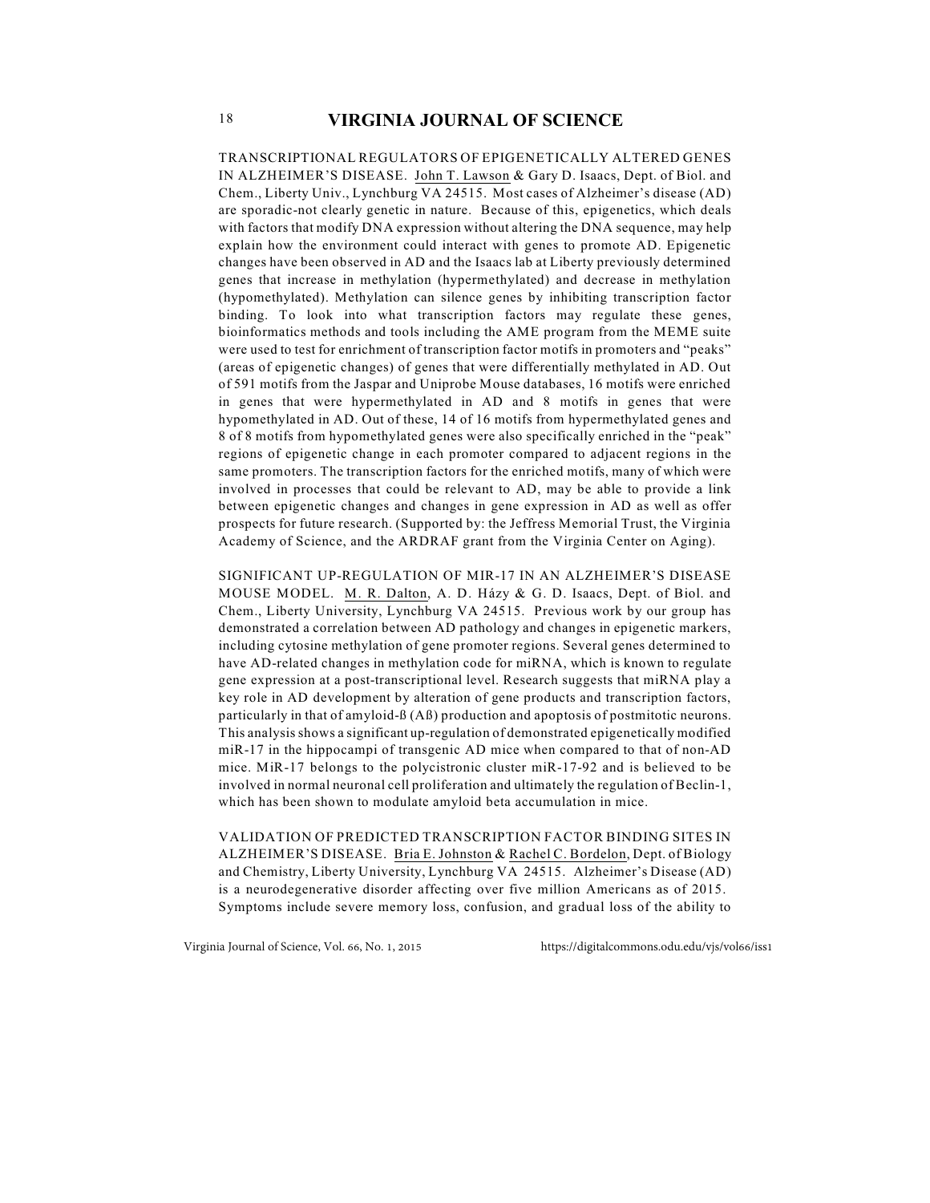TRANSCRIPTIONAL REGULATORS OF EPIGENETICALLY ALTERED GENES IN ALZHEIMER'S DISEASE. John T. Lawson & Gary D. Isaacs, Dept. of Biol. and Chem., Liberty Univ., Lynchburg VA 24515. Most cases of Alzheimer's disease (AD) are sporadic-not clearly genetic in nature. Because of this, epigenetics, which deals with factors that modify DNA expression without altering the DNA sequence, may help explain how the environment could interact with genes to promote AD. Epigenetic changes have been observed in AD and the Isaacs lab at Liberty previously determined genes that increase in methylation (hypermethylated) and decrease in methylation (hypomethylated). Methylation can silence genes by inhibiting transcription factor binding. To look into what transcription factors may regulate these genes, bioinformatics methods and tools including the AME program from the MEME suite were used to test for enrichment of transcription factor motifs in promoters and "peaks" (areas of epigenetic changes) of genes that were differentially methylated in AD. Out of 591 motifs from the Jaspar and Uniprobe Mouse databases, 16 motifs were enriched in genes that were hypermethylated in AD and 8 motifs in genes that were hypomethylated in AD. Out of these, 14 of 16 motifs from hypermethylated genes and 8 of 8 motifs from hypomethylated genes were also specifically enriched in the "peak" regions of epigenetic change in each promoter compared to adjacent regions in the same promoters. The transcription factors for the enriched motifs, many of which were involved in processes that could be relevant to AD, may be able to provide a link between epigenetic changes and changes in gene expression in AD as well as offer prospects for future research. (Supported by: the Jeffress Memorial Trust, the Virginia Academy of Science, and the ARDRAF grant from the Virginia Center on Aging).

SIGNIFICANT UP-REGULATION OF MIR-17 IN AN ALZHEIMER'S DISEASE MOUSE MODEL. M. R. Dalton, A. D. Házy & G. D. Isaacs, Dept. of Biol. and Chem., Liberty University, Lynchburg VA 24515. Previous work by our group has demonstrated a correlation between AD pathology and changes in epigenetic markers, including cytosine methylation of gene promoter regions. Several genes determined to have AD-related changes in methylation code for miRNA, which is known to regulate gene expression at a post-transcriptional level. Research suggests that miRNA play a key role in AD development by alteration of gene products and transcription factors, particularly in that of amyloid-ß (Aß) production and apoptosis of postmitotic neurons. This analysis shows a significant up-regulation of demonstrated epigenetically modified miR-17 in the hippocampi of transgenic AD mice when compared to that of non-AD mice. MiR-17 belongs to the polycistronic cluster miR-17-92 and is believed to be involved in normal neuronal cell proliferation and ultimately the regulation of Beclin-1, which has been shown to modulate amyloid beta accumulation in mice.

VALIDATION OF PREDICTED TRANSCRIPTION FACTOR BINDING SITES IN ALZHEIMER'S DISEASE. Bria E. Johnston & Rachel C. Bordelon, Dept. of Biology and Chemistry, Liberty University, Lynchburg VA 24515. Alzheimer's Disease (AD) is a neurodegenerative disorder affecting over five million Americans as of 2015. Symptoms include severe memory loss, confusion, and gradual loss of the ability to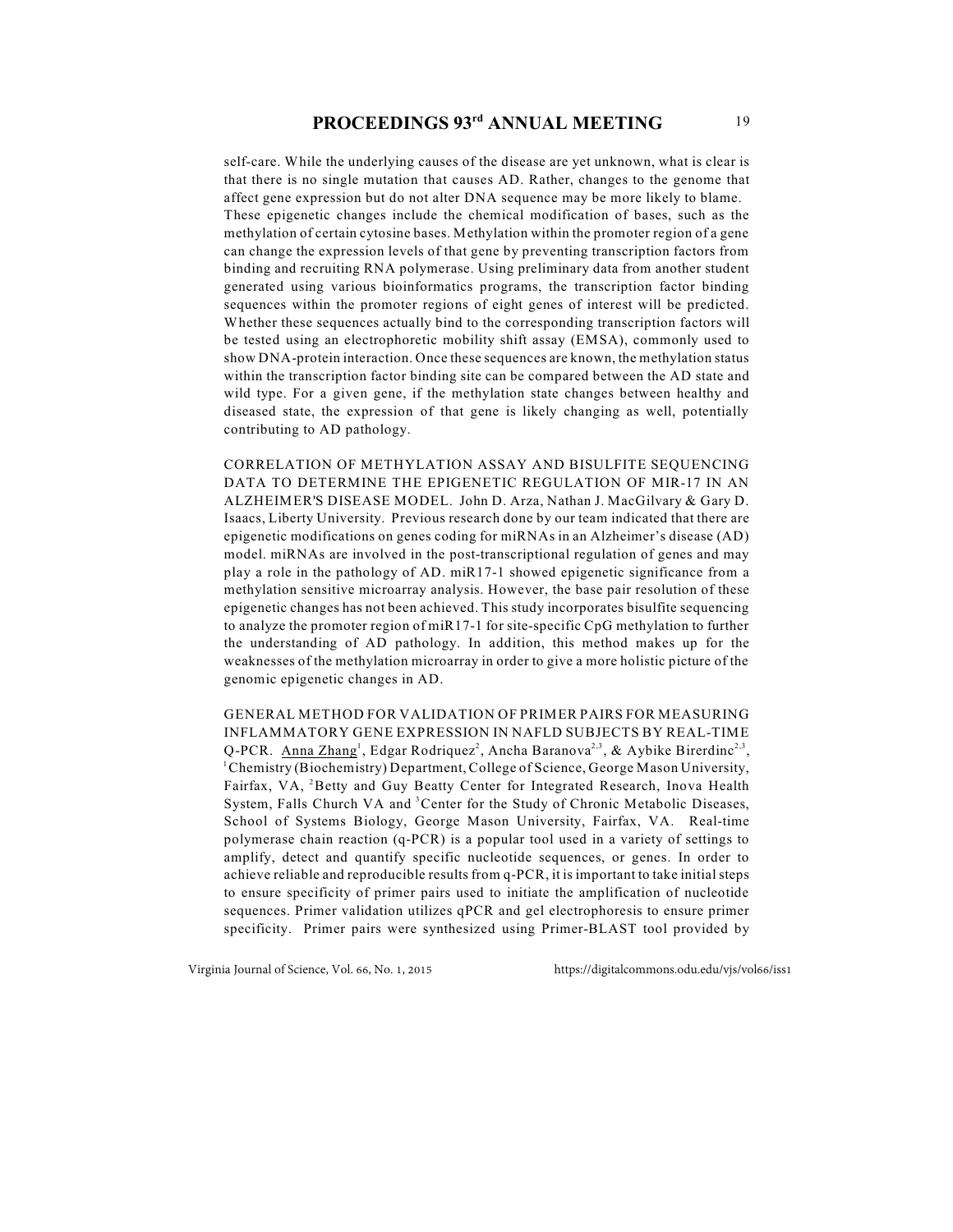self-care. While the underlying causes of the disease are yet unknown, what is clear is that there is no single mutation that causes AD. Rather, changes to the genome that affect gene expression but do not alter DNA sequence may be more likely to blame. These epigenetic changes include the chemical modification of bases, such as the methylation of certain cytosine bases. Methylation within the promoter region of a gene can change the expression levels of that gene by preventing transcription factors from binding and recruiting RNA polymerase. Using preliminary data from another student generated using various bioinformatics programs, the transcription factor binding sequences within the promoter regions of eight genes of interest will be predicted. Whether these sequences actually bind to the corresponding transcription factors will be tested using an electrophoretic mobility shift assay (EMSA), commonly used to show DNA-protein interaction. Once these sequences are known, the methylation status within the transcription factor binding site can be compared between the AD state and wild type. For a given gene, if the methylation state changes between healthy and diseased state, the expression of that gene is likely changing as well, potentially contributing to AD pathology.

CORRELATION OF METHYLATION ASSAY AND BISULFITE SEQUENCING DATA TO DETERMINE THE EPIGENETIC REGULATION OF MIR-17 IN AN ALZHEIMER'S DISEASE MODEL. John D. Arza, Nathan J. MacGilvary & Gary D. Isaacs, Liberty University. Previous research done by our team indicated that there are epigenetic modifications on genes coding for miRNAs in an Alzheimer's disease (AD) model. miRNAs are involved in the post-transcriptional regulation of genes and may play a role in the pathology of AD. miR17-1 showed epigenetic significance from a methylation sensitive microarray analysis. However, the base pair resolution of these epigenetic changes has not been achieved. This study incorporates bisulfite sequencing to analyze the promoter region of miR17-1 for site-specific CpG methylation to further the understanding of AD pathology. In addition, this method makes up for the weaknesses of the methylation microarray in order to give a more holistic picture of the genomic epigenetic changes in AD.

GENERAL METHOD FOR VALIDATION OF PRIMER PAIRS FOR MEASURING INFLAMMATORY GENE EXPRESSION IN NAFLD SUBJECTS BY REAL-TIME Q-PCR. Anna Zhang[1], Edgar Rodriquez[2], Ancha Baranova[2,3], & Aybike Birerdinc[2,3], [1]Chemistry (Biochemistry) Department, College of Science, George Mason University, Fairfax, VA, [2]Betty and Guy Beatty Center for Integrated Research, Inova Health System, Falls Church VA and [3]Center for the Study of Chronic Metabolic Diseases, School of Systems Biology, George Mason University, Fairfax, VA. Real-time polymerase chain reaction (q-PCR) is a popular tool used in a variety of settings to amplify, detect and quantify specific nucleotide sequences, or genes. In order to achieve reliable and reproducible results from q-PCR, it is important to take initial steps to ensure specificity of primer pairs used to initiate the amplification of nucleotide sequences. Primer validation utilizes qPCR and gel electrophoresis to ensure primer specificity. Primer pairs were synthesized using Primer-BLAST tool provided by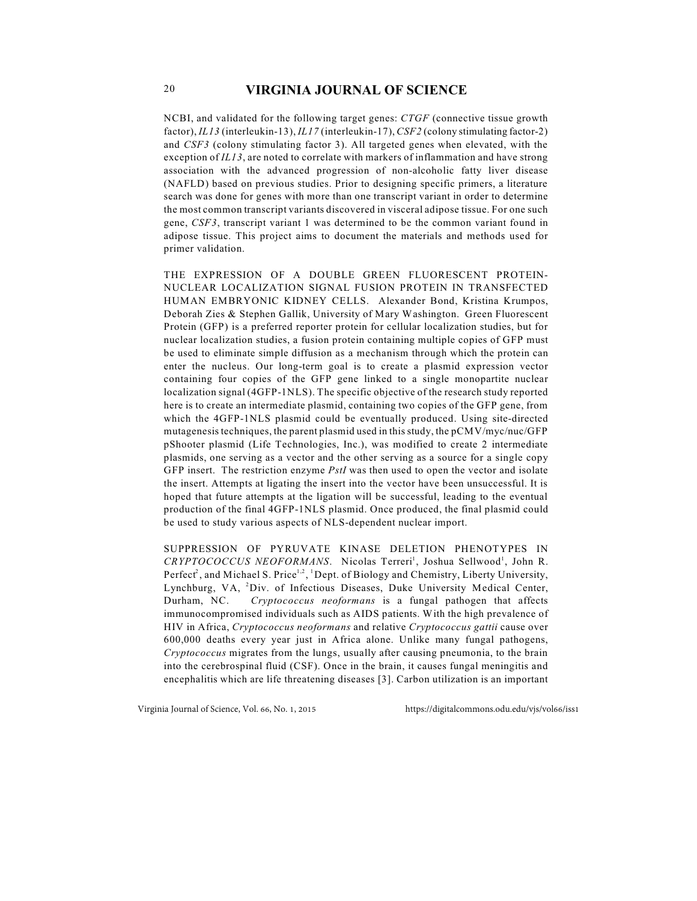NCBI, and validated for the following target genes: *CTGF* (connective tissue growth factor), *IL13* (interleukin-13), *IL17* (interleukin-17), *CSF2* (colony stimulating factor-2) and *CSF3* (colony stimulating factor 3). All targeted genes when elevated, with the exception of *IL13*, are noted to correlate with markers of inflammation and have strong association with the advanced progression of non-alcoholic fatty liver disease (NAFLD) based on previous studies. Prior to designing specific primers, a literature search was done for genes with more than one transcript variant in order to determine the most common transcript variants discovered in visceral adipose tissue. For one such gene, *CSF3*, transcript variant 1 was determined to be the common variant found in adipose tissue. This project aims to document the materials and methods used for primer validation.

THE EXPRESSION OF A DOUBLE GREEN FLUORESCENT PROTEIN-NUCLEAR LOCALIZATION SIGNAL FUSION PROTEIN IN TRANSFECTED HUMAN EMBRYONIC KIDNEY CELLS. Alexander Bond, Kristina Krumpos, Deborah Zies & Stephen Gallik, University of Mary Washington. Green Fluorescent Protein (GFP) is a preferred reporter protein for cellular localization studies, but for nuclear localization studies, a fusion protein containing multiple copies of GFP must be used to eliminate simple diffusion as a mechanism through which the protein can enter the nucleus. Our long-term goal is to create a plasmid expression vector containing four copies of the GFP gene linked to a single monopartite nuclear localization signal (4GFP-1NLS). The specific objective of the research study reported here is to create an intermediate plasmid, containing two copies of the GFP gene, from which the 4GFP-1NLS plasmid could be eventually produced. Using site-directed mutagenesis techniques, the parent plasmid used in this study, the pCMV/myc/nuc/GFP pShooter plasmid (Life Technologies, Inc.), was modified to create 2 intermediate plasmids, one serving as a vector and the other serving as a source for a single copy GFP insert. The restriction enzyme *PstI* was then used to open the vector and isolate the insert. Attempts at ligating the insert into the vector have been unsuccessful. It is hoped that future attempts at the ligation will be successful, leading to the eventual production of the final 4GFP-1NLS plasmid. Once produced, the final plasmid could be used to study various aspects of NLS-dependent nuclear import.

SUPPRESSION OF PYRUVATE KINASE DELETION PHENOTYPES IN *CRYPTOCOCCUS NEOFORMANS*. Nicolas Terreri[1], Joshua Sellwood[1], John R. Perfect[2], and Michael S. Price[1,2], [1]Dept. of Biology and Chemistry, Liberty University, Lynchburg, VA, [2]Div. of Infectious Diseases, Duke University Medical Center, Durham, NC. *Cryptococcus neoformans* is a fungal pathogen that affects immunocompromised individuals such as AIDS patients. With the high prevalence of HIV in Africa, *Cryptococcus neoformans* and relative *Cryptococcus gattii* cause over 600,000 deaths every year just in Africa alone. Unlike many fungal pathogens, *Cryptococcus* migrates from the lungs, usually after causing pneumonia, to the brain into the cerebrospinal fluid (CSF). Once in the brain, it causes fungal meningitis and encephalitis which are life threatening diseases [3]. Carbon utilization is an important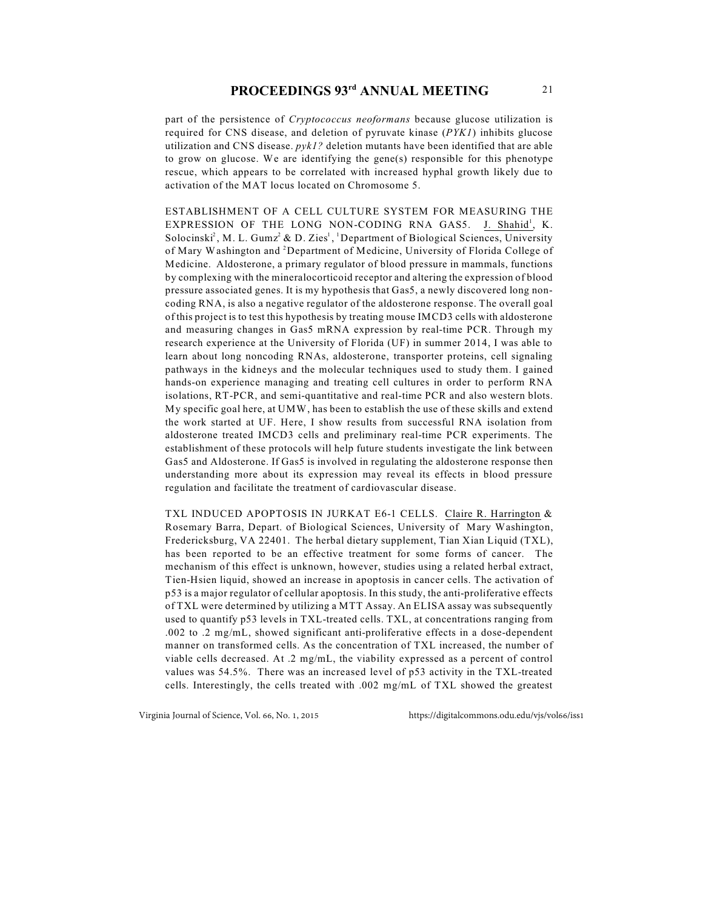part of the persistence of *Cryptococcus neoformans* because glucose utilization is required for CNS disease, and deletion of pyruvate kinase (*PYK1*) inhibits glucose utilization and CNS disease. *pyk1?* deletion mutants have been identified that are able to grow on glucose. We are identifying the gene(s) responsible for this phenotype rescue, which appears to be correlated with increased hyphal growth likely due to activation of the MAT locus located on Chromosome 5.

ESTABLISHMENT OF A CELL CULTURE SYSTEM FOR MEASURING THE EXPRESSION OF THE LONG NON-CODING RNA GAS5. J. Shahid[1], K. Solocinski[2], M. L. Gumz[2] & D. Zies[1], [1]Department of Biological Sciences, University of Mary Washington and [2]Department of Medicine, University of Florida College of Medicine. Aldosterone, a primary regulator of blood pressure in mammals, functions by complexing with the mineralocorticoid receptor and altering the expression of blood pressure associated genes. It is my hypothesis that Gas5, a newly discovered long non-coding RNA, is also a negative regulator of the aldosterone response. The overall goal of this project is to test this hypothesis by treating mouse IMCD3 cells with aldosterone and measuring changes in Gas5 mRNA expression by real-time PCR. Through my research experience at the University of Florida (UF) in summer 2014, I was able to learn about long noncoding RNAs, aldosterone, transporter proteins, cell signaling pathways in the kidneys and the molecular techniques used to study them. I gained hands-on experience managing and treating cell cultures in order to perform RNA isolations, RT-PCR, and semi-quantitative and real-time PCR and also western blots. My specific goal here, at UMW, has been to establish the use of these skills and extend the work started at UF. Here, I show results from successful RNA isolation from aldosterone treated IMCD3 cells and preliminary real-time PCR experiments. The establishment of these protocols will help future students investigate the link between Gas5 and Aldosterone. If Gas5 is involved in regulating the aldosterone response then understanding more about its expression may reveal its effects in blood pressure regulation and facilitate the treatment of cardiovascular disease.

TXL INDUCED APOPTOSIS IN JURKAT E6-1 CELLS. Claire R. Harrington & Rosemary Barra, Depart. of Biological Sciences, University of Mary Washington, Fredericksburg, VA 22401. The herbal dietary supplement, Tian Xian Liquid (TXL), has been reported to be an effective treatment for some forms of cancer. The mechanism of this effect is unknown, however, studies using a related herbal extract, Tien-Hsien liquid, showed an increase in apoptosis in cancer cells. The activation of p53 is a major regulator of cellular apoptosis. In this study, the anti-proliferative effects of TXL were determined by utilizing a MTT Assay. An ELISA assay was subsequently used to quantify p53 levels in TXL-treated cells. TXL, at concentrations ranging from .002 to .2 mg/mL, showed significant anti-proliferative effects in a dose-dependent manner on transformed cells. As the concentration of TXL increased, the number of viable cells decreased. At .2 mg/mL, the viability expressed as a percent of control values was 54.5%. There was an increased level of p53 activity in the TXL-treated cells. Interestingly, the cells treated with .002 mg/mL of TXL showed the greatest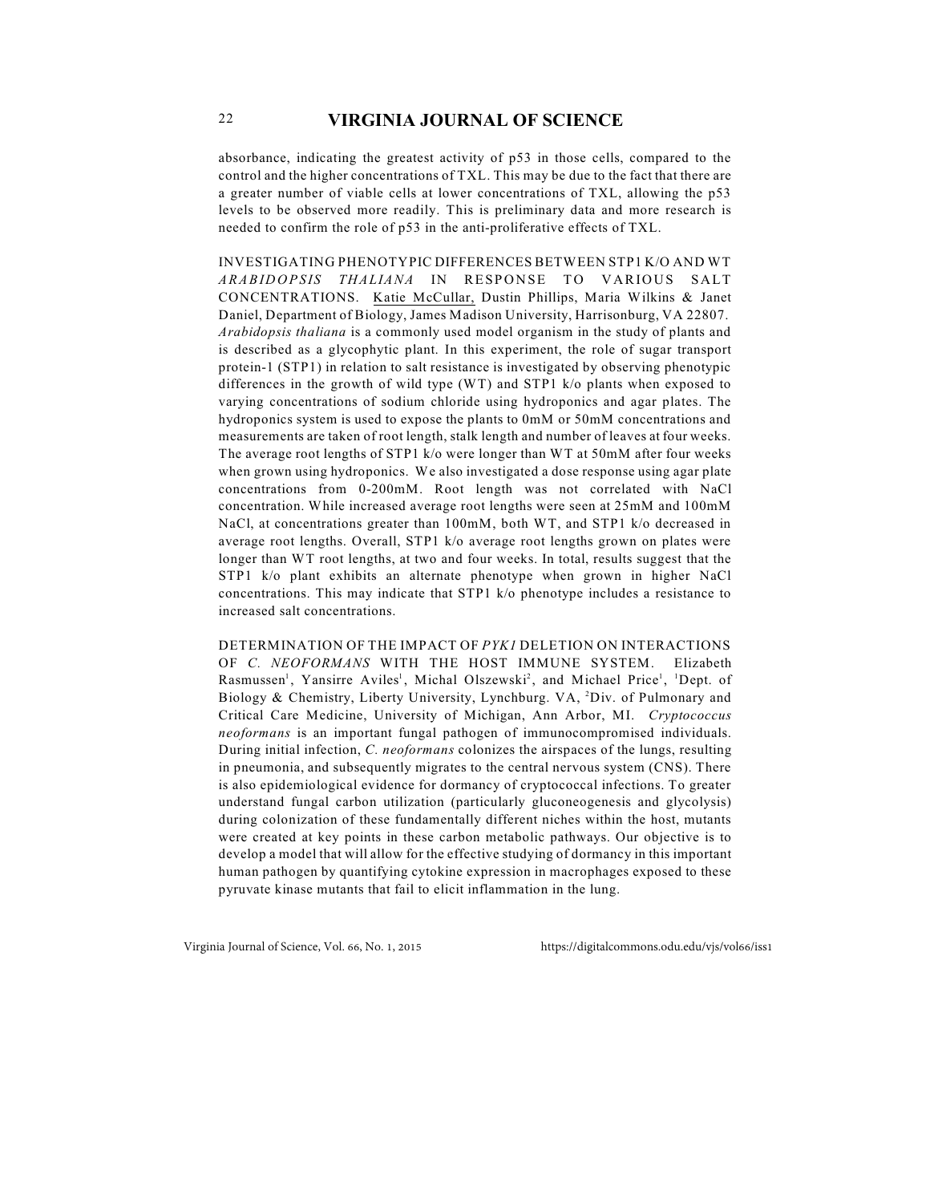absorbance, indicating the greatest activity of p53 in those cells, compared to the control and the higher concentrations of TXL. This may be due to the fact that there are a greater number of viable cells at lower concentrations of TXL, allowing the p53 levels to be observed more readily. This is preliminary data and more research is needed to confirm the role of p53 in the anti-proliferative effects of TXL.

INVESTIGATING PHENOTYPIC DIFFERENCES BETWEEN STP1 K/O AND WT *ARABIDOPSIS THALIANA* IN RESPONSE TO VARIOUS SALT CONCENTRATIONS. Katie McCullar, Dustin Phillips, Maria Wilkins & Janet Daniel, Department of Biology, James Madison University, Harrisonburg, VA 22807. *Arabidopsis thaliana* is a commonly used model organism in the study of plants and is described as a glycophytic plant. In this experiment, the role of sugar transport protein-1 (STP1) in relation to salt resistance is investigated by observing phenotypic differences in the growth of wild type (WT) and STP1 k/o plants when exposed to varying concentrations of sodium chloride using hydroponics and agar plates. The hydroponics system is used to expose the plants to 0mM or 50mM concentrations and measurements are taken of root length, stalk length and number of leaves at four weeks. The average root lengths of STP1 k/o were longer than WT at 50mM after four weeks when grown using hydroponics. We also investigated a dose response using agar plate concentrations from 0-200mM. Root length was not correlated with NaCl concentration. While increased average root lengths were seen at 25mM and 100mM NaCl, at concentrations greater than 100mM, both WT, and STP1 k/o decreased in average root lengths. Overall, STP1 k/o average root lengths grown on plates were longer than WT root lengths, at two and four weeks. In total, results suggest that the STP1 k/o plant exhibits an alternate phenotype when grown in higher NaCl concentrations. This may indicate that STP1 k/o phenotype includes a resistance to increased salt concentrations.

DETERMINATION OF THE IMPACT OF *PYK1* DELETION ON INTERACTIONS OF *C. NEOFORMANS* WITH THE HOST IMMUNE SYSTEM. Elizabeth Rasmussen[1], Yansirre Aviles[1], Michal Olszewski[2], and Michael Price[1], [1]Dept. of Biology & Chemistry, Liberty University, Lynchburg. VA, [2]Div. of Pulmonary and Critical Care Medicine, University of Michigan, Ann Arbor, MI. *Cryptococcus neoformans* is an important fungal pathogen of immunocompromised individuals. During initial infection, *C. neoformans* colonizes the airspaces of the lungs, resulting in pneumonia, and subsequently migrates to the central nervous system (CNS). There is also epidemiological evidence for dormancy of cryptococcal infections. To greater understand fungal carbon utilization (particularly gluconeogenesis and glycolysis) during colonization of these fundamentally different niches within the host, mutants were created at key points in these carbon metabolic pathways. Our objective is to develop a model that will allow for the effective studying of dormancy in this important human pathogen by quantifying cytokine expression in macrophages exposed to these pyruvate kinase mutants that fail to elicit inflammation in the lung.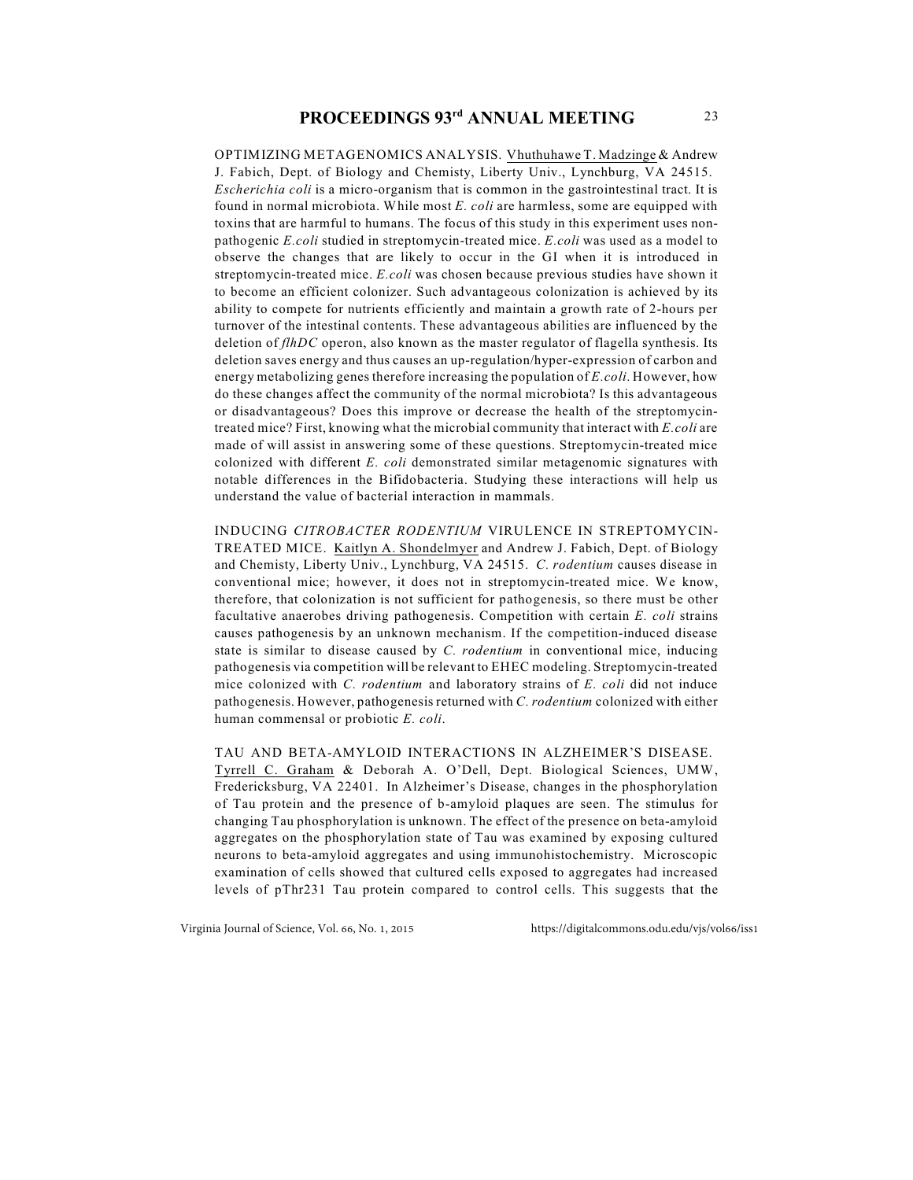OPTIMIZING METAGENOMICS ANALYSIS. Vhuthuhawe T. Madzinge & Andrew J. Fabich, Dept. of Biology and Chemisty, Liberty Univ., Lynchburg, VA 24515. *Escherichia coli* is a micro-organism that is common in the gastrointestinal tract. It is found in normal microbiota. While most *E. coli* are harmless, some are equipped with toxins that are harmful to humans. The focus of this study in this experiment uses non-pathogenic *E.coli* studied in streptomycin-treated mice. *E.coli* was used as a model to observe the changes that are likely to occur in the GI when it is introduced in streptomycin-treated mice. *E.coli* was chosen because previous studies have shown it to become an efficient colonizer. Such advantageous colonization is achieved by its ability to compete for nutrients efficiently and maintain a growth rate of 2-hours per turnover of the intestinal contents. These advantageous abilities are influenced by the deletion of *flhDC* operon, also known as the master regulator of flagella synthesis. Its deletion saves energy and thus causes an up-regulation/hyper-expression of carbon and energy metabolizing genes therefore increasing the population of *E.coli*. However, how do these changes affect the community of the normal microbiota? Is this advantageous or disadvantageous? Does this improve or decrease the health of the streptomycin-treated mice? First, knowing what the microbial community that interact with *E.coli* are made of will assist in answering some of these questions. Streptomycin-treated mice colonized with different *E. coli* demonstrated similar metagenomic signatures with notable differences in the Bifidobacteria. Studying these interactions will help us understand the value of bacterial interaction in mammals.

INDUCING *CITROBACTER RODENTIUM* VIRULENCE IN STREPTOMYCIN-TREATED MICE. Kaitlyn A. Shondelmyer and Andrew J. Fabich, Dept. of Biology and Chemisty, Liberty Univ., Lynchburg, VA 24515. *C. rodentium* causes disease in conventional mice; however, it does not in streptomycin-treated mice. We know, therefore, that colonization is not sufficient for pathogenesis, so there must be other facultative anaerobes driving pathogenesis. Competition with certain *E. coli* strains causes pathogenesis by an unknown mechanism. If the competition-induced disease state is similar to disease caused by *C. rodentium* in conventional mice, inducing pathogenesis via competition will be relevant to EHEC modeling. Streptomycin-treated mice colonized with *C. rodentium* and laboratory strains of *E. coli* did not induce pathogenesis. However, pathogenesis returned with *C. rodentium* colonized with either human commensal or probiotic *E. coli*.

TAU AND BETA-AMYLOID INTERACTIONS IN ALZHEIMER'S DISEASE. Tyrrell C. Graham & Deborah A. O'Dell, Dept. Biological Sciences, UMW, Fredericksburg, VA 22401. In Alzheimer's Disease, changes in the phosphorylation of Tau protein and the presence of b-amyloid plaques are seen. The stimulus for changing Tau phosphorylation is unknown. The effect of the presence on beta-amyloid aggregates on the phosphorylation state of Tau was examined by exposing cultured neurons to beta-amyloid aggregates and using immunohistochemistry. Microscopic examination of cells showed that cultured cells exposed to aggregates had increased levels of pThr231 Tau protein compared to control cells. This suggests that the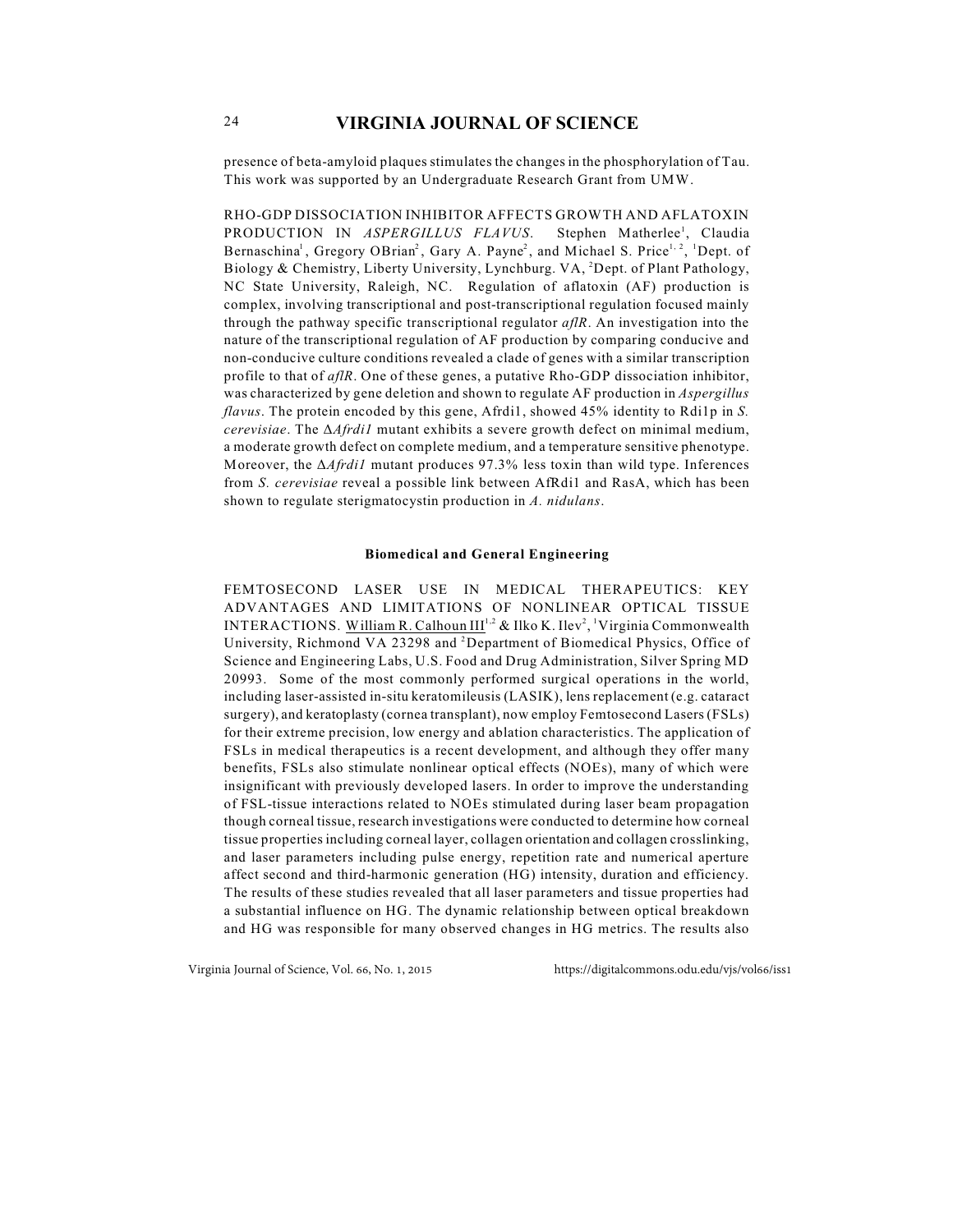presence of beta-amyloid plaques stimulates the changes in the phosphorylation of Tau. This work was supported by an Undergraduate Research Grant from UMW.

RHO-GDP DISSOCIATION INHIBITOR AFFECTS GROWTH AND AFLATOXIN PRODUCTION IN *ASPERGILLUS FLAVUS*. Stephen Matherlee[1], Claudia Bernaschina[1], Gregory OBrian[2], Gary A. Payne[2], and Michael S. Price[1,2], [1]Dept. of Biology & Chemistry, Liberty University, Lynchburg. VA, [2]Dept. of Plant Pathology, NC State University, Raleigh, NC. Regulation of aflatoxin (AF) production is complex, involving transcriptional and post-transcriptional regulation focused mainly through the pathway specific transcriptional regulator *aflR*. An investigation into the nature of the transcriptional regulation of AF production by comparing conducive and non-conducive culture conditions revealed a clade of genes with a similar transcription profile to that of *aflR*. One of these genes, a putative Rho-GDP dissociation inhibitor, was characterized by gene deletion and shown to regulate AF production in *Aspergillus flavus*. The protein encoded by this gene, Afrdi1, showed 45% identity to Rdi1p in *S. cerevisiae*. The Δ*Afrdi1* mutant exhibits a severe growth defect on minimal medium, a moderate growth defect on complete medium, and a temperature sensitive phenotype. Moreover, the Δ*Afrdi1* mutant produces 97.3% less toxin than wild type. Inferences from *S. cerevisiae* reveal a possible link between AfRdi1 and RasA, which has been shown to regulate sterigmatocystin production in *A. nidulans*.

### Biomedical and General Engineering

FEMTOSECOND LASER USE IN MEDICAL THERAPEUTICS: KEY ADVANTAGES AND LIMITATIONS OF NONLINEAR OPTICAL TISSUE INTERACTIONS. William R. Calhoun III[1,2] & Ilko K. Ilev[2], [1]Virginia Commonwealth University, Richmond VA 23298 and [2]Department of Biomedical Physics, Office of Science and Engineering Labs, U.S. Food and Drug Administration, Silver Spring MD 20993. Some of the most commonly performed surgical operations in the world, including laser-assisted in-situ keratomileusis (LASIK), lens replacement (e.g. cataract surgery), and keratoplasty (cornea transplant), now employ Femtosecond Lasers (FSLs) for their extreme precision, low energy and ablation characteristics. The application of FSLs in medical therapeutics is a recent development, and although they offer many benefits, FSLs also stimulate nonlinear optical effects (NOEs), many of which were insignificant with previously developed lasers. In order to improve the understanding of FSL-tissue interactions related to NOEs stimulated during laser beam propagation though corneal tissue, research investigations were conducted to determine how corneal tissue properties including corneal layer, collagen orientation and collagen crosslinking, and laser parameters including pulse energy, repetition rate and numerical aperture affect second and third-harmonic generation (HG) intensity, duration and efficiency. The results of these studies revealed that all laser parameters and tissue properties had a substantial influence on HG. The dynamic relationship between optical breakdown and HG was responsible for many observed changes in HG metrics. The results also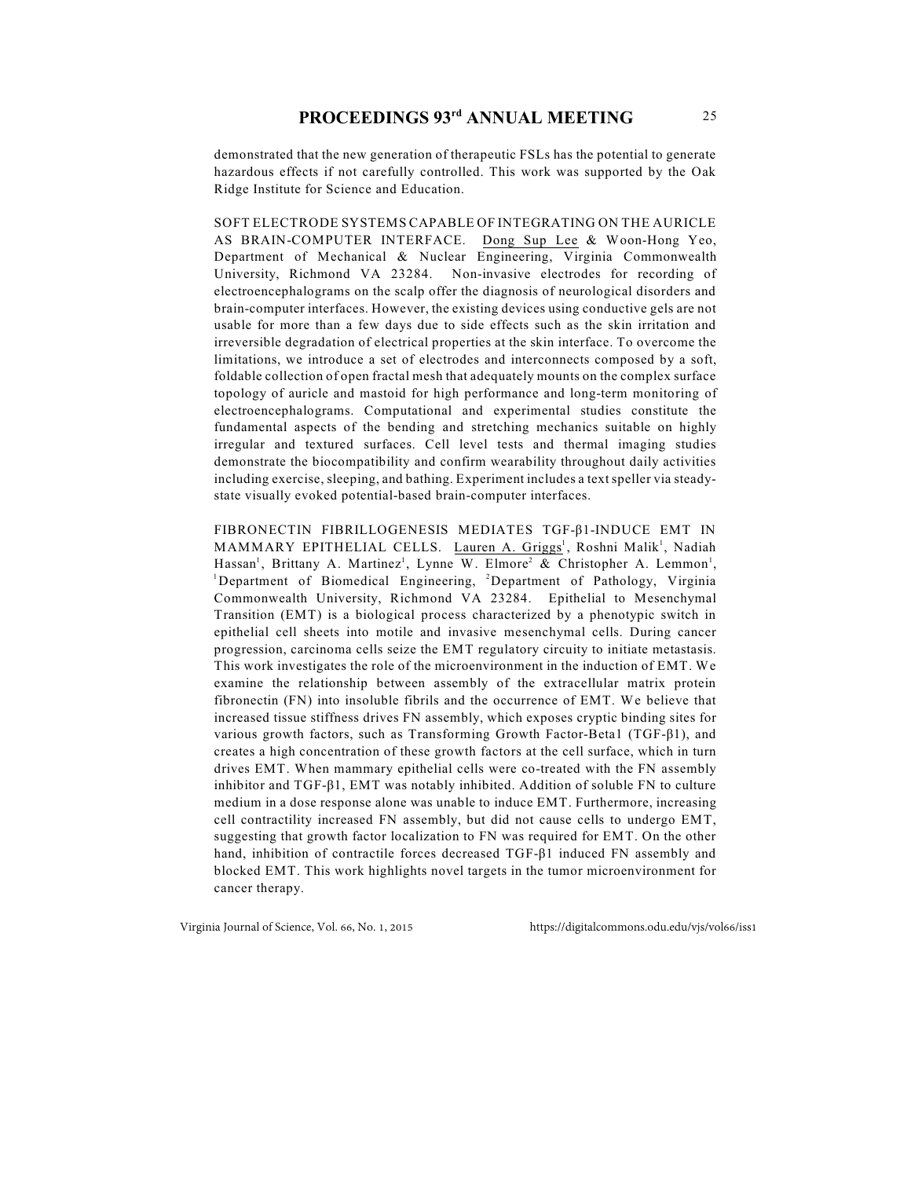demonstrated that the new generation of therapeutic FSLs has the potential to generate hazardous effects if not carefully controlled. This work was supported by the Oak Ridge Institute for Science and Education.

SOFT ELECTRODE SYSTEMS CAPABLE OF INTEGRATING ON THE AURICLE AS BRAIN-COMPUTER INTERFACE. Dong Sup Lee & Woon-Hong Yeo, Department of Mechanical & Nuclear Engineering, Virginia Commonwealth University, Richmond VA 23284. Non-invasive electrodes for recording of electroencephalograms on the scalp offer the diagnosis of neurological disorders and brain-computer interfaces. However, the existing devices using conductive gels are not usable for more than a few days due to side effects such as the skin irritation and irreversible degradation of electrical properties at the skin interface. To overcome the limitations, we introduce a set of electrodes and interconnects composed by a soft, foldable collection of open fractal mesh that adequately mounts on the complex surface topology of auricle and mastoid for high performance and long-term monitoring of electroencephalograms. Computational and experimental studies constitute the fundamental aspects of the bending and stretching mechanics suitable on highly irregular and textured surfaces. Cell level tests and thermal imaging studies demonstrate the biocompatibility and confirm wearability throughout daily activities including exercise, sleeping, and bathing. Experiment includes a text speller via steady-state visually evoked potential-based brain-computer interfaces.

FIBRONECTIN FIBRILLOGENESIS MEDIATES TGF-β1-INDUCE EMT IN MAMMARY EPITHELIAL CELLS. Lauren A. Griggs[1], Roshni Malik[1], Nadiah Hassan[1], Brittany A. Martinez[1], Lynne W. Elmore[2] & Christopher A. Lemmon[1], [1]Department of Biomedical Engineering, [2]Department of Pathology, Virginia Commonwealth University, Richmond VA 23284. Epithelial to Mesenchymal Transition (EMT) is a biological process characterized by a phenotypic switch in epithelial cell sheets into motile and invasive mesenchymal cells. During cancer progression, carcinoma cells seize the EMT regulatory circuity to initiate metastasis. This work investigates the role of the microenvironment in the induction of EMT. We examine the relationship between assembly of the extracellular matrix protein fibronectin (FN) into insoluble fibrils and the occurrence of EMT. We believe that increased tissue stiffness drives FN assembly, which exposes cryptic binding sites for various growth factors, such as Transforming Growth Factor-Beta1 (TGF-β1), and creates a high concentration of these growth factors at the cell surface, which in turn drives EMT. When mammary epithelial cells were co-treated with the FN assembly inhibitor and TGF-β1, EMT was notably inhibited. Addition of soluble FN to culture medium in a dose response alone was unable to induce EMT. Furthermore, increasing cell contractility increased FN assembly, but did not cause cells to undergo EMT, suggesting that growth factor localization to FN was required for EMT. On the other hand, inhibition of contractile forces decreased TGF-β1 induced FN assembly and blocked EMT. This work highlights novel targets in the tumor microenvironment for cancer therapy.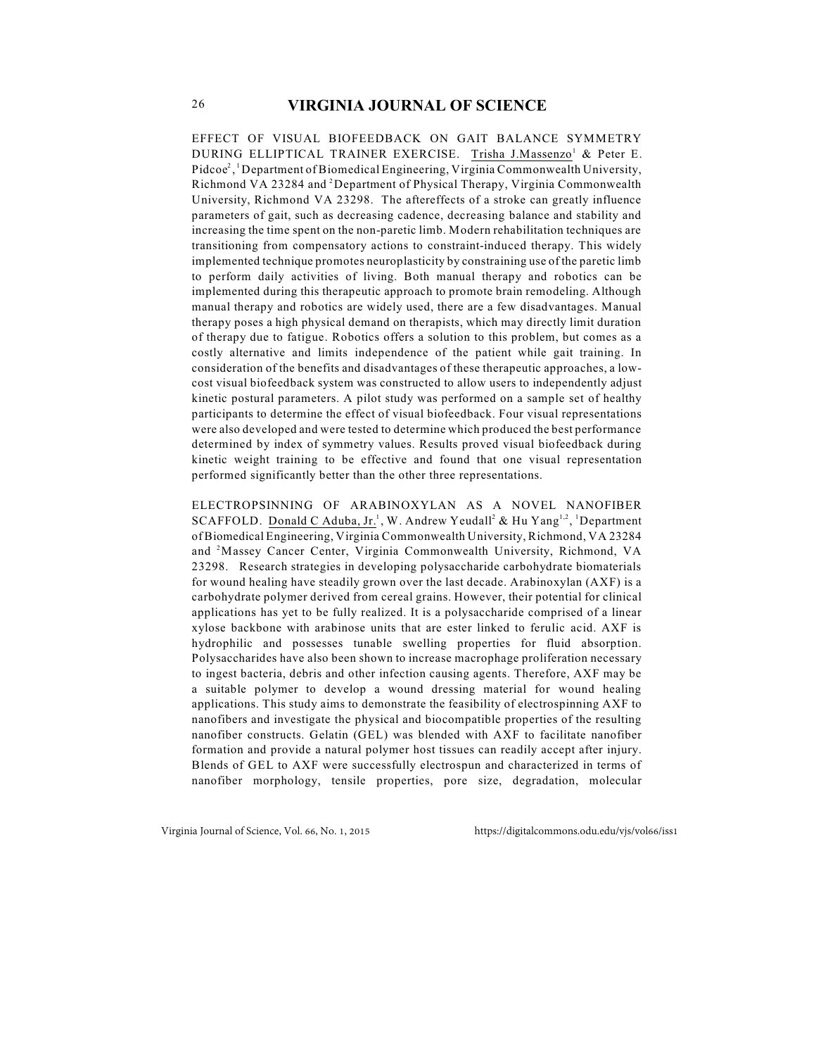EFFECT OF VISUAL BIOFEEDBACK ON GAIT BALANCE SYMMETRY DURING ELLIPTICAL TRAINER EXERCISE. Trisha J.Massenzo[1] & Peter E. Pidcoe[2], [1]Department of Biomedical Engineering, Virginia Commonwealth University, Richmond VA 23284 and [2]Department of Physical Therapy, Virginia Commonwealth University, Richmond VA 23298. The aftereffects of a stroke can greatly influence parameters of gait, such as decreasing cadence, decreasing balance and stability and increasing the time spent on the non-paretic limb. Modern rehabilitation techniques are transitioning from compensatory actions to constraint-induced therapy. This widely implemented technique promotes neuroplasticity by constraining use of the paretic limb to perform daily activities of living. Both manual therapy and robotics can be implemented during this therapeutic approach to promote brain remodeling. Although manual therapy and robotics are widely used, there are a few disadvantages. Manual therapy poses a high physical demand on therapists, which may directly limit duration of therapy due to fatigue. Robotics offers a solution to this problem, but comes as a costly alternative and limits independence of the patient while gait training. In consideration of the benefits and disadvantages of these therapeutic approaches, a low-cost visual biofeedback system was constructed to allow users to independently adjust kinetic postural parameters. A pilot study was performed on a sample set of healthy participants to determine the effect of visual biofeedback. Four visual representations were also developed and were tested to determine which produced the best performance determined by index of symmetry values. Results proved visual biofeedback during kinetic weight training to be effective and found that one visual representation performed significantly better than the other three representations.

ELECTROPSINNING OF ARABINOXYLAN AS A NOVEL NANOFIBER SCAFFOLD. Donald C Aduba, Jr.[1], W. Andrew Yeudall[2] & Hu Yang[1,2], [1]Department of Biomedical Engineering, Virginia Commonwealth University, Richmond, VA 23284 and [2]Massey Cancer Center, Virginia Commonwealth University, Richmond, VA 23298. Research strategies in developing polysaccharide carbohydrate biomaterials for wound healing have steadily grown over the last decade. Arabinoxylan (AXF) is a carbohydrate polymer derived from cereal grains. However, their potential for clinical applications has yet to be fully realized. It is a polysaccharide comprised of a linear xylose backbone with arabinose units that are ester linked to ferulic acid. AXF is hydrophilic and possesses tunable swelling properties for fluid absorption. Polysaccharides have also been shown to increase macrophage proliferation necessary to ingest bacteria, debris and other infection causing agents. Therefore, AXF may be a suitable polymer to develop a wound dressing material for wound healing applications. This study aims to demonstrate the feasibility of electrospinning AXF to nanofibers and investigate the physical and biocompatible properties of the resulting nanofiber constructs. Gelatin (GEL) was blended with AXF to facilitate nanofiber formation and provide a natural polymer host tissues can readily accept after injury. Blends of GEL to AXF were successfully electrospun and characterized in terms of nanofiber morphology, tensile properties, pore size, degradation, molecular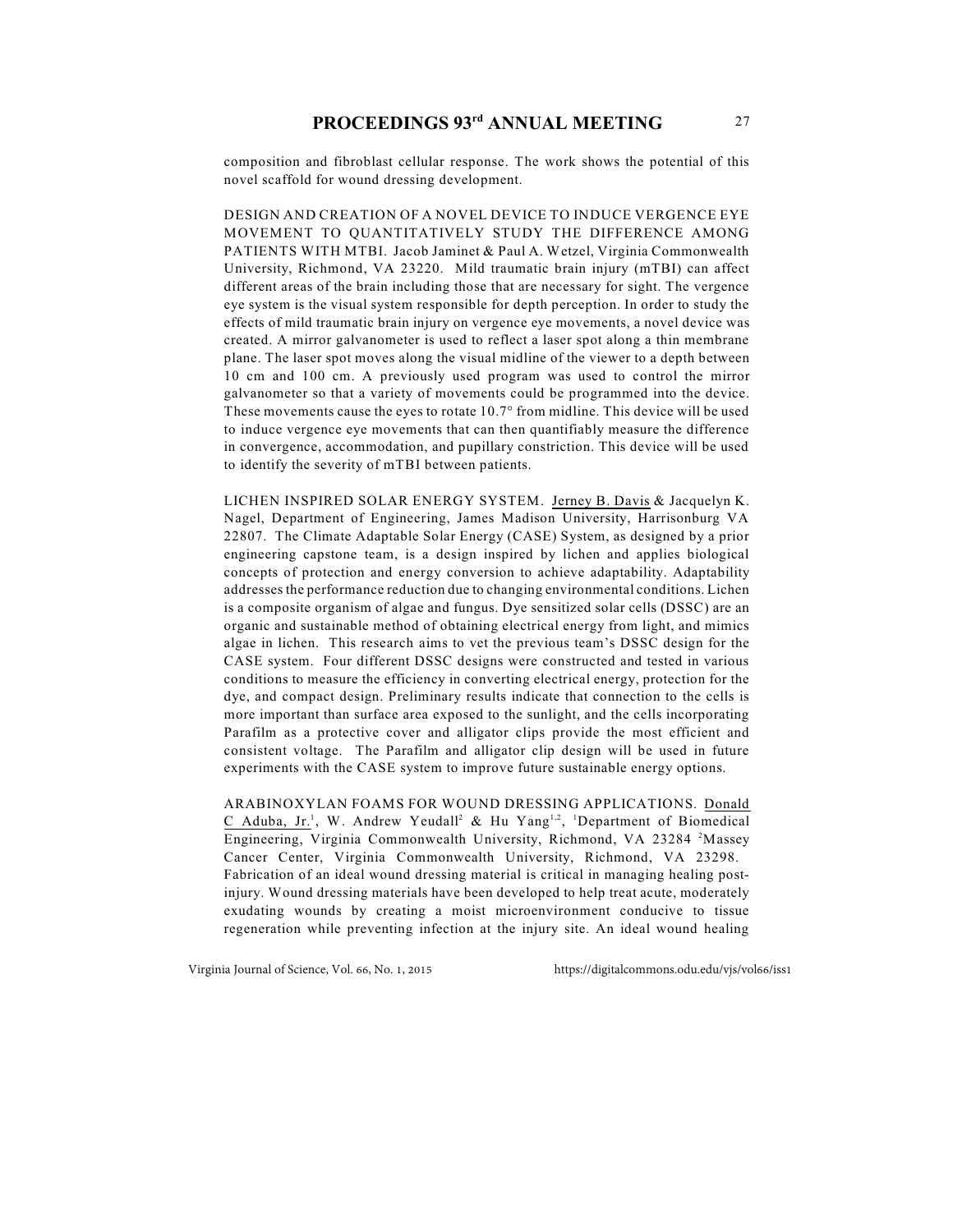composition and fibroblast cellular response. The work shows the potential of this novel scaffold for wound dressing development.

DESIGN AND CREATION OF A NOVEL DEVICE TO INDUCE VERGENCE EYE MOVEMENT TO QUANTITATIVELY STUDY THE DIFFERENCE AMONG PATIENTS WITH MTBI. Jacob Jaminet & Paul A. Wetzel, Virginia Commonwealth University, Richmond, VA 23220. Mild traumatic brain injury (mTBI) can affect different areas of the brain including those that are necessary for sight. The vergence eye system is the visual system responsible for depth perception. In order to study the effects of mild traumatic brain injury on vergence eye movements, a novel device was created. A mirror galvanometer is used to reflect a laser spot along a thin membrane plane. The laser spot moves along the visual midline of the viewer to a depth between 10 cm and 100 cm. A previously used program was used to control the mirror galvanometer so that a variety of movements could be programmed into the device. These movements cause the eyes to rotate 10.7° from midline. This device will be used to induce vergence eye movements that can then quantifiably measure the difference in convergence, accommodation, and pupillary constriction. This device will be used to identify the severity of mTBI between patients.

LICHEN INSPIRED SOLAR ENERGY SYSTEM. Jerney B. Davis & Jacquelyn K. Nagel, Department of Engineering, James Madison University, Harrisonburg VA 22807. The Climate Adaptable Solar Energy (CASE) System, as designed by a prior engineering capstone team, is a design inspired by lichen and applies biological concepts of protection and energy conversion to achieve adaptability. Adaptability addresses the performance reduction due to changing environmental conditions. Lichen is a composite organism of algae and fungus. Dye sensitized solar cells (DSSC) are an organic and sustainable method of obtaining electrical energy from light, and mimics algae in lichen. This research aims to vet the previous team's DSSC design for the CASE system. Four different DSSC designs were constructed and tested in various conditions to measure the efficiency in converting electrical energy, protection for the dye, and compact design. Preliminary results indicate that connection to the cells is more important than surface area exposed to the sunlight, and the cells incorporating Parafilm as a protective cover and alligator clips provide the most efficient and consistent voltage. The Parafilm and alligator clip design will be used in future experiments with the CASE system to improve future sustainable energy options.

ARABINOXYLAN FOAMS FOR WOUND DRESSING APPLICATIONS. Donald C Aduba, Jr.[1], W. Andrew Yeudall[2] & Hu Yang[1,2], [1]Department of Biomedical Engineering, Virginia Commonwealth University, Richmond, VA 23284 [2]Massey Cancer Center, Virginia Commonwealth University, Richmond, VA 23298. Fabrication of an ideal wound dressing material is critical in managing healing post-injury. Wound dressing materials have been developed to help treat acute, moderately exudating wounds by creating a moist microenvironment conducive to tissue regeneration while preventing infection at the injury site. An ideal wound healing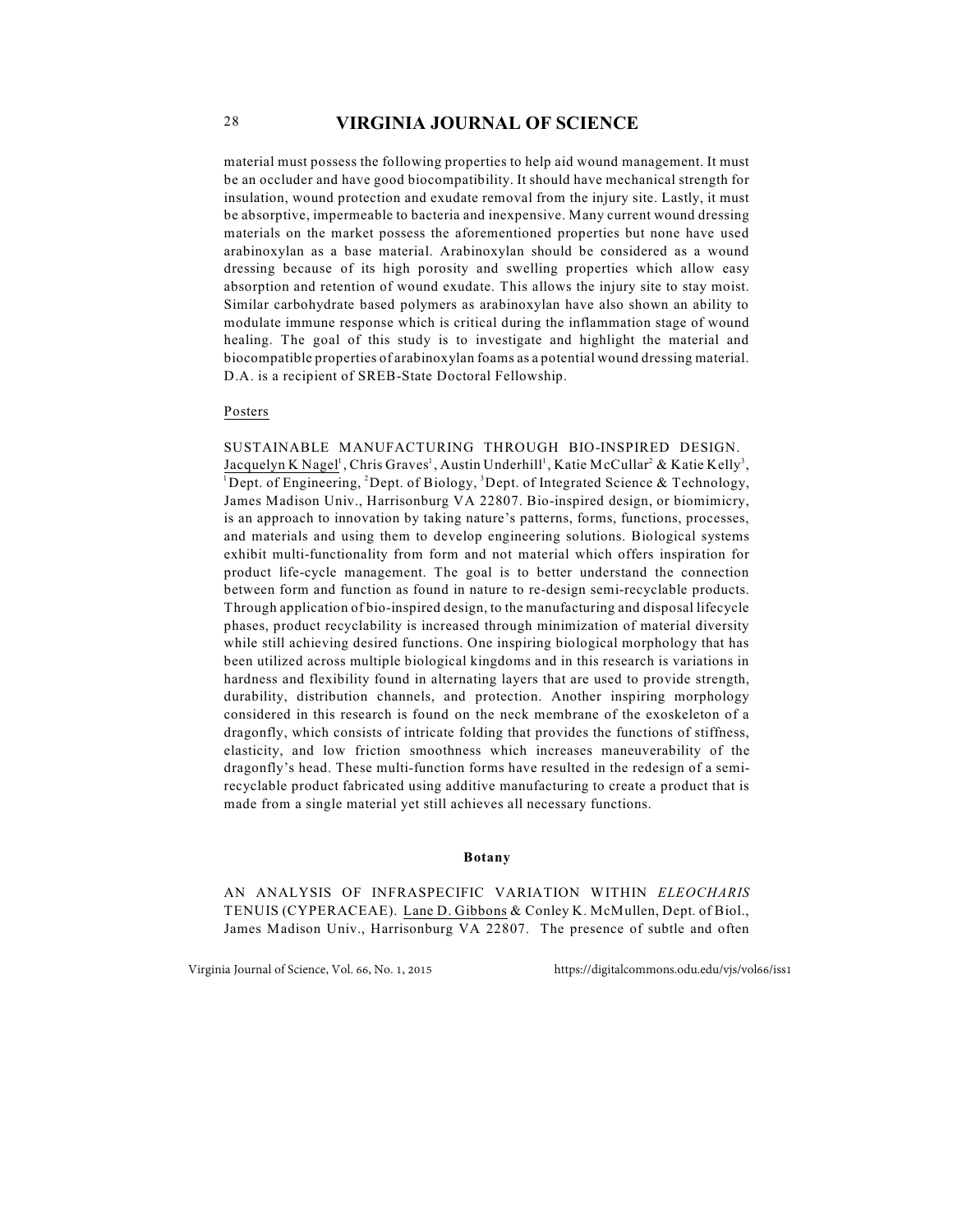material must possess the following properties to help aid wound management. It must be an occluder and have good biocompatibility. It should have mechanical strength for insulation, wound protection and exudate removal from the injury site. Lastly, it must be absorptive, impermeable to bacteria and inexpensive. Many current wound dressing materials on the market possess the aforementioned properties but none have used arabinoxylan as a base material. Arabinoxylan should be considered as a wound dressing because of its high porosity and swelling properties which allow easy absorption and retention of wound exudate. This allows the injury site to stay moist. Similar carbohydrate based polymers as arabinoxylan have also shown an ability to modulate immune response which is critical during the inflammation stage of wound healing. The goal of this study is to investigate and highlight the material and biocompatible properties of arabinoxylan foams as a potential wound dressing material. D.A. is a recipient of SREB-State Doctoral Fellowship.

Posters

SUSTAINABLE MANUFACTURING THROUGH BIO-INSPIRED DESIGN. Jacquelyn K Nagel[1], Chris Graves[1], Austin Underhill[1], Katie McCullar[2] & Katie Kelly[3], [1]Dept. of Engineering, [2]Dept. of Biology, [3]Dept. of Integrated Science & Technology, James Madison Univ., Harrisonburg VA 22807. Bio-inspired design, or biomimicry, is an approach to innovation by taking nature's patterns, forms, functions, processes, and materials and using them to develop engineering solutions. Biological systems exhibit multi-functionality from form and not material which offers inspiration for product life-cycle management. The goal is to better understand the connection between form and function as found in nature to re-design semi-recyclable products. Through application of bio-inspired design, to the manufacturing and disposal lifecycle phases, product recyclability is increased through minimization of material diversity while still achieving desired functions. One inspiring biological morphology that has been utilized across multiple biological kingdoms and in this research is variations in hardness and flexibility found in alternating layers that are used to provide strength, durability, distribution channels, and protection. Another inspiring morphology considered in this research is found on the neck membrane of the exoskeleton of a dragonfly, which consists of intricate folding that provides the functions of stiffness, elasticity, and low friction smoothness which increases maneuverability of the dragonfly's head. These multi-function forms have resulted in the redesign of a semi-recyclable product fabricated using additive manufacturing to create a product that is made from a single material yet still achieves all necessary functions.

## Botany

AN ANALYSIS OF INFRASPECIFIC VARIATION WITHIN *ELEOCHARIS* TENUIS (CYPERACEAE). Lane D. Gibbons & Conley K. McMullen, Dept. of Biol., James Madison Univ., Harrisonburg VA 22807. The presence of subtle and often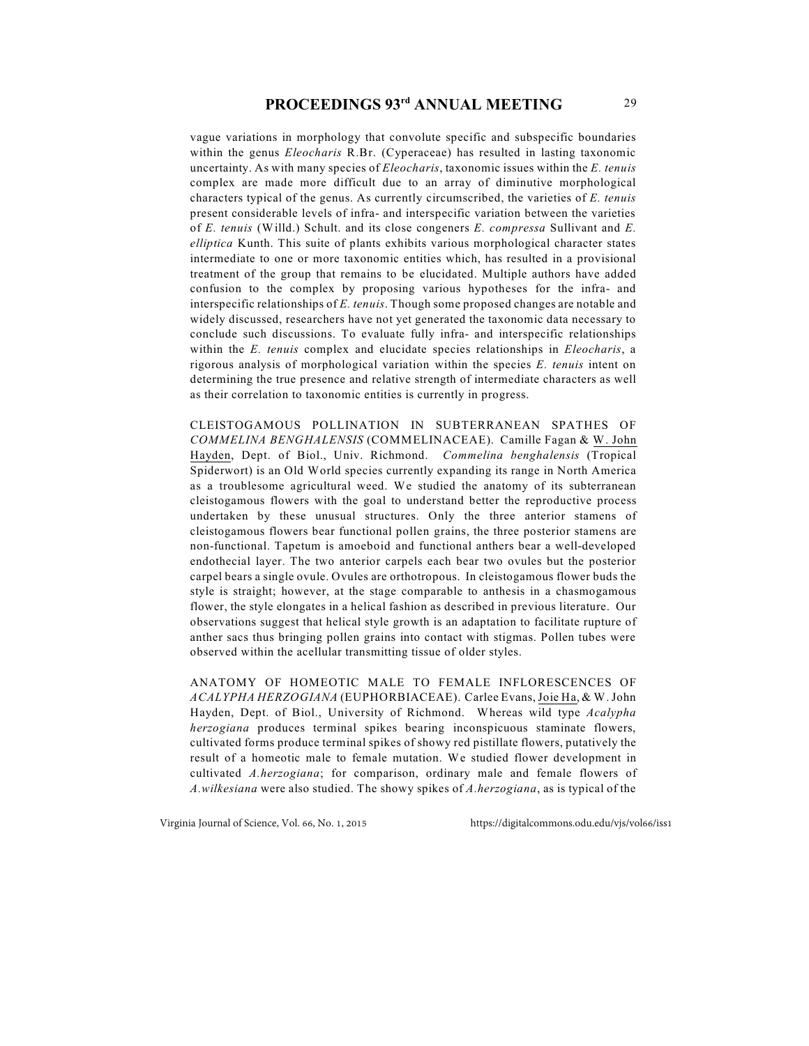vague variations in morphology that convolute specific and subspecific boundaries within the genus *Eleocharis* R.Br. (Cyperaceae) has resulted in lasting taxonomic uncertainty. As with many species of *Eleocharis*, taxonomic issues within the *E. tenuis* complex are made more difficult due to an array of diminutive morphological characters typical of the genus. As currently circumscribed, the varieties of *E. tenuis* present considerable levels of infra- and interspecific variation between the varieties of *E. tenuis* (Willd.) Schult. and its close congeners *E. compressa* Sullivant and *E. elliptica* Kunth. This suite of plants exhibits various morphological character states intermediate to one or more taxonomic entities which, has resulted in a provisional treatment of the group that remains to be elucidated. Multiple authors have added confusion to the complex by proposing various hypotheses for the infra- and interspecific relationships of *E. tenuis*. Though some proposed changes are notable and widely discussed, researchers have not yet generated the taxonomic data necessary to conclude such discussions. To evaluate fully infra- and interspecific relationships within the *E. tenuis* complex and elucidate species relationships in *Eleocharis*, a rigorous analysis of morphological variation within the species *E. tenuis* intent on determining the true presence and relative strength of intermediate characters as well as their correlation to taxonomic entities is currently in progress.

CLEISTOGAMOUS POLLINATION IN SUBTERRANEAN SPATHES OF *COMMELINA BENGHALENSIS* (COMMELINACEAE). Camille Fagan & W. John Hayden, Dept. of Biol., Univ. Richmond. *Commelina benghalensis* (Tropical Spiderwort) is an Old World species currently expanding its range in North America as a troublesome agricultural weed. We studied the anatomy of its subterranean cleistogamous flowers with the goal to understand better the reproductive process undertaken by these unusual structures. Only the three anterior stamens of cleistogamous flowers bear functional pollen grains, the three posterior stamens are non-functional. Tapetum is amoeboid and functional anthers bear a well-developed endothecial layer. The two anterior carpels each bear two ovules but the posterior carpel bears a single ovule. Ovules are orthotropous. In cleistogamous flower buds the style is straight; however, at the stage comparable to anthesis in a chasmogamous flower, the style elongates in a helical fashion as described in previous literature. Our observations suggest that helical style growth is an adaptation to facilitate rupture of anther sacs thus bringing pollen grains into contact with stigmas. Pollen tubes were observed within the acellular transmitting tissue of older styles.

ANATOMY OF HOMEOTIC MALE TO FEMALE INFLORESCENCES OF *ACALYPHA HERZOGIANA* (EUPHORBIACEAE). Carlee Evans, Joie Ha, & W. John Hayden, Dept. of Biol., University of Richmond. Whereas wild type *Acalypha herzogiana* produces terminal spikes bearing inconspicuous staminate flowers, cultivated forms produce terminal spikes of showy red pistillate flowers, putatively the result of a homeotic male to female mutation. We studied flower development in cultivated *A.herzogiana*; for comparison, ordinary male and female flowers of *A.wilkesiana* were also studied. The showy spikes of *A.herzogiana*, as is typical of the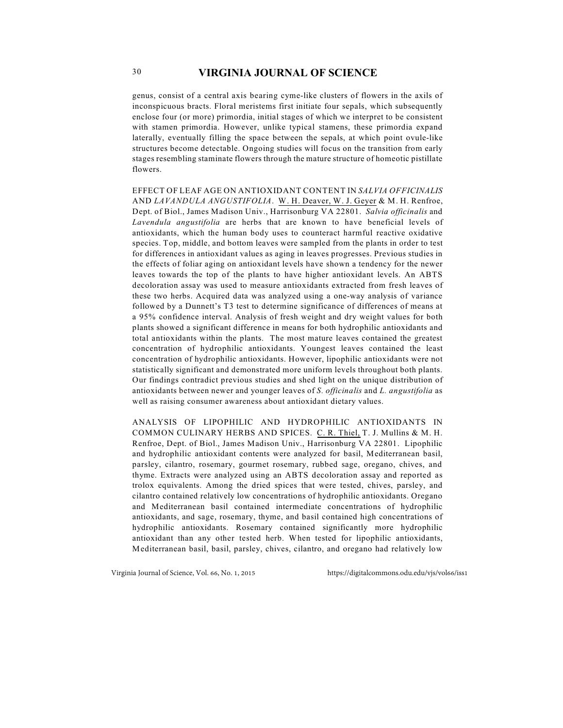genus, consist of a central axis bearing cyme-like clusters of flowers in the axils of inconspicuous bracts. Floral meristems first initiate four sepals, which subsequently enclose four (or more) primordia, initial stages of which we interpret to be consistent with stamen primordia. However, unlike typical stamens, these primordia expand laterally, eventually filling the space between the sepals, at which point ovule-like structures become detectable. Ongoing studies will focus on the transition from early stages resembling staminate flowers through the mature structure of homeotic pistillate flowers.

EFFECT OF LEAF AGE ON ANTIOXIDANT CONTENT IN *SALVIA OFFICINALIS* AND *LAVANDULA ANGUSTIFOLIA*. W. H. Deaver, W. J. Geyer & M. H. Renfroe, Dept. of Biol., James Madison Univ., Harrisonburg VA 22801. *Salvia officinalis* and *Lavendula angustifolia* are herbs that are known to have beneficial levels of antioxidants, which the human body uses to counteract harmful reactive oxidative species. Top, middle, and bottom leaves were sampled from the plants in order to test for differences in antioxidant values as aging in leaves progresses. Previous studies in the effects of foliar aging on antioxidant levels have shown a tendency for the newer leaves towards the top of the plants to have higher antioxidant levels. An ABTS decoloration assay was used to measure antioxidants extracted from fresh leaves of these two herbs. Acquired data was analyzed using a one-way analysis of variance followed by a Dunnett's T3 test to determine significance of differences of means at a 95% confidence interval. Analysis of fresh weight and dry weight values for both plants showed a significant difference in means for both hydrophilic antioxidants and total antioxidants within the plants. The most mature leaves contained the greatest concentration of hydrophilic antioxidants. Youngest leaves contained the least concentration of hydrophilic antioxidants. However, lipophilic antioxidants were not statistically significant and demonstrated more uniform levels throughout both plants. Our findings contradict previous studies and shed light on the unique distribution of antioxidants between newer and younger leaves of *S. officinalis* and *L. angustifolia* as well as raising consumer awareness about antioxidant dietary values.

ANALYSIS OF LIPOPHILIC AND HYDROPHILIC ANTIOXIDANTS IN COMMON CULINARY HERBS AND SPICES. C. R. Thiel, T. J. Mullins & M. H. Renfroe, Dept. of Biol., James Madison Univ., Harrisonburg VA 22801. Lipophilic and hydrophilic antioxidant contents were analyzed for basil, Mediterranean basil, parsley, cilantro, rosemary, gourmet rosemary, rubbed sage, oregano, chives, and thyme. Extracts were analyzed using an ABTS decoloration assay and reported as trolox equivalents. Among the dried spices that were tested, chives, parsley, and cilantro contained relatively low concentrations of hydrophilic antioxidants. Oregano and Mediterranean basil contained intermediate concentrations of hydrophilic antioxidants, and sage, rosemary, thyme, and basil contained high concentrations of hydrophilic antioxidants. Rosemary contained significantly more hydrophilic antioxidant than any other tested herb. When tested for lipophilic antioxidants, Mediterranean basil, basil, parsley, chives, cilantro, and oregano had relatively low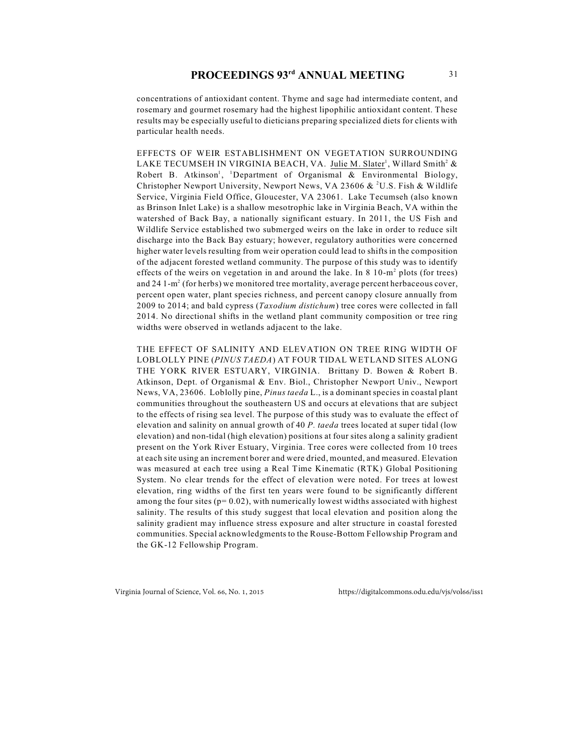concentrations of antioxidant content. Thyme and sage had intermediate content, and rosemary and gourmet rosemary had the highest lipophilic antioxidant content. These results may be especially useful to dieticians preparing specialized diets for clients with particular health needs.

EFFECTS OF WEIR ESTABLISHMENT ON VEGETATION SURROUNDING LAKE TECUMSEH IN VIRGINIA BEACH, VA. Julie M. Slater[1], Willard Smith[2] & Robert B. Atkinson[1], [1]Department of Organismal & Environmental Biology, Christopher Newport University, Newport News, VA 23606 & [2]U.S. Fish & Wildlife Service, Virginia Field Office, Gloucester, VA 23061. Lake Tecumseh (also known as Brinson Inlet Lake) is a shallow mesotrophic lake in Virginia Beach, VA within the watershed of Back Bay, a nationally significant estuary. In 2011, the US Fish and Wildlife Service established two submerged weirs on the lake in order to reduce silt discharge into the Back Bay estuary; however, regulatory authorities were concerned higher water levels resulting from weir operation could lead to shifts in the composition of the adjacent forested wetland community. The purpose of this study was to identify effects of the weirs on vegetation in and around the lake. In 8 10-$m^2$ plots (for trees) and 24 1-$m^2$ (for herbs) we monitored tree mortality, average percent herbaceous cover, percent open water, plant species richness, and percent canopy closure annually from 2009 to 2014; and bald cypress (*Taxodium distichum*) tree cores were collected in fall 2014. No directional shifts in the wetland plant community composition or tree ring widths were observed in wetlands adjacent to the lake.

THE EFFECT OF SALINITY AND ELEVATION ON TREE RING WIDTH OF LOBLOLLY PINE (*PINUS TAEDA*) AT FOUR TIDAL WETLAND SITES ALONG THE YORK RIVER ESTUARY, VIRGINIA. Brittany D. Bowen & Robert B. Atkinson, Dept. of Organismal & Env. Biol., Christopher Newport Univ., Newport News, VA, 23606. Loblolly pine, *Pinus taeda* L., is a dominant species in coastal plant communities throughout the southeastern US and occurs at elevations that are subject to the effects of rising sea level. The purpose of this study was to evaluate the effect of elevation and salinity on annual growth of 40 *P. taeda* trees located at super tidal (low elevation) and non-tidal (high elevation) positions at four sites along a salinity gradient present on the York River Estuary, Virginia. Tree cores were collected from 10 trees at each site using an increment borer and were dried, mounted, and measured. Elevation was measured at each tree using a Real Time Kinematic (RTK) Global Positioning System. No clear trends for the effect of elevation were noted. For trees at lowest elevation, ring widths of the first ten years were found to be significantly different among the four sites ($p = 0.02$), with numerically lowest widths associated with highest salinity. The results of this study suggest that local elevation and position along the salinity gradient may influence stress exposure and alter structure in coastal forested communities. Special acknowledgments to the Rouse-Bottom Fellowship Program and the GK-12 Fellowship Program.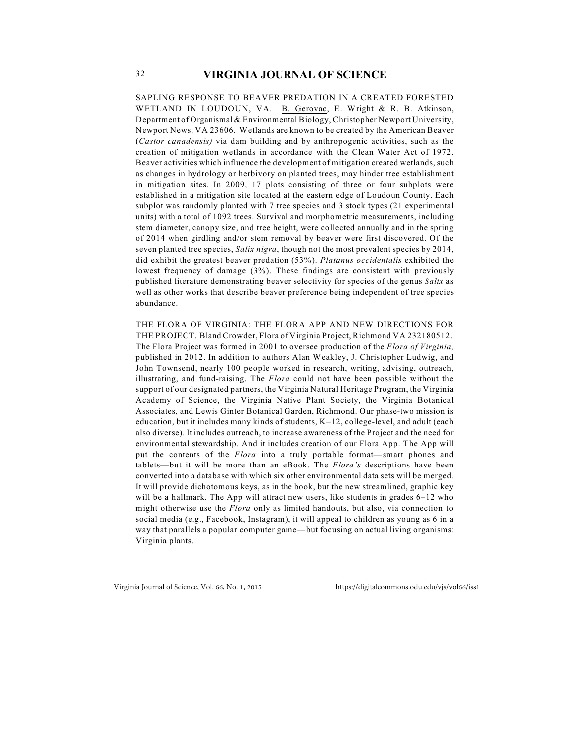SAPLING RESPONSE TO BEAVER PREDATION IN A CREATED FORESTED WETLAND IN LOUDOUN, VA. B. Gerovac, E. Wright & R. B. Atkinson, Department of Organismal & Environmental Biology, Christopher Newport University, Newport News, VA 23606. Wetlands are known to be created by the American Beaver (*Castor canadensis)* via dam building and by anthropogenic activities, such as the creation of mitigation wetlands in accordance with the Clean Water Act of 1972. Beaver activities which influence the development of mitigation created wetlands, such as changes in hydrology or herbivory on planted trees, may hinder tree establishment in mitigation sites. In 2009, 17 plots consisting of three or four subplots were established in a mitigation site located at the eastern edge of Loudoun County. Each subplot was randomly planted with 7 tree species and 3 stock types (21 experimental units) with a total of 1092 trees. Survival and morphometric measurements, including stem diameter, canopy size, and tree height, were collected annually and in the spring of 2014 when girdling and/or stem removal by beaver were first discovered. Of the seven planted tree species, *Salix nigra*, though not the most prevalent species by 2014, did exhibit the greatest beaver predation (53%). *Platanus occidentalis* exhibited the lowest frequency of damage (3%). These findings are consistent with previously published literature demonstrating beaver selectivity for species of the genus *Salix* as well as other works that describe beaver preference being independent of tree species abundance.

THE FLORA OF VIRGINIA: THE FLORA APP AND NEW DIRECTIONS FOR THE PROJECT. Bland Crowder, Flora of Virginia Project, Richmond VA 232180512. The Flora Project was formed in 2001 to oversee production of the *Flora of Virginia,* published in 2012. In addition to authors Alan Weakley, J. Christopher Ludwig, and John Townsend, nearly 100 people worked in research, writing, advising, outreach, illustrating, and fund-raising. The *Flora* could not have been possible without the support of our designated partners, the Virginia Natural Heritage Program, the Virginia Academy of Science, the Virginia Native Plant Society, the Virginia Botanical Associates, and Lewis Ginter Botanical Garden, Richmond. Our phase-two mission is education, but it includes many kinds of students, K–12, college-level, and adult (each also diverse). It includes outreach, to increase awareness of the Project and the need for environmental stewardship. And it includes creation of our Flora App. The App will put the contents of the *Flora* into a truly portable format—smart phones and tablets—but it will be more than an eBook. The *Flora's* descriptions have been converted into a database with which six other environmental data sets will be merged. It will provide dichotomous keys, as in the book, but the new streamlined, graphic key will be a hallmark. The App will attract new users, like students in grades 6–12 who might otherwise use the *Flora* only as limited handouts, but also, via connection to social media (e.g., Facebook, Instagram), it will appeal to children as young as 6 in a way that parallels a popular computer game—but focusing on actual living organisms: Virginia plants.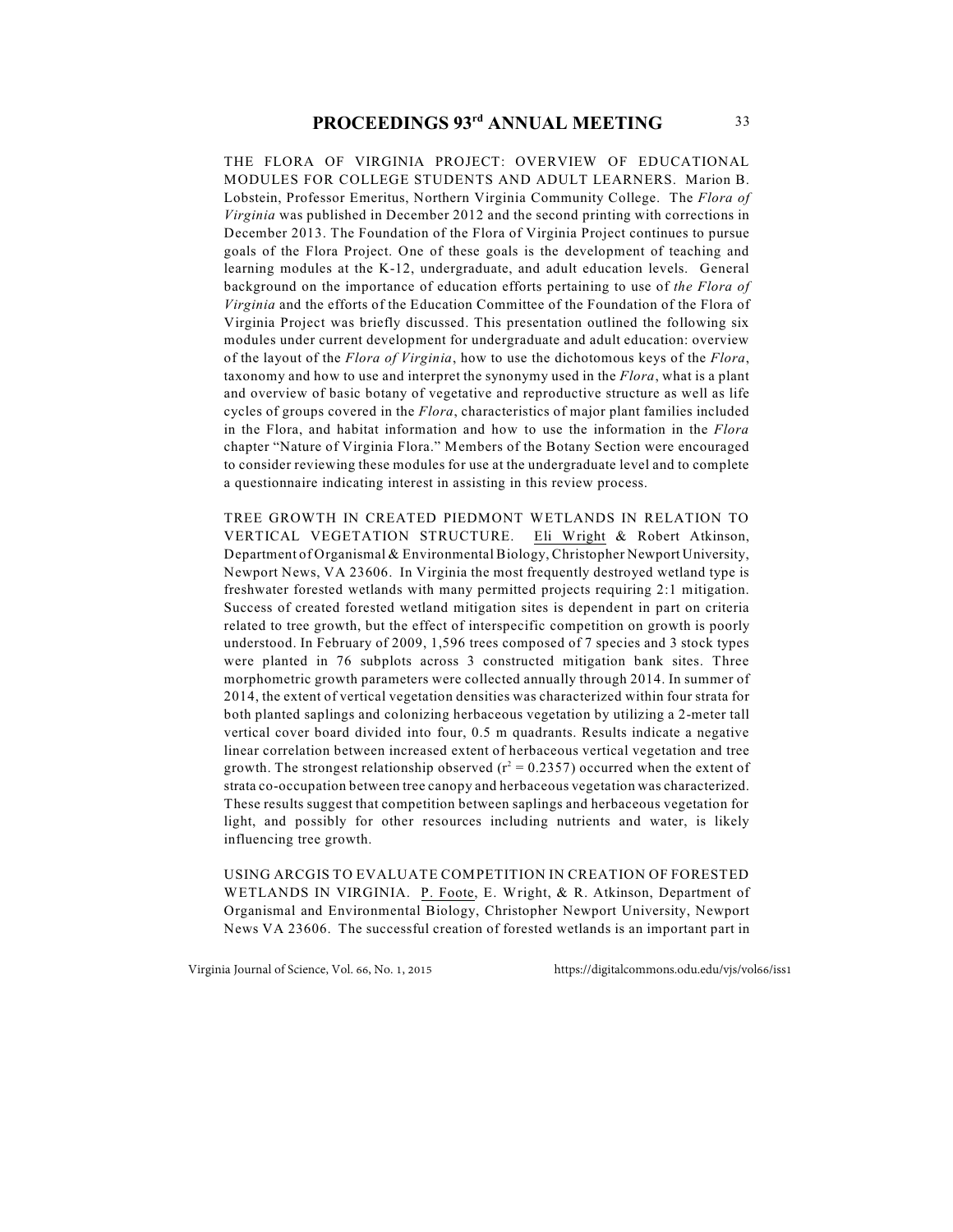THE FLORA OF VIRGINIA PROJECT: OVERVIEW OF EDUCATIONAL MODULES FOR COLLEGE STUDENTS AND ADULT LEARNERS. Marion B. Lobstein, Professor Emeritus, Northern Virginia Community College. The *Flora of Virginia* was published in December 2012 and the second printing with corrections in December 2013. The Foundation of the Flora of Virginia Project continues to pursue goals of the Flora Project. One of these goals is the development of teaching and learning modules at the K-12, undergraduate, and adult education levels. General background on the importance of education efforts pertaining to use of *the Flora of Virginia* and the efforts of the Education Committee of the Foundation of the Flora of Virginia Project was briefly discussed. This presentation outlined the following six modules under current development for undergraduate and adult education: overview of the layout of the *Flora of Virginia*, how to use the dichotomous keys of the *Flora*, taxonomy and how to use and interpret the synonymy used in the *Flora*, what is a plant and overview of basic botany of vegetative and reproductive structure as well as life cycles of groups covered in the *Flora*, characteristics of major plant families included in the Flora, and habitat information and how to use the information in the *Flora* chapter "Nature of Virginia Flora." Members of the Botany Section were encouraged to consider reviewing these modules for use at the undergraduate level and to complete a questionnaire indicating interest in assisting in this review process.

TREE GROWTH IN CREATED PIEDMONT WETLANDS IN RELATION TO VERTICAL VEGETATION STRUCTURE. Eli Wright & Robert Atkinson, Department of Organismal & Environmental Biology, Christopher Newport University, Newport News, VA 23606. In Virginia the most frequently destroyed wetland type is freshwater forested wetlands with many permitted projects requiring 2:1 mitigation. Success of created forested wetland mitigation sites is dependent in part on criteria related to tree growth, but the effect of interspecific competition on growth is poorly understood. In February of 2009, 1,596 trees composed of 7 species and 3 stock types were planted in 76 subplots across 3 constructed mitigation bank sites. Three morphometric growth parameters were collected annually through 2014. In summer of 2014, the extent of vertical vegetation densities was characterized within four strata for both planted saplings and colonizing herbaceous vegetation by utilizing a 2-meter tall vertical cover board divided into four, 0.5 m quadrants. Results indicate a negative linear correlation between increased extent of herbaceous vertical vegetation and tree growth. The strongest relationship observed ($r^2 = 0.2357$) occurred when the extent of strata co-occupation between tree canopy and herbaceous vegetation was characterized. These results suggest that competition between saplings and herbaceous vegetation for light, and possibly for other resources including nutrients and water, is likely influencing tree growth.

USING ARCGIS TO EVALUATE COMPETITION IN CREATION OF FORESTED WETLANDS IN VIRGINIA. P. Foote, E. Wright, & R. Atkinson, Department of Organismal and Environmental Biology, Christopher Newport University, Newport News VA 23606. The successful creation of forested wetlands is an important part in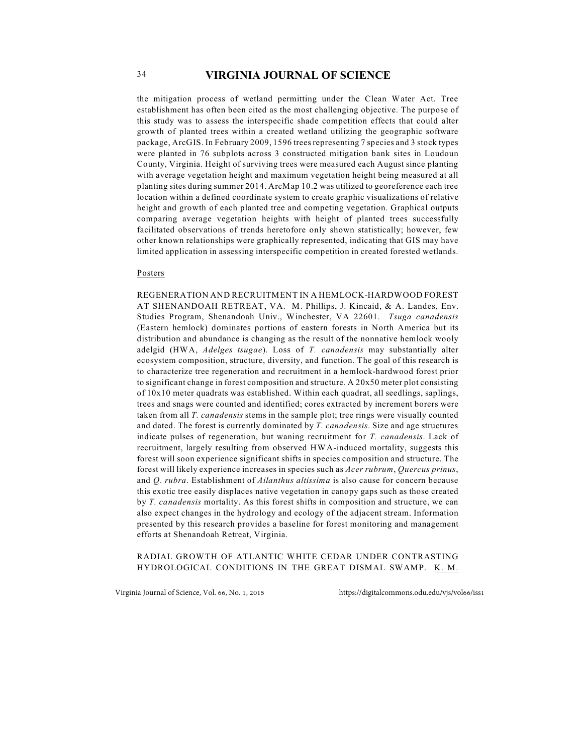the mitigation process of wetland permitting under the Clean Water Act. Tree establishment has often been cited as the most challenging objective. The purpose of this study was to assess the interspecific shade competition effects that could alter growth of planted trees within a created wetland utilizing the geographic software package, ArcGIS. In February 2009, 1596 trees representing 7 species and 3 stock types were planted in 76 subplots across 3 constructed mitigation bank sites in Loudoun County, Virginia. Height of surviving trees were measured each August since planting with average vegetation height and maximum vegetation height being measured at all planting sites during summer 2014. ArcMap 10.2 was utilized to georeference each tree location within a defined coordinate system to create graphic visualizations of relative height and growth of each planted tree and competing vegetation. Graphical outputs comparing average vegetation heights with height of planted trees successfully facilitated observations of trends heretofore only shown statistically; however, few other known relationships were graphically represented, indicating that GIS may have limited application in assessing interspecific competition in created forested wetlands.

Posters

REGENERATION AND RECRUITMENT IN A HEMLOCK-HARDWOOD FOREST AT SHENANDOAH RETREAT, VA. M. Phillips, J. Kincaid, & A. Landes, Env. Studies Program, Shenandoah Univ., Winchester, VA 22601. *Tsuga canadensis* (Eastern hemlock) dominates portions of eastern forests in North America but its distribution and abundance is changing as the result of the nonnative hemlock wooly adelgid (HWA, *Adelges tsugae*). Loss of *T. canadensis* may substantially alter ecosystem composition, structure, diversity, and function. The goal of this research is to characterize tree regeneration and recruitment in a hemlock-hardwood forest prior to significant change in forest composition and structure. A 20x50 meter plot consisting of 10x10 meter quadrats was established. Within each quadrat, all seedlings, saplings, trees and snags were counted and identified; cores extracted by increment borers were taken from all *T. canadensis* stems in the sample plot; tree rings were visually counted and dated. The forest is currently dominated by *T. canadensis*. Size and age structures indicate pulses of regeneration, but waning recruitment for *T. canadensis*. Lack of recruitment, largely resulting from observed HWA-induced mortality, suggests this forest will soon experience significant shifts in species composition and structure. The forest will likely experience increases in species such as *Acer rubrum*, *Quercus prinus*, and *Q. rubra*. Establishment of *Ailanthus altissima* is also cause for concern because this exotic tree easily displaces native vegetation in canopy gaps such as those created by *T. canadensis* mortality. As this forest shifts in composition and structure, we can also expect changes in the hydrology and ecology of the adjacent stream. Information presented by this research provides a baseline for forest monitoring and management efforts at Shenandoah Retreat, Virginia.

RADIAL GROWTH OF ATLANTIC WHITE CEDAR UNDER CONTRASTING HYDROLOGICAL CONDITIONS IN THE GREAT DISMAL SWAMP. <u>K. M.</u>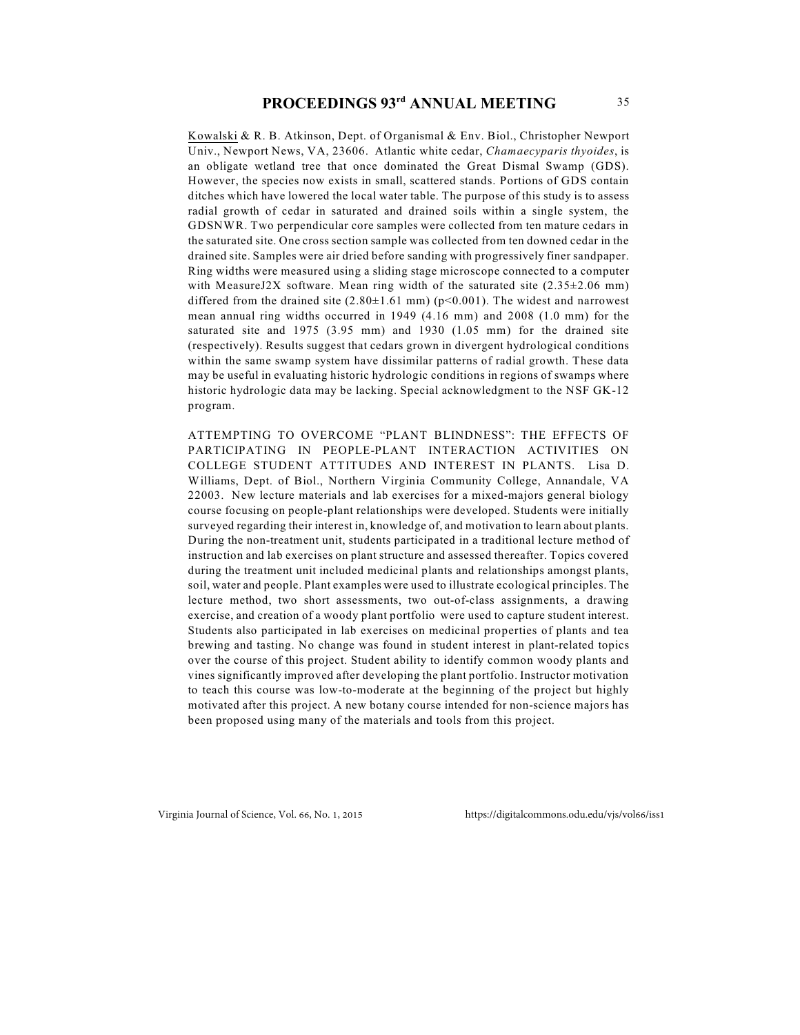Kowalski & R. B. Atkinson, Dept. of Organismal & Env. Biol., Christopher Newport Univ., Newport News, VA, 23606. Atlantic white cedar, *Chamaecyparis thyoides*, is an obligate wetland tree that once dominated the Great Dismal Swamp (GDS). However, the species now exists in small, scattered stands. Portions of GDS contain ditches which have lowered the local water table. The purpose of this study is to assess radial growth of cedar in saturated and drained soils within a single system, the GDSNWR. Two perpendicular core samples were collected from ten mature cedars in the saturated site. One cross section sample was collected from ten downed cedar in the drained site. Samples were air dried before sanding with progressively finer sandpaper. Ring widths were measured using a sliding stage microscope connected to a computer with MeasureJ2X software. Mean ring width of the saturated site ($2.35 \pm 2.06$ mm) differed from the drained site ($2.80 \pm 1.61$ mm) ($p<0.001$). The widest and narrowest mean annual ring widths occurred in 1949 (4.16 mm) and 2008 (1.0 mm) for the saturated site and 1975 (3.95 mm) and 1930 (1.05 mm) for the drained site (respectively). Results suggest that cedars grown in divergent hydrological conditions within the same swamp system have dissimilar patterns of radial growth. These data may be useful in evaluating historic hydrologic conditions in regions of swamps where historic hydrologic data may be lacking. Special acknowledgment to the NSF GK-12 program.

ATTEMPTING TO OVERCOME "PLANT BLINDNESS": THE EFFECTS OF PARTICIPATING IN PEOPLE-PLANT INTERACTION ACTIVITIES ON COLLEGE STUDENT ATTITUDES AND INTEREST IN PLANTS. Lisa D. Williams, Dept. of Biol., Northern Virginia Community College, Annandale, VA 22003. New lecture materials and lab exercises for a mixed-majors general biology course focusing on people-plant relationships were developed. Students were initially surveyed regarding their interest in, knowledge of, and motivation to learn about plants. During the non-treatment unit, students participated in a traditional lecture method of instruction and lab exercises on plant structure and assessed thereafter. Topics covered during the treatment unit included medicinal plants and relationships amongst plants, soil, water and people. Plant examples were used to illustrate ecological principles. The lecture method, two short assessments, two out-of-class assignments, a drawing exercise, and creation of a woody plant portfolio were used to capture student interest. Students also participated in lab exercises on medicinal properties of plants and tea brewing and tasting. No change was found in student interest in plant-related topics over the course of this project. Student ability to identify common woody plants and vines significantly improved after developing the plant portfolio. Instructor motivation to teach this course was low-to-moderate at the beginning of the project but highly motivated after this project. A new botany course intended for non-science majors has been proposed using many of the materials and tools from this project.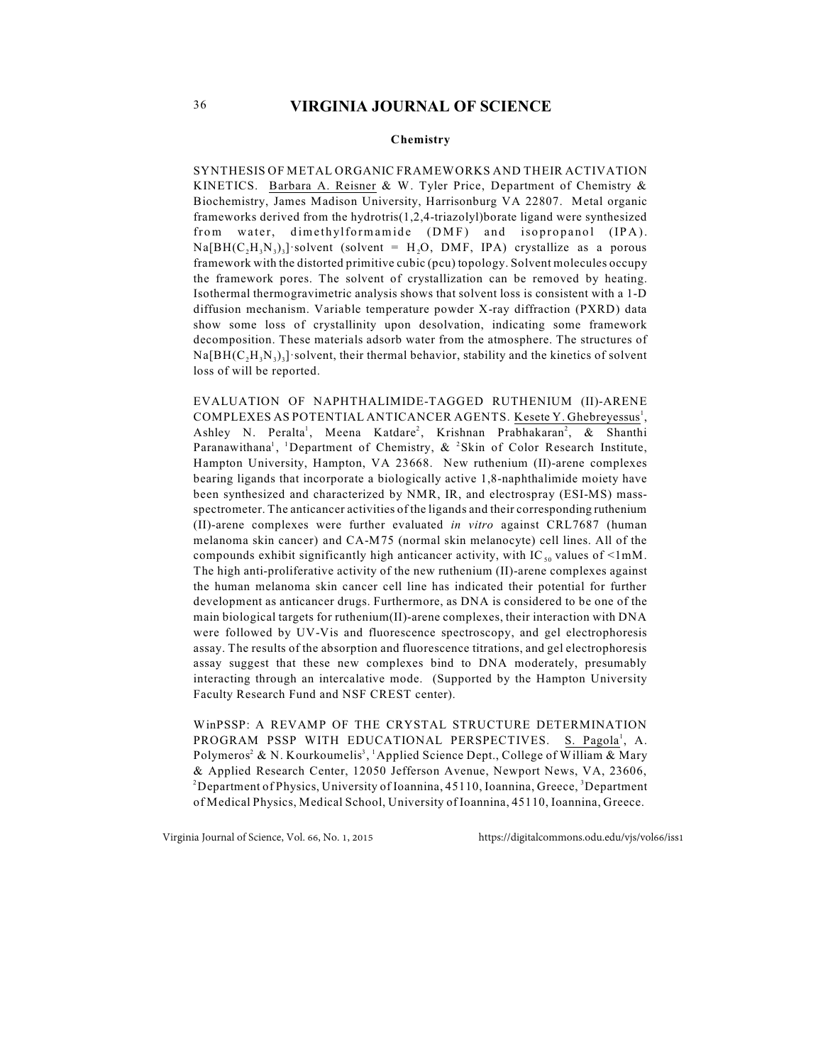## Chemistry

SYNTHESIS OF METAL ORGANIC FRAMEWORKS AND THEIR ACTIVATION KINETICS. Barbara A. Reisner & W. Tyler Price, Department of Chemistry & Biochemistry, James Madison University, Harrisonburg VA 22807. Metal organic frameworks derived from the hydrotris(1,2,4-triazolyl)borate ligand were synthesized from water, dimethylformamide (DMF) and isopropanol (IPA). $Na[BH(C_2H_3N_3)_3]$·solvent (solvent = $H_2O$, DMF, IPA) crystallize as a porous framework with the distorted primitive cubic (pcu) topology. Solvent molecules occupy the framework pores. The solvent of crystallization can be removed by heating. Isothermal thermogravimetric analysis shows that solvent loss is consistent with a 1-D diffusion mechanism. Variable temperature powder X-ray diffraction (PXRD) data show some loss of crystallinity upon desolvation, indicating some framework decomposition. These materials adsorb water from the atmosphere. The structures of $Na[BH(C_2H_3N_3)_3]$·solvent, their thermal behavior, stability and the kinetics of solvent loss of will be reported.

EVALUATION OF NAPHTHALIMIDE-TAGGED RUTHENIUM (II)-ARENE COMPLEXES AS POTENTIAL ANTICANCER AGENTS. Kesete Y. Ghebreyessus[1], Ashley N. Peralta[1], Meena Katdare[2], Krishnan Prabhakaran[2], & Shanthi Paranawithana[1], [1]Department of Chemistry, & [2]Skin of Color Research Institute, Hampton University, Hampton, VA 23668. New ruthenium (II)-arene complexes bearing ligands that incorporate a biologically active 1,8-naphthalimide moiety have been synthesized and characterized by NMR, IR, and electrospray (ESI-MS) mass-spectrometer. The anticancer activities of the ligands and their corresponding ruthenium (II)-arene complexes were further evaluated *in vitro* against CRL7687 (human melanoma skin cancer) and CA-M75 (normal skin melanocyte) cell lines. All of the compounds exhibit significantly high anticancer activity, with $IC_{50}$ values of <1mM. The high anti-proliferative activity of the new ruthenium (II)-arene complexes against the human melanoma skin cancer cell line has indicated their potential for further development as anticancer drugs. Furthermore, as DNA is considered to be one of the main biological targets for ruthenium(II)-arene complexes, their interaction with DNA were followed by UV-Vis and fluorescence spectroscopy, and gel electrophoresis assay. The results of the absorption and fluorescence titrations, and gel electrophoresis assay suggest that these new complexes bind to DNA moderately, presumably interacting through an intercalative mode. (Supported by the Hampton University Faculty Research Fund and NSF CREST center).

WinPSSP: A REVAMP OF THE CRYSTAL STRUCTURE DETERMINATION PROGRAM PSSP WITH EDUCATIONAL PERSPECTIVES. S. Pagola[1], A. Polymeros[2] & N. Kourkoumelis[3], [1]Applied Science Dept., College of William & Mary & Applied Research Center, 12050 Jefferson Avenue, Newport News, VA, 23606, [2]Department of Physics, University of Ioannina, 45110, Ioannina, Greece, [3]Department of Medical Physics, Medical School, University of Ioannina, 45110, Ioannina, Greece.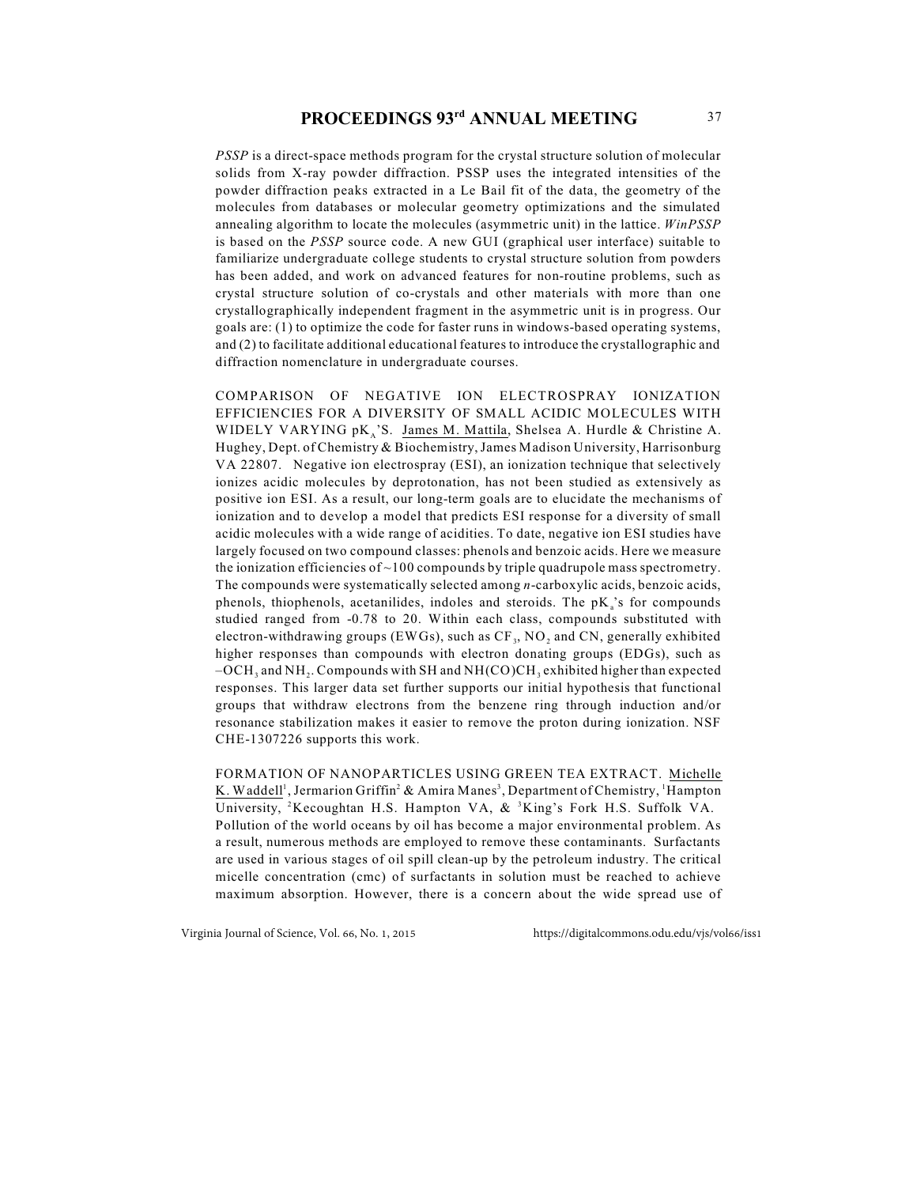*PSSP* is a direct-space methods program for the crystal structure solution of molecular solids from X-ray powder diffraction. PSSP uses the integrated intensities of the powder diffraction peaks extracted in a Le Bail fit of the data, the geometry of the molecules from databases or molecular geometry optimizations and the simulated annealing algorithm to locate the molecules (asymmetric unit) in the lattice. *WinPSSP* is based on the *PSSP* source code. A new GUI (graphical user interface) suitable to familiarize undergraduate college students to crystal structure solution from powders has been added, and work on advanced features for non-routine problems, such as crystal structure solution of co-crystals and other materials with more than one crystallographically independent fragment in the asymmetric unit is in progress. Our goals are: (1) to optimize the code for faster runs in windows-based operating systems, and (2) to facilitate additional educational features to introduce the crystallographic and diffraction nomenclature in undergraduate courses.

COMPARISON OF NEGATIVE ION ELECTROSPRAY IONIZATION EFFICIENCIES FOR A DIVERSITY OF SMALL ACIDIC MOLECULES WITH WIDELY VARYING $pK_A$'S. James M. Mattila, Shelsea A. Hurdle & Christine A. Hughey, Dept. of Chemistry & Biochemistry, James Madison University, Harrisonburg VA 22807. Negative ion electrospray (ESI), an ionization technique that selectively ionizes acidic molecules by deprotonation, has not been studied as extensively as positive ion ESI. As a result, our long-term goals are to elucidate the mechanisms of ionization and to develop a model that predicts ESI response for a diversity of small acidic molecules with a wide range of acidities. To date, negative ion ESI studies have largely focused on two compound classes: phenols and benzoic acids. Here we measure the ionization efficiencies of ~100 compounds by triple quadrupole mass spectrometry. The compounds were systematically selected among *n*-carboxylic acids, benzoic acids, phenols, thiophenols, acetanilides, indoles and steroids. The $pK_a$'s for compounds studied ranged from -0.78 to 20. Within each class, compounds substituted with electron-withdrawing groups (EWGs), such as $CF_3$, $NO_2$ and CN, generally exhibited higher responses than compounds with electron donating groups (EDGs), such as $-OCH_3$ and $NH_2$. Compounds with SH and $NH(CO)CH_3$ exhibited higher than expected responses. This larger data set further supports our initial hypothesis that functional groups that withdraw electrons from the benzene ring through induction and/or resonance stabilization makes it easier to remove the proton during ionization. NSF CHE-1307226 supports this work.

FORMATION OF NANOPARTICLES USING GREEN TEA EXTRACT. Michelle K. Waddell[1], Jermarion Griffin[2] & Amira Manes[3], Department of Chemistry, [1]Hampton University, [2]Kecoughtan H.S. Hampton VA, & [3]King's Fork H.S. Suffolk VA. Pollution of the world oceans by oil has become a major environmental problem. As a result, numerous methods are employed to remove these contaminants. Surfactants are used in various stages of oil spill clean-up by the petroleum industry. The critical micelle concentration (cmc) of surfactants in solution must be reached to achieve maximum absorption. However, there is a concern about the wide spread use of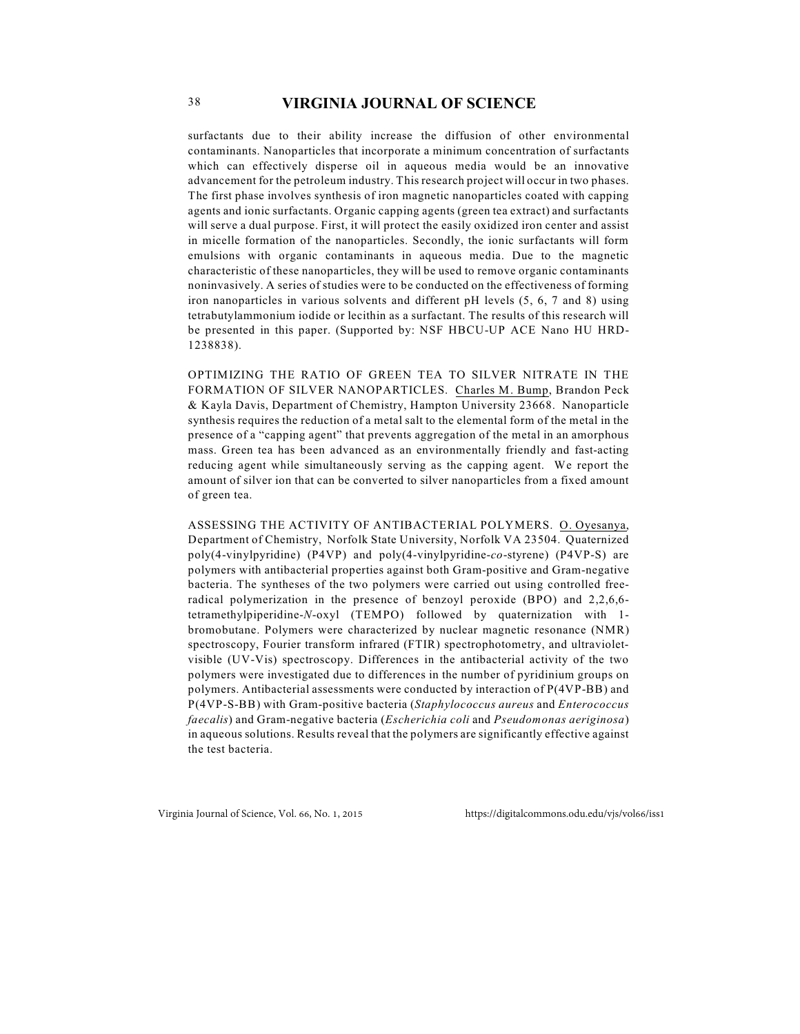surfactants due to their ability increase the diffusion of other environmental contaminants. Nanoparticles that incorporate a minimum concentration of surfactants which can effectively disperse oil in aqueous media would be an innovative advancement for the petroleum industry. This research project will occur in two phases. The first phase involves synthesis of iron magnetic nanoparticles coated with capping agents and ionic surfactants. Organic capping agents (green tea extract) and surfactants will serve a dual purpose. First, it will protect the easily oxidized iron center and assist in micelle formation of the nanoparticles. Secondly, the ionic surfactants will form emulsions with organic contaminants in aqueous media. Due to the magnetic characteristic of these nanoparticles, they will be used to remove organic contaminants noninvasively. A series of studies were to be conducted on the effectiveness of forming iron nanoparticles in various solvents and different pH levels (5, 6, 7 and 8) using tetrabutylammonium iodide or lecithin as a surfactant. The results of this research will be presented in this paper. (Supported by: NSF HBCU-UP ACE Nano HU HRD-1238838).

OPTIMIZING THE RATIO OF GREEN TEA TO SILVER NITRATE IN THE FORMATION OF SILVER NANOPARTICLES. Charles M. Bump, Brandon Peck & Kayla Davis, Department of Chemistry, Hampton University 23668. Nanoparticle synthesis requires the reduction of a metal salt to the elemental form of the metal in the presence of a "capping agent" that prevents aggregation of the metal in an amorphous mass. Green tea has been advanced as an environmentally friendly and fast-acting reducing agent while simultaneously serving as the capping agent. We report the amount of silver ion that can be converted to silver nanoparticles from a fixed amount of green tea.

ASSESSING THE ACTIVITY OF ANTIBACTERIAL POLYMERS. O. Oyesanya, Department of Chemistry, Norfolk State University, Norfolk VA 23504. Quaternized poly(4-vinylpyridine) (P4VP) and poly(4-vinylpyridine-*co*-styrene) (P4VP-S) are polymers with antibacterial properties against both Gram-positive and Gram-negative bacteria. The syntheses of the two polymers were carried out using controlled free-radical polymerization in the presence of benzoyl peroxide (BPO) and 2,2,6,6-tetramethylpiperidine-*N*-oxyl (TEMPO) followed by quaternization with 1-bromobutane. Polymers were characterized by nuclear magnetic resonance (NMR) spectroscopy, Fourier transform infrared (FTIR) spectrophotometry, and ultraviolet-visible (UV-Vis) spectroscopy. Differences in the antibacterial activity of the two polymers were investigated due to differences in the number of pyridinium groups on polymers. Antibacterial assessments were conducted by interaction of P(4VP-BB) and P(4VP-S-BB) with Gram-positive bacteria (*Staphylococcus aureus* and *Enterococcus faecalis*) and Gram-negative bacteria (*Escherichia coli* and *Pseudomonas aeriginosa*) in aqueous solutions. Results reveal that the polymers are significantly effective against the test bacteria.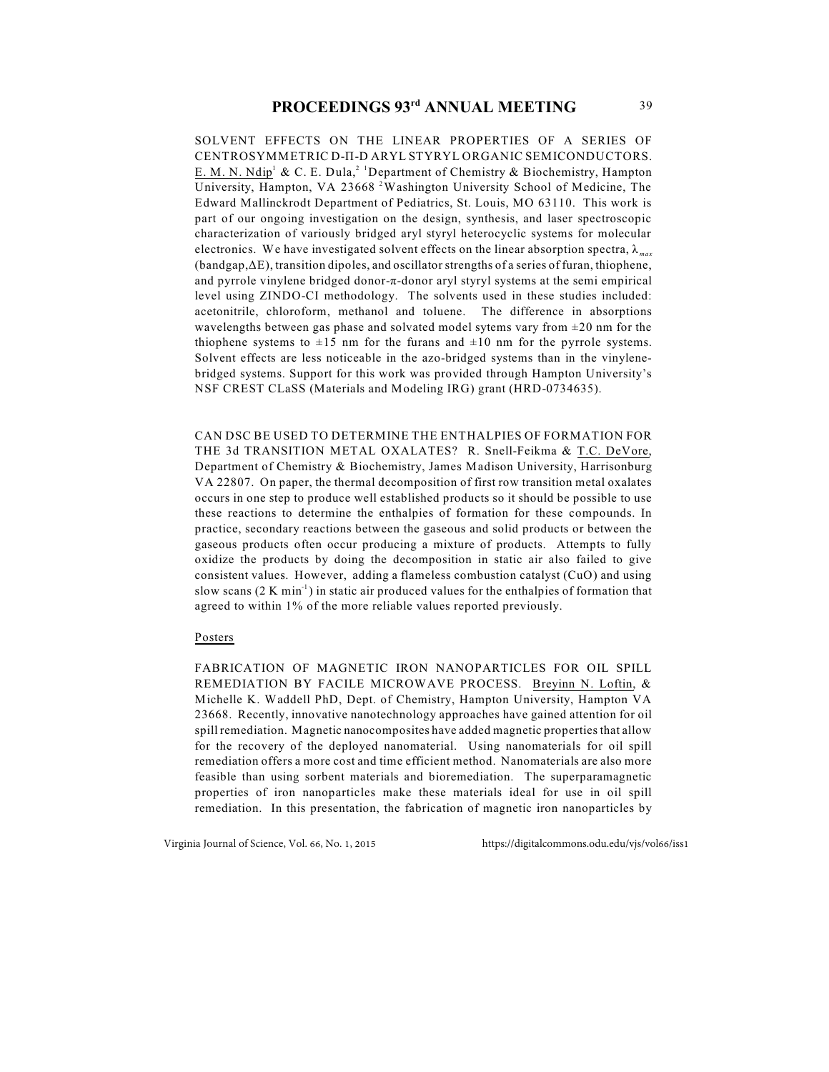SOLVENT EFFECTS ON THE LINEAR PROPERTIES OF A SERIES OF CENTROSYMMETRIC D-Π-D ARYL STYRYL ORGANIC SEMICONDUCTORS. E. M. N. Ndip[1] & C. E. Dula,[2] [1]Department of Chemistry & Biochemistry, Hampton University, Hampton, VA 23668 [2]Washington University School of Medicine, The Edward Mallinckrodt Department of Pediatrics, St. Louis, MO 63110. This work is part of our ongoing investigation on the design, synthesis, and laser spectroscopic characterization of variously bridged aryl styryl heterocyclic systems for molecular electronics. We have investigated solvent effects on the linear absorption spectra, $\lambda_{max}$ (bandgap,$\Delta$E), transition dipoles, and oscillator strengths of a series of furan, thiophene, and pyrrole vinylene bridged donor-$\pi$-donor aryl styryl systems at the semi empirical level using ZINDO-CI methodology. The solvents used in these studies included: acetonitrile, chloroform, methanol and toluene. The difference in absorptions wavelengths between gas phase and solvated model sytems vary from ±20 nm for the thiophene systems to ±15 nm for the furans and ±10 nm for the pyrrole systems. Solvent effects are less noticeable in the azo-bridged systems than in the vinylene-bridged systems. Support for this work was provided through Hampton University's NSF CREST CLaSS (Materials and Modeling IRG) grant (HRD-0734635).

CAN DSC BE USED TO DETERMINE THE ENTHALPIES OF FORMATION FOR THE 3d TRANSITION METAL OXALATES? R. Snell-Feikma & T.C. DeVore, Department of Chemistry & Biochemistry, James Madison University, Harrisonburg VA 22807. On paper, the thermal decomposition of first row transition metal oxalates occurs in one step to produce well established products so it should be possible to use these reactions to determine the enthalpies of formation for these compounds. In practice, secondary reactions between the gaseous and solid products or between the gaseous products often occur producing a mixture of products. Attempts to fully oxidize the products by doing the decomposition in static air also failed to give consistent values. However, adding a flameless combustion catalyst (CuO) and using slow scans (2 K min$^{-1}$) in static air produced values for the enthalpies of formation that agreed to within 1% of the more reliable values reported previously.

## Posters

FABRICATION OF MAGNETIC IRON NANOPARTICLES FOR OIL SPILL REMEDIATION BY FACILE MICROWAVE PROCESS. Breyinn N. Loftin, & Michelle K. Waddell PhD, Dept. of Chemistry, Hampton University, Hampton VA 23668. Recently, innovative nanotechnology approaches have gained attention for oil spill remediation. Magnetic nanocomposites have added magnetic properties that allow for the recovery of the deployed nanomaterial. Using nanomaterials for oil spill remediation offers a more cost and time efficient method. Nanomaterials are also more feasible than using sorbent materials and bioremediation. The superparamagnetic properties of iron nanoparticles make these materials ideal for use in oil spill remediation. In this presentation, the fabrication of magnetic iron nanoparticles by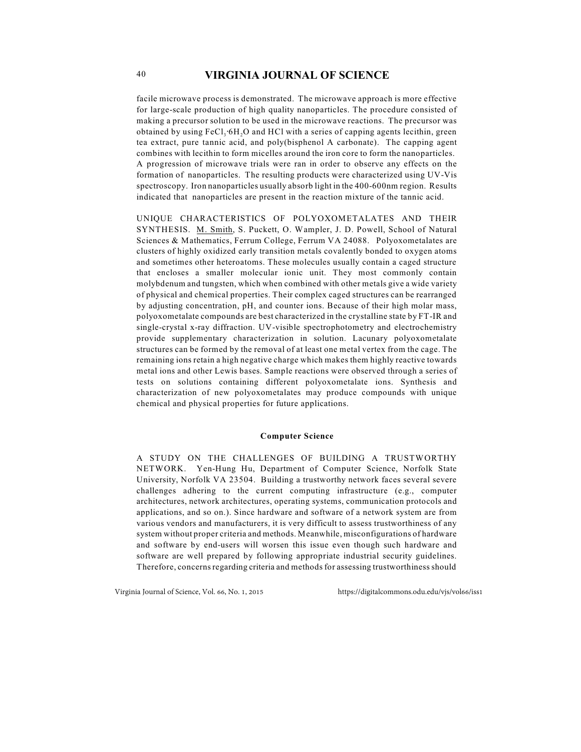facile microwave process is demonstrated. The microwave approach is more effective for large-scale production of high quality nanoparticles. The procedure consisted of making a precursor solution to be used in the microwave reactions. The precursor was obtained by using $FeCl_3 \cdot 6H_2O$ and HCl with a series of capping agents lecithin, green tea extract, pure tannic acid, and poly(bisphenol A carbonate). The capping agent combines with lecithin to form micelles around the iron core to form the nanoparticles. A progression of microwave trials were ran in order to observe any effects on the formation of nanoparticles. The resulting products were characterized using UV-Vis spectroscopy. Iron nanoparticles usually absorb light in the 400-600nm region. Results indicated that nanoparticles are present in the reaction mixture of the tannic acid.

UNIQUE CHARACTERISTICS OF POLYOXOMETALATES AND THEIR SYNTHESIS. M. Smith, S. Puckett, O. Wampler, J. D. Powell, School of Natural Sciences & Mathematics, Ferrum College, Ferrum VA 24088. Polyoxometalates are clusters of highly oxidized early transition metals covalently bonded to oxygen atoms and sometimes other heteroatoms. These molecules usually contain a caged structure that encloses a smaller molecular ionic unit. They most commonly contain molybdenum and tungsten, which when combined with other metals give a wide variety of physical and chemical properties. Their complex caged structures can be rearranged by adjusting concentration, pH, and counter ions. Because of their high molar mass, polyoxometalate compounds are best characterized in the crystalline state by FT-IR and single-crystal x-ray diffraction. UV-visible spectrophotometry and electrochemistry provide supplementary characterization in solution. Lacunary polyoxometalate structures can be formed by the removal of at least one metal vertex from the cage. The remaining ions retain a high negative charge which makes them highly reactive towards metal ions and other Lewis bases. Sample reactions were observed through a series of tests on solutions containing different polyoxometalate ions. Synthesis and characterization of new polyoxometalates may produce compounds with unique chemical and physical properties for future applications.

### Computer Science

A STUDY ON THE CHALLENGES OF BUILDING A TRUSTWORTHY NETWORK. Yen-Hung Hu, Department of Computer Science, Norfolk State University, Norfolk VA 23504. Building a trustworthy network faces several severe challenges adhering to the current computing infrastructure (e.g., computer architectures, network architectures, operating systems, communication protocols and applications, and so on.). Since hardware and software of a network system are from various vendors and manufacturers, it is very difficult to assess trustworthiness of any system without proper criteria and methods. Meanwhile, misconfigurations of hardware and software by end-users will worsen this issue even though such hardware and software are well prepared by following appropriate industrial security guidelines. Therefore, concerns regarding criteria and methods for assessing trustworthiness should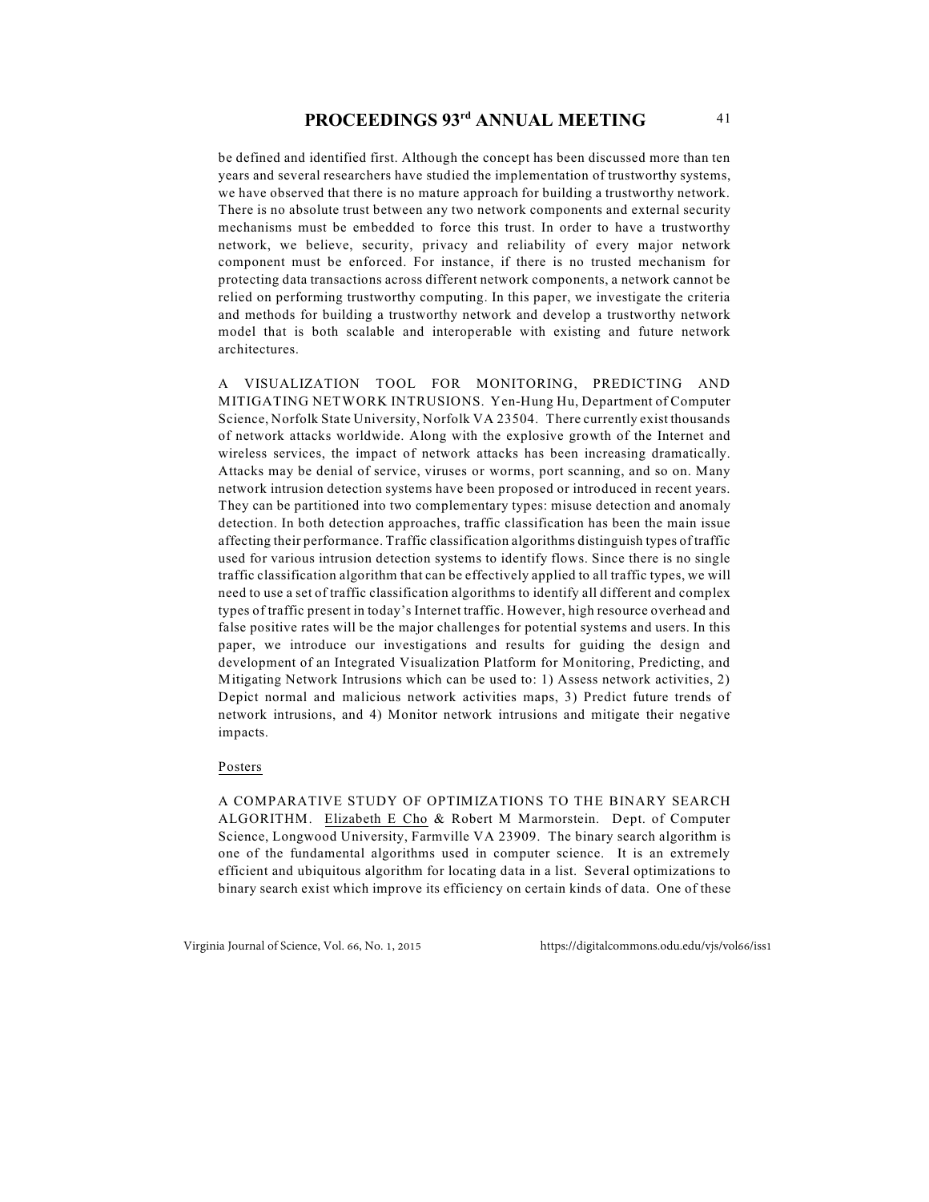be defined and identified first. Although the concept has been discussed more than ten years and several researchers have studied the implementation of trustworthy systems, we have observed that there is no mature approach for building a trustworthy network. There is no absolute trust between any two network components and external security mechanisms must be embedded to force this trust. In order to have a trustworthy network, we believe, security, privacy and reliability of every major network component must be enforced. For instance, if there is no trusted mechanism for protecting data transactions across different network components, a network cannot be relied on performing trustworthy computing. In this paper, we investigate the criteria and methods for building a trustworthy network and develop a trustworthy network model that is both scalable and interoperable with existing and future network architectures.

A VISUALIZATION TOOL FOR MONITORING, PREDICTING AND MITIGATING NETWORK INTRUSIONS. Yen-Hung Hu, Department of Computer Science, Norfolk State University, Norfolk VA 23504. There currently exist thousands of network attacks worldwide. Along with the explosive growth of the Internet and wireless services, the impact of network attacks has been increasing dramatically. Attacks may be denial of service, viruses or worms, port scanning, and so on. Many network intrusion detection systems have been proposed or introduced in recent years. They can be partitioned into two complementary types: misuse detection and anomaly detection. In both detection approaches, traffic classification has been the main issue affecting their performance. Traffic classification algorithms distinguish types of traffic used for various intrusion detection systems to identify flows. Since there is no single traffic classification algorithm that can be effectively applied to all traffic types, we will need to use a set of traffic classification algorithms to identify all different and complex types of traffic present in today's Internet traffic. However, high resource overhead and false positive rates will be the major challenges for potential systems and users. In this paper, we introduce our investigations and results for guiding the design and development of an Integrated Visualization Platform for Monitoring, Predicting, and Mitigating Network Intrusions which can be used to: 1) Assess network activities, 2) Depict normal and malicious network activities maps, 3) Predict future trends of network intrusions, and 4) Monitor network intrusions and mitigate their negative impacts.

Posters

A COMPARATIVE STUDY OF OPTIMIZATIONS TO THE BINARY SEARCH ALGORITHM. Elizabeth E Cho & Robert M Marmorstein. Dept. of Computer Science, Longwood University, Farmville VA 23909. The binary search algorithm is one of the fundamental algorithms used in computer science. It is an extremely efficient and ubiquitous algorithm for locating data in a list. Several optimizations to binary search exist which improve its efficiency on certain kinds of data. One of these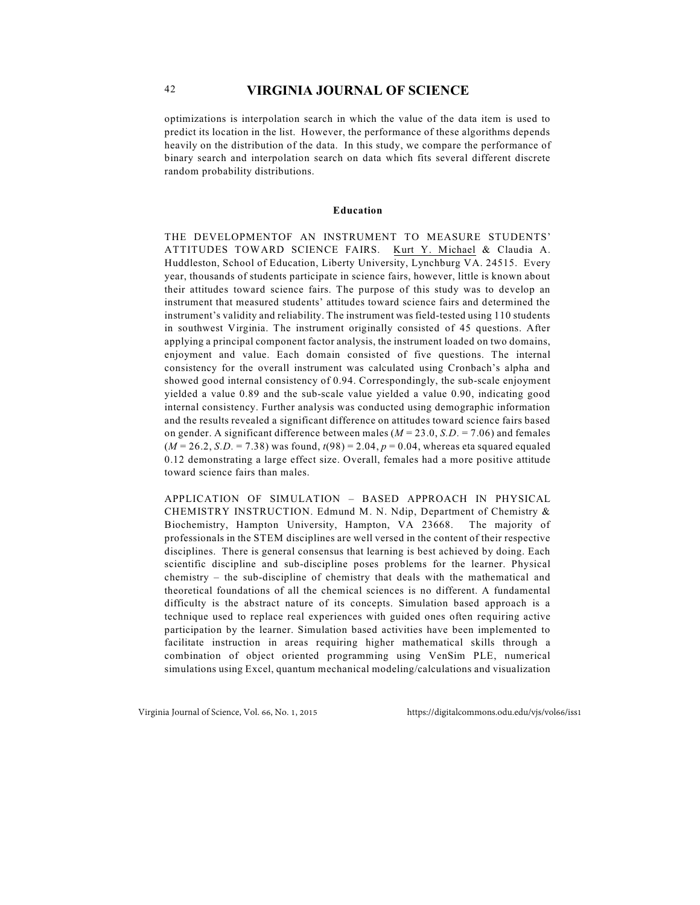optimizations is interpolation search in which the value of the data item is used to predict its location in the list. However, the performance of these algorithms depends heavily on the distribution of the data. In this study, we compare the performance of binary search and interpolation search on data which fits several different discrete random probability distributions.

## Education

THE DEVELOPMENTOF AN INSTRUMENT TO MEASURE STUDENTS' ATTITUDES TOWARD SCIENCE FAIRS. Kurt Y. Michael & Claudia A. Huddleston, School of Education, Liberty University, Lynchburg VA. 24515. Every year, thousands of students participate in science fairs, however, little is known about their attitudes toward science fairs. The purpose of this study was to develop an instrument that measured students' attitudes toward science fairs and determined the instrument's validity and reliability. The instrument was field-tested using 110 students in southwest Virginia. The instrument originally consisted of 45 questions. After applying a principal component factor analysis, the instrument loaded on two domains, enjoyment and value. Each domain consisted of five questions. The internal consistency for the overall instrument was calculated using Cronbach's alpha and showed good internal consistency of 0.94. Correspondingly, the sub-scale enjoyment yielded a value 0.89 and the sub-scale value yielded a value 0.90, indicating good internal consistency. Further analysis was conducted using demographic information and the results revealed a significant difference on attitudes toward science fairs based on gender. A significant difference between males ($M = 23.0$, $S.D. = 7.06$) and females ($M = 26.2$, $S.D. = 7.38$) was found, $t(98) = 2.04$, $p = 0.04$, whereas eta squared equaled 0.12 demonstrating a large effect size. Overall, females had a more positive attitude toward science fairs than males.

APPLICATION OF SIMULATION – BASED APPROACH IN PHYSICAL CHEMISTRY INSTRUCTION. Edmund M. N. Ndip, Department of Chemistry & Biochemistry, Hampton University, Hampton, VA 23668. The majority of professionals in the STEM disciplines are well versed in the content of their respective disciplines. There is general consensus that learning is best achieved by doing. Each scientific discipline and sub-discipline poses problems for the learner. Physical chemistry – the sub-discipline of chemistry that deals with the mathematical and theoretical foundations of all the chemical sciences is no different. A fundamental difficulty is the abstract nature of its concepts. Simulation based approach is a technique used to replace real experiences with guided ones often requiring active participation by the learner. Simulation based activities have been implemented to facilitate instruction in areas requiring higher mathematical skills through a combination of object oriented programming using VenSim PLE, numerical simulations using Excel, quantum mechanical modeling/calculations and visualization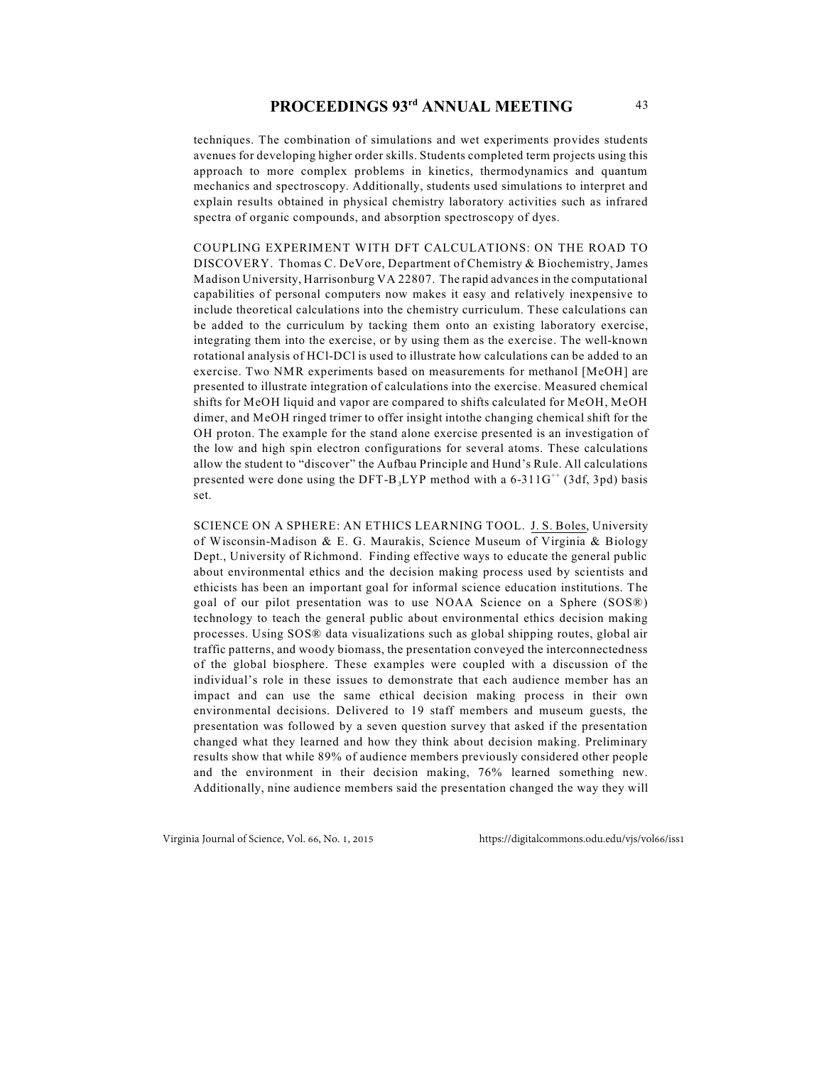techniques. The combination of simulations and wet experiments provides students avenues for developing higher order skills. Students completed term projects using this approach to more complex problems in kinetics, thermodynamics and quantum mechanics and spectroscopy. Additionally, students used simulations to interpret and explain results obtained in physical chemistry laboratory activities such as infrared spectra of organic compounds, and absorption spectroscopy of dyes.

COUPLING EXPERIMENT WITH DFT CALCULATIONS: ON THE ROAD TO DISCOVERY. Thomas C. DeVore, Department of Chemistry & Biochemistry, James Madison University, Harrisonburg VA 22807. The rapid advances in the computational capabilities of personal computers now makes it easy and relatively inexpensive to include theoretical calculations into the chemistry curriculum. These calculations can be added to the curriculum by tacking them onto an existing laboratory exercise, integrating them into the exercise, or by using them as the exercise. The well-known rotational analysis of HCl-DCl is used to illustrate how calculations can be added to an exercise. Two NMR experiments based on measurements for methanol [MeOH] are presented to illustrate integration of calculations into the exercise. Measured chemical shifts for MeOH liquid and vapor are compared to shifts calculated for MeOH, MeOH dimer, and MeOH ringed trimer to offer insight intothe changing chemical shift for the OH proton. The example for the stand alone exercise presented is an investigation of the low and high spin electron configurations for several atoms. These calculations allow the student to "discover" the Aufbau Principle and Hund's Rule. All calculations presented were done using the DFT-$B_3$LYP method with a 6-311$G^{++}$ (3df, 3pd) basis set.

SCIENCE ON A SPHERE: AN ETHICS LEARNING TOOL. J. S. Boles, University of Wisconsin-Madison & E. G. Maurakis, Science Museum of Virginia & Biology Dept., University of Richmond. Finding effective ways to educate the general public about environmental ethics and the decision making process used by scientists and ethicists has been an important goal for informal science education institutions. The goal of our pilot presentation was to use NOAA Science on a Sphere (SOS®) technology to teach the general public about environmental ethics decision making processes. Using SOS® data visualizations such as global shipping routes, global air traffic patterns, and woody biomass, the presentation conveyed the interconnectedness of the global biosphere. These examples were coupled with a discussion of the individual's role in these issues to demonstrate that each audience member has an impact and can use the same ethical decision making process in their own environmental decisions. Delivered to 19 staff members and museum guests, the presentation was followed by a seven question survey that asked if the presentation changed what they learned and how they think about decision making. Preliminary results show that while 89% of audience members previously considered other people and the environment in their decision making, 76% learned something new. Additionally, nine audience members said the presentation changed the way they will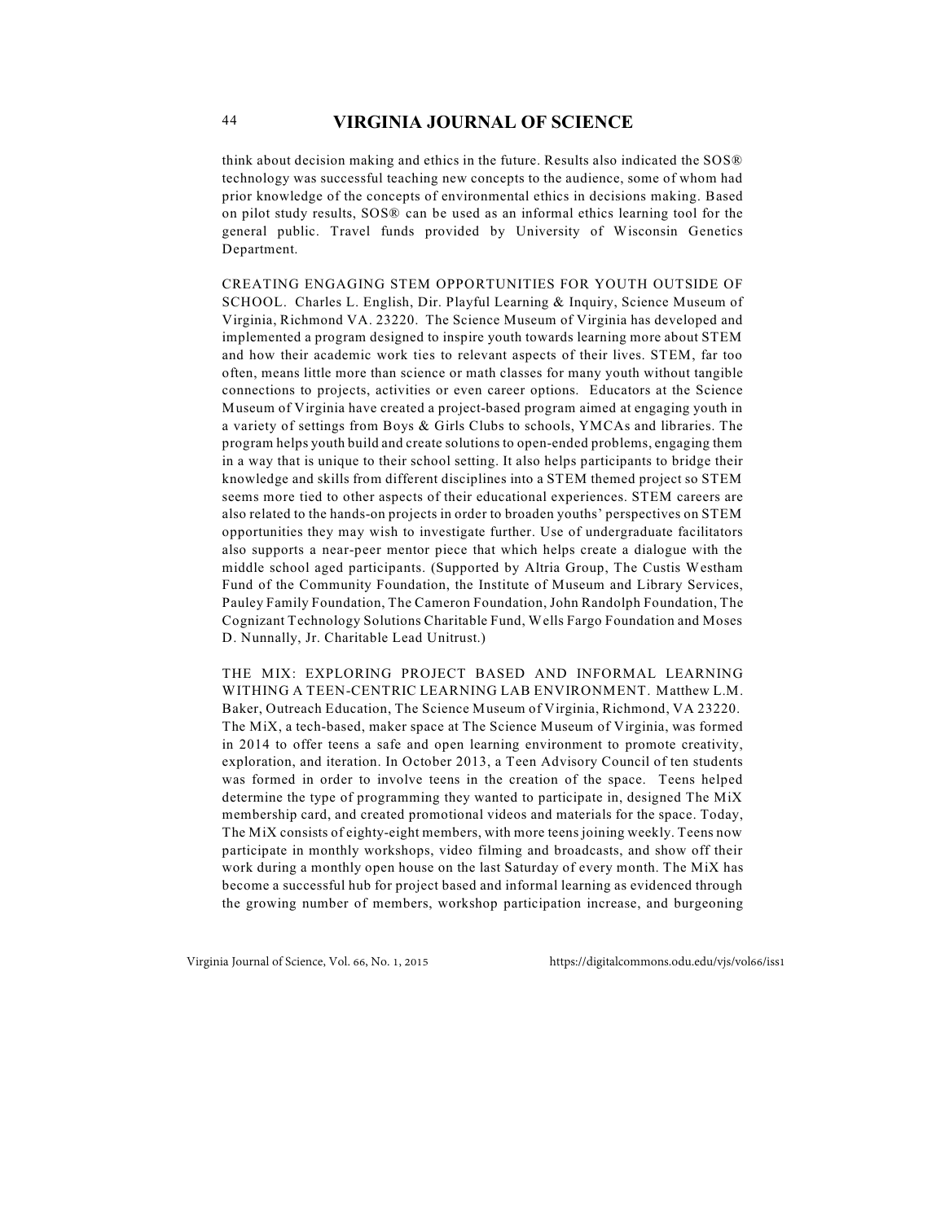think about decision making and ethics in the future. Results also indicated the SOS® technology was successful teaching new concepts to the audience, some of whom had prior knowledge of the concepts of environmental ethics in decisions making. Based on pilot study results, SOS® can be used as an informal ethics learning tool for the general public. Travel funds provided by University of Wisconsin Genetics Department.

CREATING ENGAGING STEM OPPORTUNITIES FOR YOUTH OUTSIDE OF SCHOOL. Charles L. English, Dir. Playful Learning & Inquiry, Science Museum of Virginia, Richmond VA. 23220. The Science Museum of Virginia has developed and implemented a program designed to inspire youth towards learning more about STEM and how their academic work ties to relevant aspects of their lives. STEM, far too often, means little more than science or math classes for many youth without tangible connections to projects, activities or even career options. Educators at the Science Museum of Virginia have created a project-based program aimed at engaging youth in a variety of settings from Boys & Girls Clubs to schools, YMCAs and libraries. The program helps youth build and create solutions to open-ended problems, engaging them in a way that is unique to their school setting. It also helps participants to bridge their knowledge and skills from different disciplines into a STEM themed project so STEM seems more tied to other aspects of their educational experiences. STEM careers are also related to the hands-on projects in order to broaden youths' perspectives on STEM opportunities they may wish to investigate further. Use of undergraduate facilitators also supports a near-peer mentor piece that which helps create a dialogue with the middle school aged participants. (Supported by Altria Group, The Custis Westham Fund of the Community Foundation, the Institute of Museum and Library Services, Pauley Family Foundation, The Cameron Foundation, John Randolph Foundation, The Cognizant Technology Solutions Charitable Fund, Wells Fargo Foundation and Moses D. Nunnally, Jr. Charitable Lead Unitrust.)

THE MIX: EXPLORING PROJECT BASED AND INFORMAL LEARNING WITHING A TEEN-CENTRIC LEARNING LAB ENVIRONMENT. Matthew L.M. Baker, Outreach Education, The Science Museum of Virginia, Richmond, VA 23220. The MiX, a tech-based, maker space at The Science Museum of Virginia, was formed in 2014 to offer teens a safe and open learning environment to promote creativity, exploration, and iteration. In October 2013, a Teen Advisory Council of ten students was formed in order to involve teens in the creation of the space. Teens helped determine the type of programming they wanted to participate in, designed The MiX membership card, and created promotional videos and materials for the space. Today, The MiX consists of eighty-eight members, with more teens joining weekly. Teens now participate in monthly workshops, video filming and broadcasts, and show off their work during a monthly open house on the last Saturday of every month. The MiX has become a successful hub for project based and informal learning as evidenced through the growing number of members, workshop participation increase, and burgeoning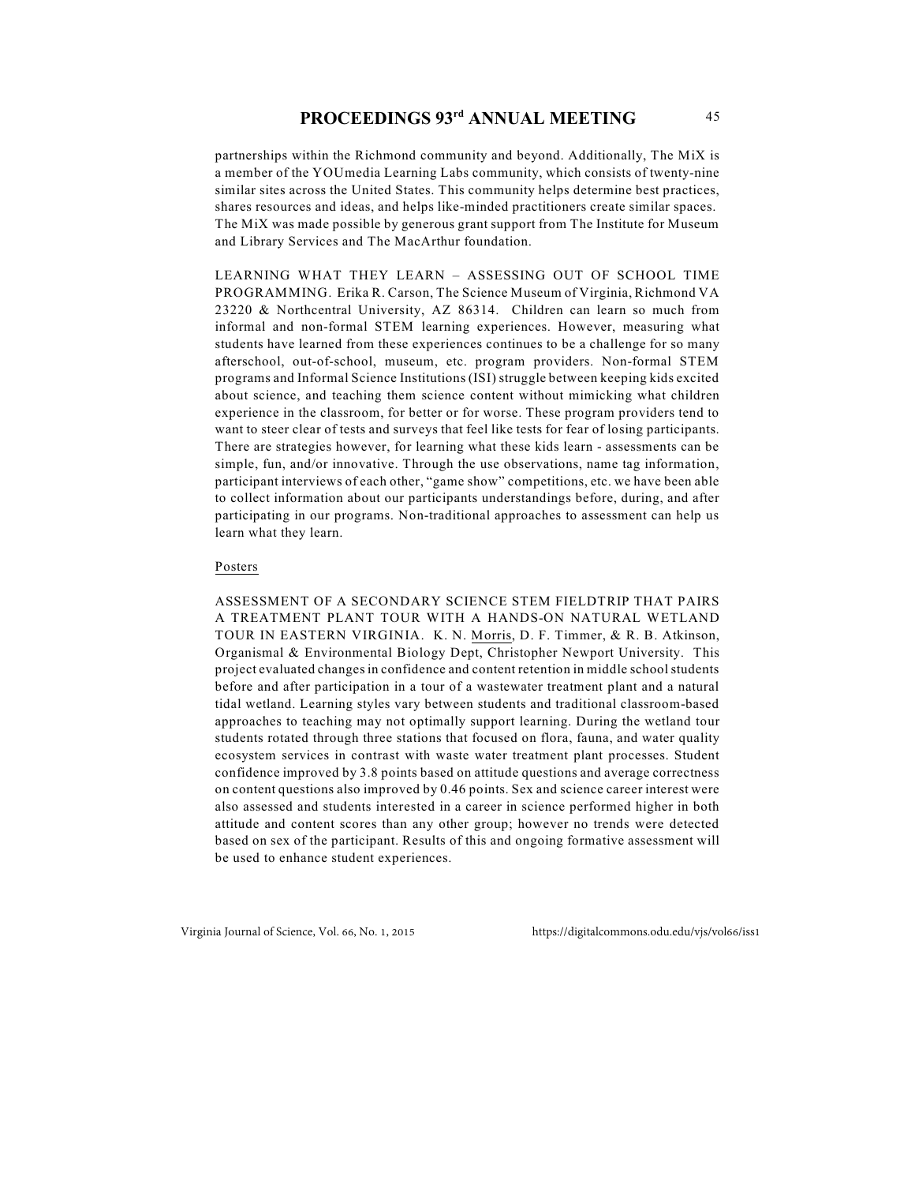partnerships within the Richmond community and beyond. Additionally, The MiX is a member of the YOUmedia Learning Labs community, which consists of twenty-nine similar sites across the United States. This community helps determine best practices, shares resources and ideas, and helps like-minded practitioners create similar spaces. The MiX was made possible by generous grant support from The Institute for Museum and Library Services and The MacArthur foundation.

LEARNING WHAT THEY LEARN – ASSESSING OUT OF SCHOOL TIME PROGRAMMING. Erika R. Carson, The Science Museum of Virginia, Richmond VA 23220 & Northcentral University, AZ 86314. Children can learn so much from informal and non-formal STEM learning experiences. However, measuring what students have learned from these experiences continues to be a challenge for so many afterschool, out-of-school, museum, etc. program providers. Non-formal STEM programs and Informal Science Institutions (ISI) struggle between keeping kids excited about science, and teaching them science content without mimicking what children experience in the classroom, for better or for worse. These program providers tend to want to steer clear of tests and surveys that feel like tests for fear of losing participants. There are strategies however, for learning what these kids learn - assessments can be simple, fun, and/or innovative. Through the use observations, name tag information, participant interviews of each other, "game show" competitions, etc. we have been able to collect information about our participants understandings before, during, and after participating in our programs. Non-traditional approaches to assessment can help us learn what they learn.

Posters

ASSESSMENT OF A SECONDARY SCIENCE STEM FIELDTRIP THAT PAIRS A TREATMENT PLANT TOUR WITH A HANDS-ON NATURAL WETLAND TOUR IN EASTERN VIRGINIA. K. N. Morris, D. F. Timmer, & R. B. Atkinson, Organismal & Environmental Biology Dept, Christopher Newport University. This project evaluated changes in confidence and content retention in middle school students before and after participation in a tour of a wastewater treatment plant and a natural tidal wetland. Learning styles vary between students and traditional classroom-based approaches to teaching may not optimally support learning. During the wetland tour students rotated through three stations that focused on flora, fauna, and water quality ecosystem services in contrast with waste water treatment plant processes. Student confidence improved by 3.8 points based on attitude questions and average correctness on content questions also improved by 0.46 points. Sex and science career interest were also assessed and students interested in a career in science performed higher in both attitude and content scores than any other group; however no trends were detected based on sex of the participant. Results of this and ongoing formative assessment will be used to enhance student experiences.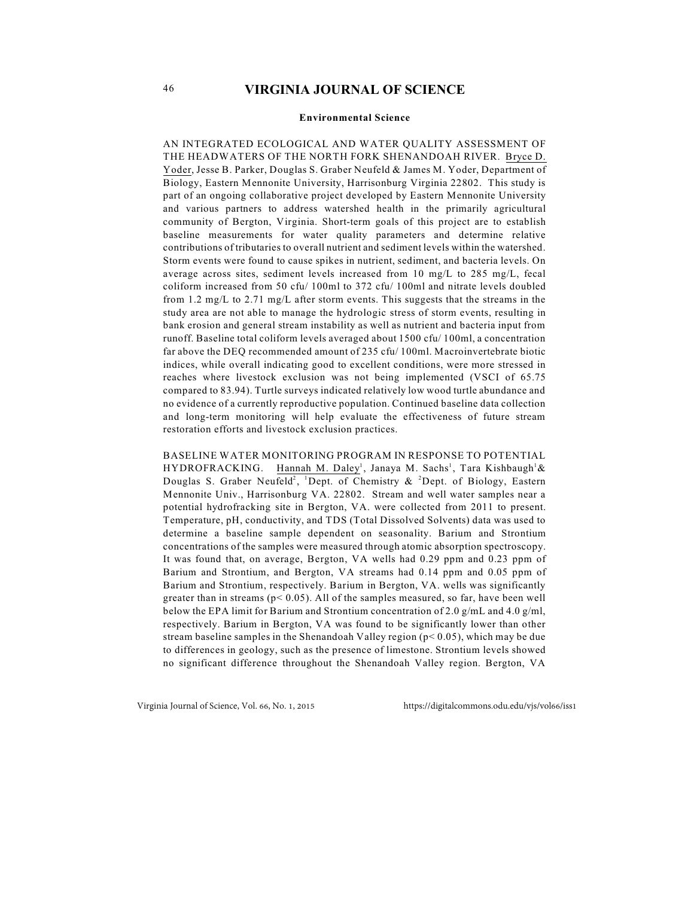## Environmental Science

AN INTEGRATED ECOLOGICAL AND WATER QUALITY ASSESSMENT OF THE HEADWATERS OF THE NORTH FORK SHENANDOAH RIVER. Bryce D. Yoder, Jesse B. Parker, Douglas S. Graber Neufeld & James M. Yoder, Department of Biology, Eastern Mennonite University, Harrisonburg Virginia 22802. This study is part of an ongoing collaborative project developed by Eastern Mennonite University and various partners to address watershed health in the primarily agricultural community of Bergton, Virginia. Short-term goals of this project are to establish baseline measurements for water quality parameters and determine relative contributions of tributaries to overall nutrient and sediment levels within the watershed. Storm events were found to cause spikes in nutrient, sediment, and bacteria levels. On average across sites, sediment levels increased from 10 mg/L to 285 mg/L, fecal coliform increased from 50 cfu/ 100ml to 372 cfu/ 100ml and nitrate levels doubled from 1.2 mg/L to 2.71 mg/L after storm events. This suggests that the streams in the study area are not able to manage the hydrologic stress of storm events, resulting in bank erosion and general stream instability as well as nutrient and bacteria input from runoff. Baseline total coliform levels averaged about 1500 cfu/ 100ml, a concentration far above the DEQ recommended amount of 235 cfu/ 100ml. Macroinvertebrate biotic indices, while overall indicating good to excellent conditions, were more stressed in reaches where livestock exclusion was not being implemented (VSCI of 65.75 compared to 83.94). Turtle surveys indicated relatively low wood turtle abundance and no evidence of a currently reproductive population. Continued baseline data collection and long-term monitoring will help evaluate the effectiveness of future stream restoration efforts and livestock exclusion practices.

BASELINE WATER MONITORING PROGRAM IN RESPONSE TO POTENTIAL HYDROFRACKING. Hannah M. Daley[1], Janaya M. Sachs[1], Tara Kishbaugh[1] & Douglas S. Graber Neufeld[2], [1]Dept. of Chemistry & [2]Dept. of Biology, Eastern Mennonite Univ., Harrisonburg VA. 22802. Stream and well water samples near a potential hydrofracking site in Bergton, VA. were collected from 2011 to present. Temperature, pH, conductivity, and TDS (Total Dissolved Solvents) data was used to determine a baseline sample dependent on seasonality. Barium and Strontium concentrations of the samples were measured through atomic absorption spectroscopy. It was found that, on average, Bergton, VA wells had 0.29 ppm and 0.23 ppm of Barium and Strontium, and Bergton, VA streams had 0.14 ppm and 0.05 ppm of Barium and Strontium, respectively. Barium in Bergton, VA. wells was significantly greater than in streams ($p < 0.05$). All of the samples measured, so far, have been well below the EPA limit for Barium and Strontium concentration of 2.0 g/mL and 4.0 g/ml, respectively. Barium in Bergton, VA was found to be significantly lower than other stream baseline samples in the Shenandoah Valley region ($p < 0.05$), which may be due to differences in geology, such as the presence of limestone. Strontium levels showed no significant difference throughout the Shenandoah Valley region. Bergton, VA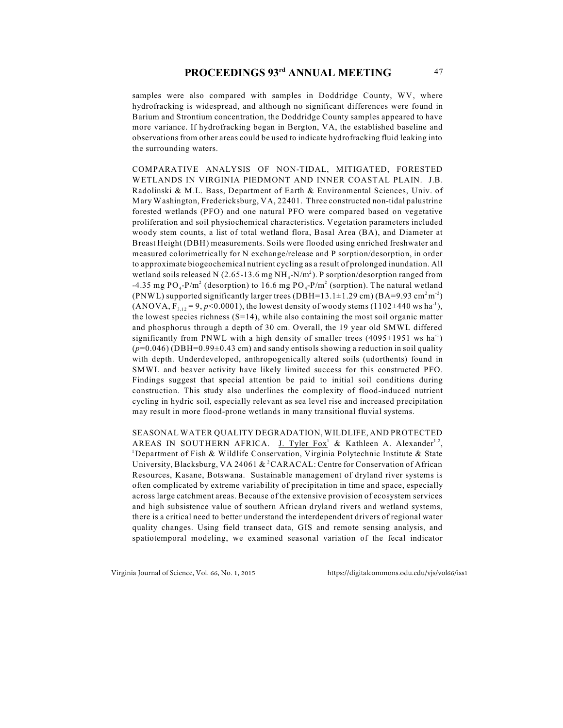samples were also compared with samples in Doddridge County, WV, where hydrofracking is widespread, and although no significant differences were found in Barium and Strontium concentration, the Doddridge County samples appeared to have more variance. If hydrofracking began in Bergton, VA, the established baseline and observations from other areas could be used to indicate hydrofracking fluid leaking into the surrounding waters.

COMPARATIVE ANALYSIS OF NON-TIDAL, MITIGATED, FORESTED WETLANDS IN VIRGINIA PIEDMONT AND INNER COASTAL PLAIN. J.B. Radolinski & M.L. Bass, Department of Earth & Environmental Sciences, Univ. of Mary Washington, Fredericksburg, VA, 22401. Three constructed non-tidal palustrine forested wetlands (PFO) and one natural PFO were compared based on vegetative proliferation and soil physiochemical characteristics. Vegetation parameters included woody stem counts, a list of total wetland flora, Basal Area (BA), and Diameter at Breast Height (DBH) measurements. Soils were flooded using enriched freshwater and measured colorimetrically for N exchange/release and P sorption/desorption, in order to approximate biogeochemical nutrient cycling as a result of prolonged inundation. All wetland soils released N (2.65-13.6 mg $NH_4$-N/$m^2$). P sorption/desorption ranged from -4.35 mg $PO_4$-P/$m^2$ (desorption) to 16.6 mg $PO_4$-P/$m^2$ (sorption). The natural wetland (PNWL) supported significantly larger trees (DBH=13.1±1.29 cm) (BA=9.93 $cm^2 m^{-2}$) (ANOVA, $F_{3,12} = 9$, $p<0.0001$), the lowest density of woody stems (1102±440 ws $ha^{-1}$), the lowest species richness (S=14), while also containing the most soil organic matter and phosphorus through a depth of 30 cm. Overall, the 19 year old SMWL differed significantly from PNWL with a high density of smaller trees (4095±1951 ws $ha^{-1}$) ($p$=0.046) (DBH=0.99±0.43 cm) and sandy entisols showing a reduction in soil quality with depth. Underdeveloped, anthropogenically altered soils (udorthents) found in SMWL and beaver activity have likely limited success for this constructed PFO. Findings suggest that special attention be paid to initial soil conditions during construction. This study also underlines the complexity of flood-induced nutrient cycling in hydric soil, especially relevant as sea level rise and increased precipitation may result in more flood-prone wetlands in many transitional fluvial systems.

SEASONAL WATER QUALITY DEGRADATION, WILDLIFE, AND PROTECTED AREAS IN SOUTHERN AFRICA. J. Tyler Fox[1] & Kathleen A. Alexander[1,2], [1]Department of Fish & Wildlife Conservation, Virginia Polytechnic Institute & State University, Blacksburg, VA 24061 & [2]CARACAL: Centre for Conservation of African Resources, Kasane, Botswana. Sustainable management of dryland river systems is often complicated by extreme variability of precipitation in time and space, especially across large catchment areas. Because of the extensive provision of ecosystem services and high subsistence value of southern African dryland rivers and wetland systems, there is a critical need to better understand the interdependent drivers of regional water quality changes. Using field transect data, GIS and remote sensing analysis, and spatiotemporal modeling, we examined seasonal variation of the fecal indicator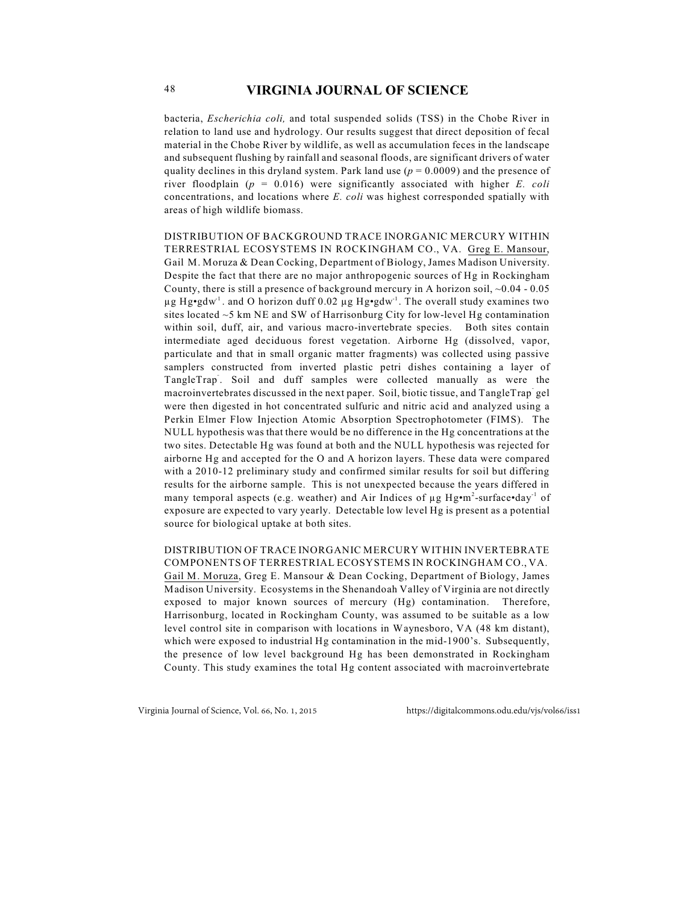bacteria, *Escherichia coli,* and total suspended solids (TSS) in the Chobe River in relation to land use and hydrology. Our results suggest that direct deposition of fecal material in the Chobe River by wildlife, as well as accumulation feces in the landscape and subsequent flushing by rainfall and seasonal floods, are significant drivers of water quality declines in this dryland system. Park land use ($p = 0.0009$) and the presence of river floodplain ($p = 0.016$) were significantly associated with higher *E. coli* concentrations, and locations where *E. coli* was highest corresponded spatially with areas of high wildlife biomass.

DISTRIBUTION OF BACKGROUND TRACE INORGANIC MERCURY WITHIN TERRESTRIAL ECOSYSTEMS IN ROCKINGHAM CO., VA. Greg E. Mansour, Gail M. Moruza & Dean Cocking, Department of Biology, James Madison University. Despite the fact that there are no major anthropogenic sources of Hg in Rockingham County, there is still a presence of background mercury in A horizon soil, ~0.04 - 0.05 µg Hg•gdw$^{-1}$. and O horizon duff 0.02 µg Hg•gdw$^{-1}$. The overall study examines two sites located ~5 km NE and SW of Harrisonburg City for low-level Hg contamination within soil, duff, air, and various macro-invertebrate species. Both sites contain intermediate aged deciduous forest vegetation. Airborne Hg (dissolved, vapor, particulate and that in small organic matter fragments) was collected using passive samplers constructed from inverted plastic petri dishes containing a layer of TangleTrap$^{-}$. Soil and duff samples were collected manually as were the macroinvertebrates discussed in the next paper. Soil, biotic tissue, and TangleTrap$^{-}$ gel were then digested in hot concentrated sulfuric and nitric acid and analyzed using a Perkin Elmer Flow Injection Atomic Absorption Spectrophotometer (FIMS). The NULL hypothesis was that there would be no difference in the Hg concentrations at the two sites. Detectable Hg was found at both and the NULL hypothesis was rejected for airborne Hg and accepted for the O and A horizon layers. These data were compared with a 2010-12 preliminary study and confirmed similar results for soil but differing results for the airborne sample. This is not unexpected because the years differed in many temporal aspects (e.g. weather) and Air Indices of µg Hg•m$^{2}$-surface•day$^{-1}$ of exposure are expected to vary yearly. Detectable low level Hg is present as a potential source for biological uptake at both sites.

DISTRIBUTION OF TRACE INORGANIC MERCURY WITHIN INVERTEBRATE COMPONENTS OF TERRESTRIAL ECOSYSTEMS IN ROCKINGHAM CO., VA. Gail M. Moruza, Greg E. Mansour & Dean Cocking, Department of Biology, James Madison University. Ecosystems in the Shenandoah Valley of Virginia are not directly exposed to major known sources of mercury (Hg) contamination. Therefore, Harrisonburg, located in Rockingham County, was assumed to be suitable as a low level control site in comparison with locations in Waynesboro, VA (48 km distant), which were exposed to industrial Hg contamination in the mid-1900's. Subsequently, the presence of low level background Hg has been demonstrated in Rockingham County. This study examines the total Hg content associated with macroinvertebrate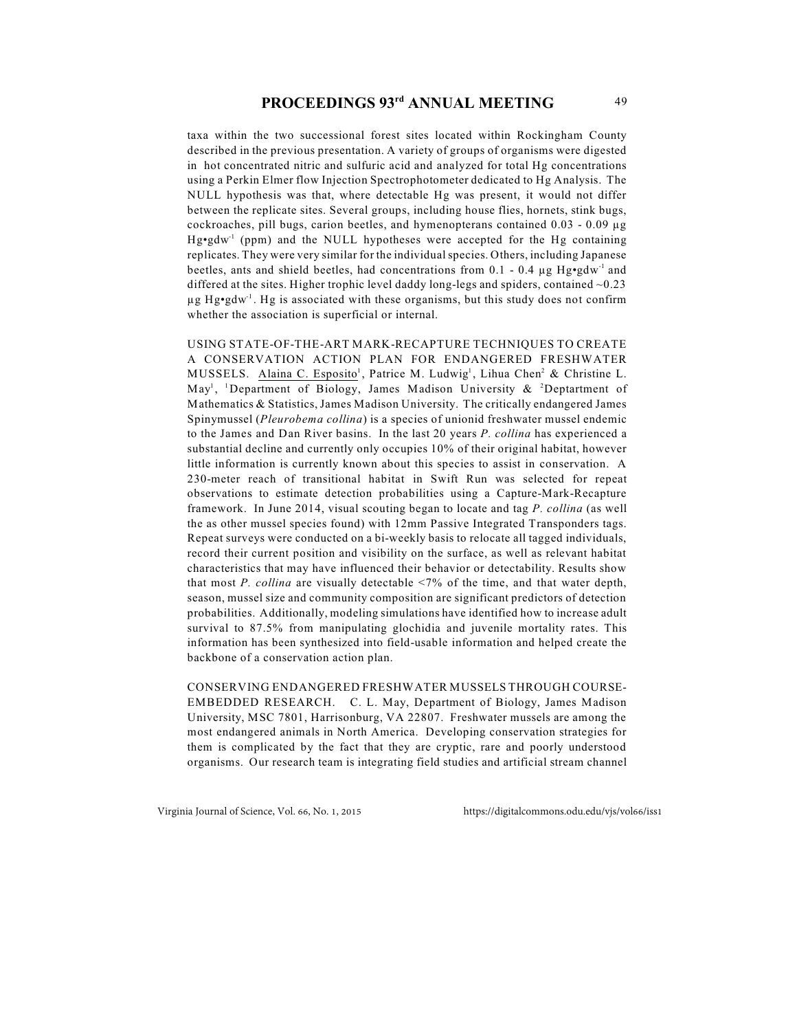taxa within the two successional forest sites located within Rockingham County described in the previous presentation. A variety of groups of organisms were digested in hot concentrated nitric and sulfuric acid and analyzed for total Hg concentrations using a Perkin Elmer flow Injection Spectrophotometer dedicated to Hg Analysis. The NULL hypothesis was that, where detectable Hg was present, it would not differ between the replicate sites. Several groups, including house flies, hornets, stink bugs, cockroaches, pill bugs, carion beetles, and hymenopterans contained 0.03 - 0.09 µg $Hg{\bullet}gdw^{-1}$ (ppm) and the NULL hypotheses were accepted for the Hg containing replicates. They were very similar for the individual species. Others, including Japanese beetles, ants and shield beetles, had concentrations from 0.1 - 0.4 µg $Hg{\bullet}gdw^{-1}$ and differed at the sites. Higher trophic level daddy long-legs and spiders, contained ~0.23 µg $Hg{\bullet}gdw^{-1}$. Hg is associated with these organisms, but this study does not confirm whether the association is superficial or internal.

USING STATE-OF-THE-ART MARK-RECAPTURE TECHNIQUES TO CREATE A CONSERVATION ACTION PLAN FOR ENDANGERED FRESHWATER MUSSELS. Alaina C. Esposito[1], Patrice M. Ludwig[1], Lihua Chen[2] & Christine L. May[1], [1]Department of Biology, James Madison University & [2]Deptartment of Mathematics & Statistics, James Madison University. The critically endangered James Spinymussel (*Pleurobema collina*) is a species of unionid freshwater mussel endemic to the James and Dan River basins. In the last 20 years *P. collina* has experienced a substantial decline and currently only occupies 10% of their original habitat, however little information is currently known about this species to assist in conservation. A 230-meter reach of transitional habitat in Swift Run was selected for repeat observations to estimate detection probabilities using a Capture-Mark-Recapture framework. In June 2014, visual scouting began to locate and tag *P. collina* (as well the as other mussel species found) with 12mm Passive Integrated Transponders tags. Repeat surveys were conducted on a bi-weekly basis to relocate all tagged individuals, record their current position and visibility on the surface, as well as relevant habitat characteristics that may have influenced their behavior or detectability. Results show that most *P. collina* are visually detectable <7% of the time, and that water depth, season, mussel size and community composition are significant predictors of detection probabilities. Additionally, modeling simulations have identified how to increase adult survival to 87.5% from manipulating glochidia and juvenile mortality rates. This information has been synthesized into field-usable information and helped create the backbone of a conservation action plan.

CONSERVING ENDANGERED FRESHWATER MUSSELS THROUGH COURSE-EMBEDDED RESEARCH. C. L. May, Department of Biology, James Madison University, MSC 7801, Harrisonburg, VA 22807. Freshwater mussels are among the most endangered animals in North America. Developing conservation strategies for them is complicated by the fact that they are cryptic, rare and poorly understood organisms. Our research team is integrating field studies and artificial stream channel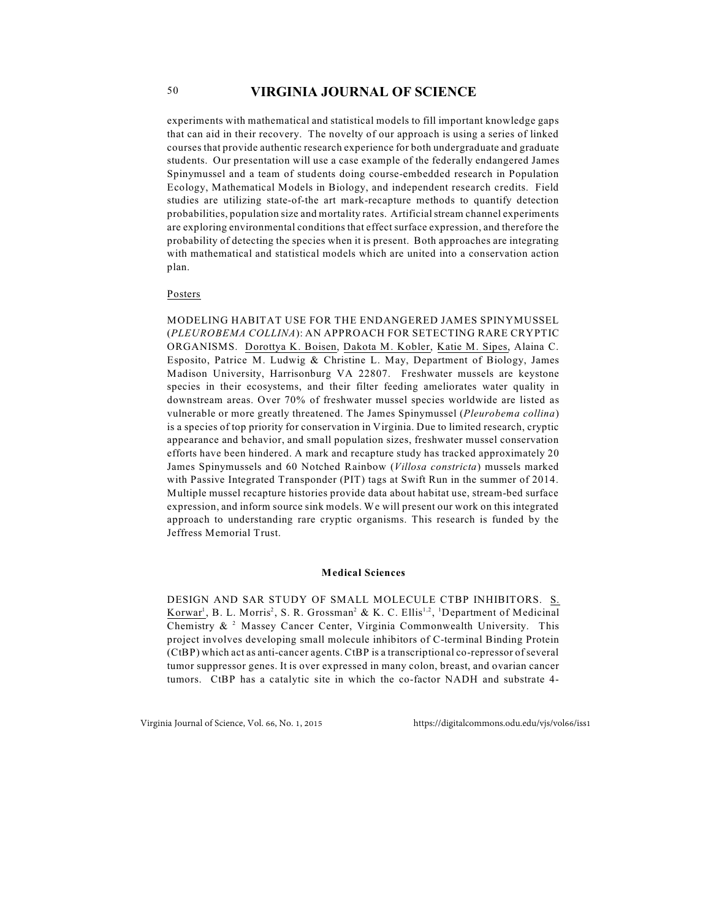experiments with mathematical and statistical models to fill important knowledge gaps that can aid in their recovery. The novelty of our approach is using a series of linked courses that provide authentic research experience for both undergraduate and graduate students. Our presentation will use a case example of the federally endangered James Spinymussel and a team of students doing course-embedded research in Population Ecology, Mathematical Models in Biology, and independent research credits. Field studies are utilizing state-of-the art mark-recapture methods to quantify detection probabilities, population size and mortality rates. Artificial stream channel experiments are exploring environmental conditions that effect surface expression, and therefore the probability of detecting the species when it is present. Both approaches are integrating with mathematical and statistical models which are united into a conservation action plan.

Posters

MODELING HABITAT USE FOR THE ENDANGERED JAMES SPINYMUSSEL (*PLEUROBEMA COLLINA*): AN APPROACH FOR SETECTING RARE CRYPTIC ORGANISMS. Dorottya K. Boisen, Dakota M. Kobler, Katie M. Sipes, Alaina C. Esposito, Patrice M. Ludwig & Christine L. May, Department of Biology, James Madison University, Harrisonburg VA 22807. Freshwater mussels are keystone species in their ecosystems, and their filter feeding ameliorates water quality in downstream areas. Over 70% of freshwater mussel species worldwide are listed as vulnerable or more greatly threatened. The James Spinymussel (*Pleurobema collina*) is a species of top priority for conservation in Virginia. Due to limited research, cryptic appearance and behavior, and small population sizes, freshwater mussel conservation efforts have been hindered. A mark and recapture study has tracked approximately 20 James Spinymussels and 60 Notched Rainbow (*Villosa constricta*) mussels marked with Passive Integrated Transponder (PIT) tags at Swift Run in the summer of 2014. Multiple mussel recapture histories provide data about habitat use, stream-bed surface expression, and inform source sink models. We will present our work on this integrated approach to understanding rare cryptic organisms. This research is funded by the Jeffress Memorial Trust.

## Medical Sciences

DESIGN AND SAR STUDY OF SMALL MOLECULE CTBP INHIBITORS. S. Korwar[1], B. L. Morris[2], S. R. Grossman[2] & K. C. Ellis[1,2], [1]Department of Medicinal Chemistry & [2] Massey Cancer Center, Virginia Commonwealth University. This project involves developing small molecule inhibitors of C-terminal Binding Protein (CtBP) which act as anti-cancer agents. CtBP is a transcriptional co-repressor of several tumor suppressor genes. It is over expressed in many colon, breast, and ovarian cancer tumors. CtBP has a catalytic site in which the co-factor NADH and substrate 4-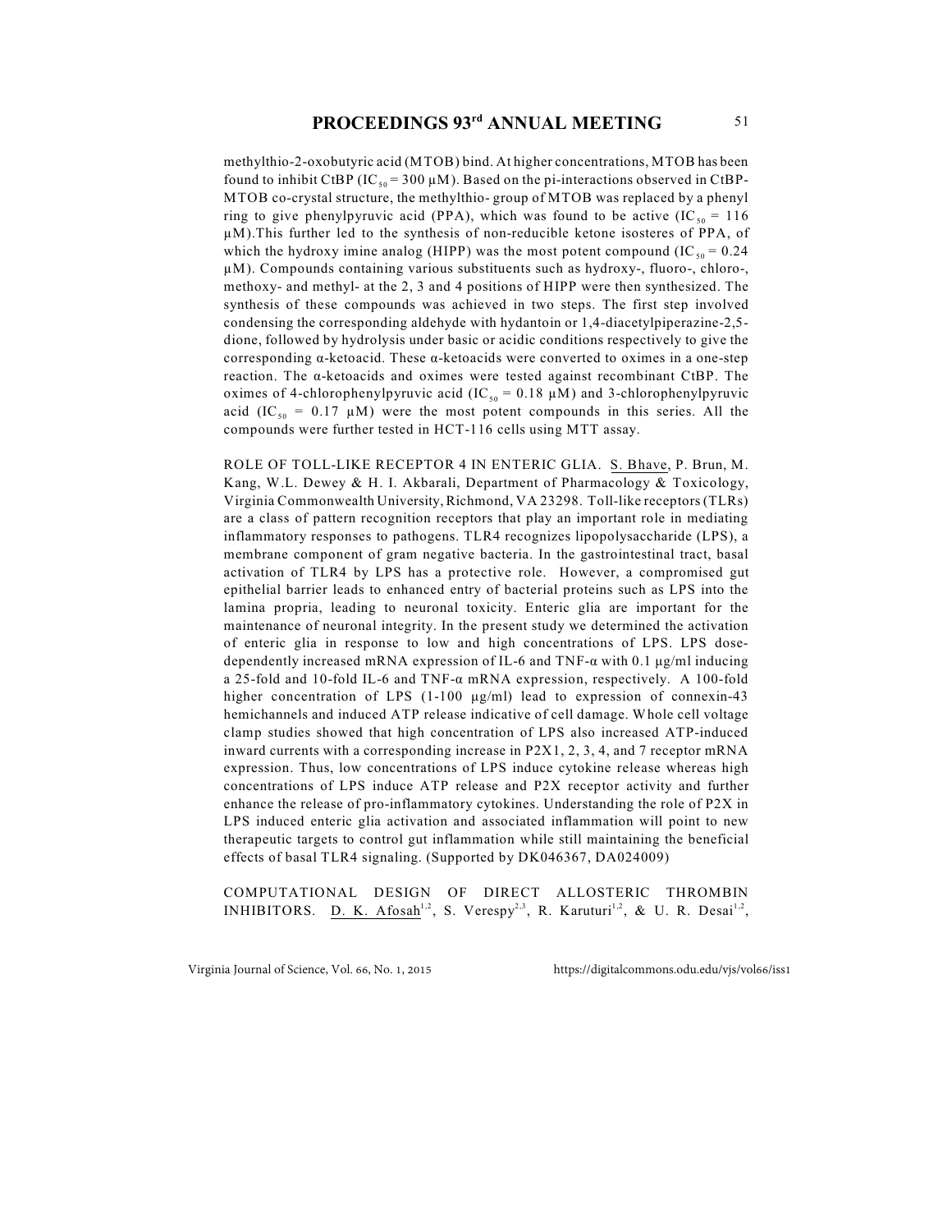methylthio-2-oxobutyric acid (MTOB) bind. At higher concentrations, MTOB has been found to inhibit CtBP ($IC_{50}$ = 300 μM). Based on the pi-interactions observed in CtBP-MTOB co-crystal structure, the methylthio- group of MTOB was replaced by a phenyl ring to give phenylpyruvic acid (PPA), which was found to be active ($IC_{50}$ = 116 μM).This further led to the synthesis of non-reducible ketone isosteres of PPA, of which the hydroxy imine analog (HIPP) was the most potent compound ($IC_{50}$ = 0.24 μM). Compounds containing various substituents such as hydroxy-, fluoro-, chloro-, methoxy- and methyl- at the 2, 3 and 4 positions of HIPP were then synthesized. The synthesis of these compounds was achieved in two steps. The first step involved condensing the corresponding aldehyde with hydantoin or 1,4-diacetylpiperazine-2,5-dione, followed by hydrolysis under basic or acidic conditions respectively to give the corresponding α-ketoacid. These α-ketoacids were converted to oximes in a one-step reaction. The α-ketoacids and oximes were tested against recombinant CtBP. The oximes of 4-chlorophenylpyruvic acid ($IC_{50}$ = 0.18 μM) and 3-chlorophenylpyruvic acid ($IC_{50}$ = 0.17 μM) were the most potent compounds in this series. All the compounds were further tested in HCT-116 cells using MTT assay.

ROLE OF TOLL-LIKE RECEPTOR 4 IN ENTERIC GLIA. S. Bhave, P. Brun, M. Kang, W.L. Dewey & H. I. Akbarali, Department of Pharmacology & Toxicology, Virginia Commonwealth University, Richmond, VA 23298. Toll-like receptors (TLRs) are a class of pattern recognition receptors that play an important role in mediating inflammatory responses to pathogens. TLR4 recognizes lipopolysaccharide (LPS), a membrane component of gram negative bacteria. In the gastrointestinal tract, basal activation of TLR4 by LPS has a protective role. However, a compromised gut epithelial barrier leads to enhanced entry of bacterial proteins such as LPS into the lamina propria, leading to neuronal toxicity. Enteric glia are important for the maintenance of neuronal integrity. In the present study we determined the activation of enteric glia in response to low and high concentrations of LPS. LPS dose-dependently increased mRNA expression of IL-6 and TNF-α with 0.1 μg/ml inducing a 25-fold and 10-fold IL-6 and TNF-α mRNA expression, respectively. A 100-fold higher concentration of LPS (1-100 μg/ml) lead to expression of connexin-43 hemichannels and induced ATP release indicative of cell damage. Whole cell voltage clamp studies showed that high concentration of LPS also increased ATP-induced inward currents with a corresponding increase in P2X1, 2, 3, 4, and 7 receptor mRNA expression. Thus, low concentrations of LPS induce cytokine release whereas high concentrations of LPS induce ATP release and P2X receptor activity and further enhance the release of pro-inflammatory cytokines. Understanding the role of P2X in LPS induced enteric glia activation and associated inflammation will point to new therapeutic targets to control gut inflammation while still maintaining the beneficial effects of basal TLR4 signaling. (Supported by DK046367, DA024009)

COMPUTATIONAL DESIGN OF DIRECT ALLOSTERIC THROMBIN INHIBITORS. D. K. Afosah[1,2], S. Verespy[2,3], R. Karuturi[1,2], & U. R. Desai[1,2],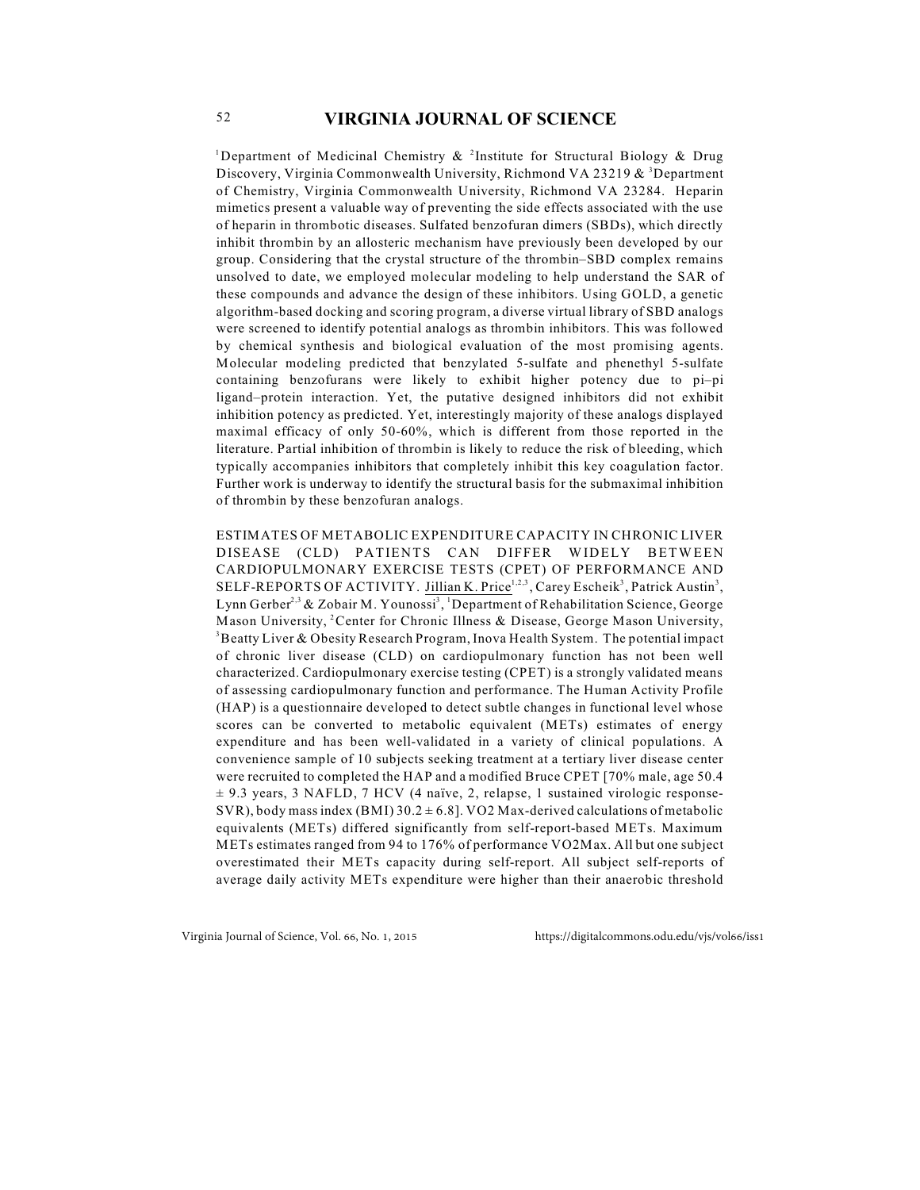[1]Department of Medicinal Chemistry & [2]Institute for Structural Biology & Drug Discovery, Virginia Commonwealth University, Richmond VA 23219 & [3]Department of Chemistry, Virginia Commonwealth University, Richmond VA 23284. Heparin mimetics present a valuable way of preventing the side effects associated with the use of heparin in thrombotic diseases. Sulfated benzofuran dimers (SBDs), which directly inhibit thrombin by an allosteric mechanism have previously been developed by our group. Considering that the crystal structure of the thrombin–SBD complex remains unsolved to date, we employed molecular modeling to help understand the SAR of these compounds and advance the design of these inhibitors. Using GOLD, a genetic algorithm-based docking and scoring program, a diverse virtual library of SBD analogs were screened to identify potential analogs as thrombin inhibitors. This was followed by chemical synthesis and biological evaluation of the most promising agents. Molecular modeling predicted that benzylated 5-sulfate and phenethyl 5-sulfate containing benzofurans were likely to exhibit higher potency due to pi–pi ligand–protein interaction. Yet, the putative designed inhibitors did not exhibit inhibition potency as predicted. Yet, interestingly majority of these analogs displayed maximal efficacy of only 50-60%, which is different from those reported in the literature. Partial inhibition of thrombin is likely to reduce the risk of bleeding, which typically accompanies inhibitors that completely inhibit this key coagulation factor. Further work is underway to identify the structural basis for the submaximal inhibition of thrombin by these benzofuran analogs.

ESTIMATES OF METABOLIC EXPENDITURE CAPACITY IN CHRONIC LIVER DISEASE (CLD) PATIENTS CAN DIFFER WIDELY BETWEEN CARDIOPULMONARY EXERCISE TESTS (CPET) OF PERFORMANCE AND SELF-REPORTS OF ACTIVITY. Jillian K. Price[1,2,3], Carey Escheik[3], Patrick Austin[3], Lynn Gerber[2,3] & Zobair M. Younossi[3], [1]Department of Rehabilitation Science, George Mason University, [2]Center for Chronic Illness & Disease, George Mason University, [3]Beatty Liver & Obesity Research Program, Inova Health System. The potential impact of chronic liver disease (CLD) on cardiopulmonary function has not been well characterized. Cardiopulmonary exercise testing (CPET) is a strongly validated means of assessing cardiopulmonary function and performance. The Human Activity Profile (HAP) is a questionnaire developed to detect subtle changes in functional level whose scores can be converted to metabolic equivalent (METs) estimates of energy expenditure and has been well-validated in a variety of clinical populations. A convenience sample of 10 subjects seeking treatment at a tertiary liver disease center were recruited to completed the HAP and a modified Bruce CPET [70% male, age 50.4 ± 9.3 years, 3 NAFLD, 7 HCV (4 naïve, 2, relapse, 1 sustained virologic response-SVR), body mass index (BMI) 30.2 ± 6.8]. VO2 Max-derived calculations of metabolic equivalents (METs) differed significantly from self-report-based METs. Maximum METs estimates ranged from 94 to 176% of performance VO2Max. All but one subject overestimated their METs capacity during self-report. All subject self-reports of average daily activity METs expenditure were higher than their anaerobic threshold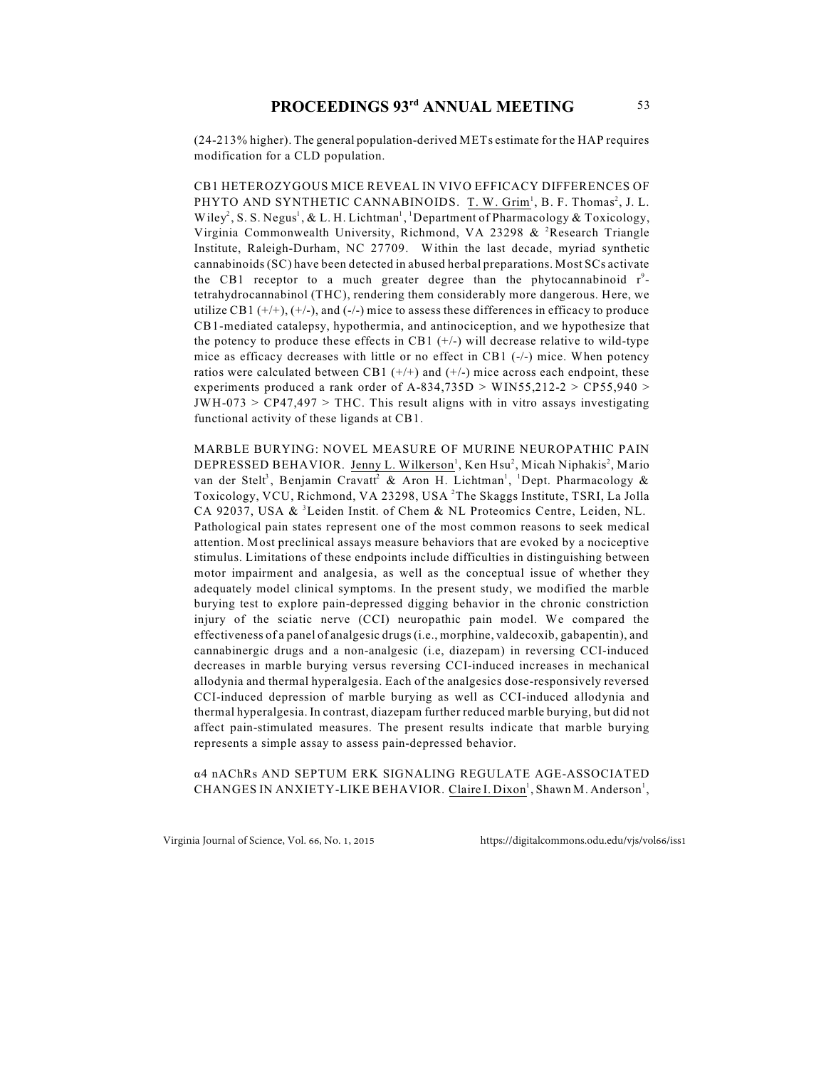(24-213% higher). The general population-derived METs estimate for the HAP requires modification for a CLD population.

CB1 HETEROZYGOUS MICE REVEAL IN VIVO EFFICACY DIFFERENCES OF PHYTO AND SYNTHETIC CANNABINOIDS. T. W. Grim[1], B. F. Thomas[2], J. L. Wiley[2], S. S. Negus[1], & L. H. Lichtman[1], [1]Department of Pharmacology & Toxicology, Virginia Commonwealth University, Richmond, VA 23298 & [2]Research Triangle Institute, Raleigh-Durham, NC 27709. Within the last decade, myriad synthetic cannabinoids (SC) have been detected in abused herbal preparations. Most SCs activate the CB1 receptor to a much greater degree than the phytocannabinoid r[9]-tetrahydrocannabinol (THC), rendering them considerably more dangerous. Here, we utilize CB1 (+/+), (+/-), and (-/-) mice to assess these differences in efficacy to produce CB1-mediated catalepsy, hypothermia, and antinociception, and we hypothesize that the potency to produce these effects in CB1 (+/-) will decrease relative to wild-type mice as efficacy decreases with little or no effect in CB1 (-/-) mice. When potency ratios were calculated between CB1 (+/+) and (+/-) mice across each endpoint, these experiments produced a rank order of A-834,735D > WIN55,212-2 > CP55,940 > JWH-073 > CP47,497 > THC. This result aligns with in vitro assays investigating functional activity of these ligands at CB1.

MARBLE BURYING: NOVEL MEASURE OF MURINE NEUROPATHIC PAIN DEPRESSED BEHAVIOR. Jenny L. Wilkerson[1], Ken Hsu[2], Micah Niphakis[2], Mario van der Stelt[3], Benjamin Cravatt[2] & Aron H. Lichtman[1], [1]Dept. Pharmacology & Toxicology, VCU, Richmond, VA 23298, USA [2]The Skaggs Institute, TSRI, La Jolla CA 92037, USA & [3]Leiden Instit. of Chem & NL Proteomics Centre, Leiden, NL. Pathological pain states represent one of the most common reasons to seek medical attention. Most preclinical assays measure behaviors that are evoked by a nociceptive stimulus. Limitations of these endpoints include difficulties in distinguishing between motor impairment and analgesia, as well as the conceptual issue of whether they adequately model clinical symptoms. In the present study, we modified the marble burying test to explore pain-depressed digging behavior in the chronic constriction injury of the sciatic nerve (CCI) neuropathic pain model. We compared the effectiveness of a panel of analgesic drugs (i.e., morphine, valdecoxib, gabapentin), and cannabinergic drugs and a non-analgesic (i.e, diazepam) in reversing CCI-induced decreases in marble burying versus reversing CCI-induced increases in mechanical allodynia and thermal hyperalgesia. Each of the analgesics dose-responsively reversed CCI-induced depression of marble burying as well as CCI-induced allodynia and thermal hyperalgesia. In contrast, diazepam further reduced marble burying, but did not affect pain-stimulated measures. The present results indicate that marble burying represents a simple assay to assess pain-depressed behavior.

α4 nAChRs AND SEPTUM ERK SIGNALING REGULATE AGE-ASSOCIATED CHANGES IN ANXIETY-LIKE BEHAVIOR. Claire I. Dixon[1], Shawn M. Anderson[1],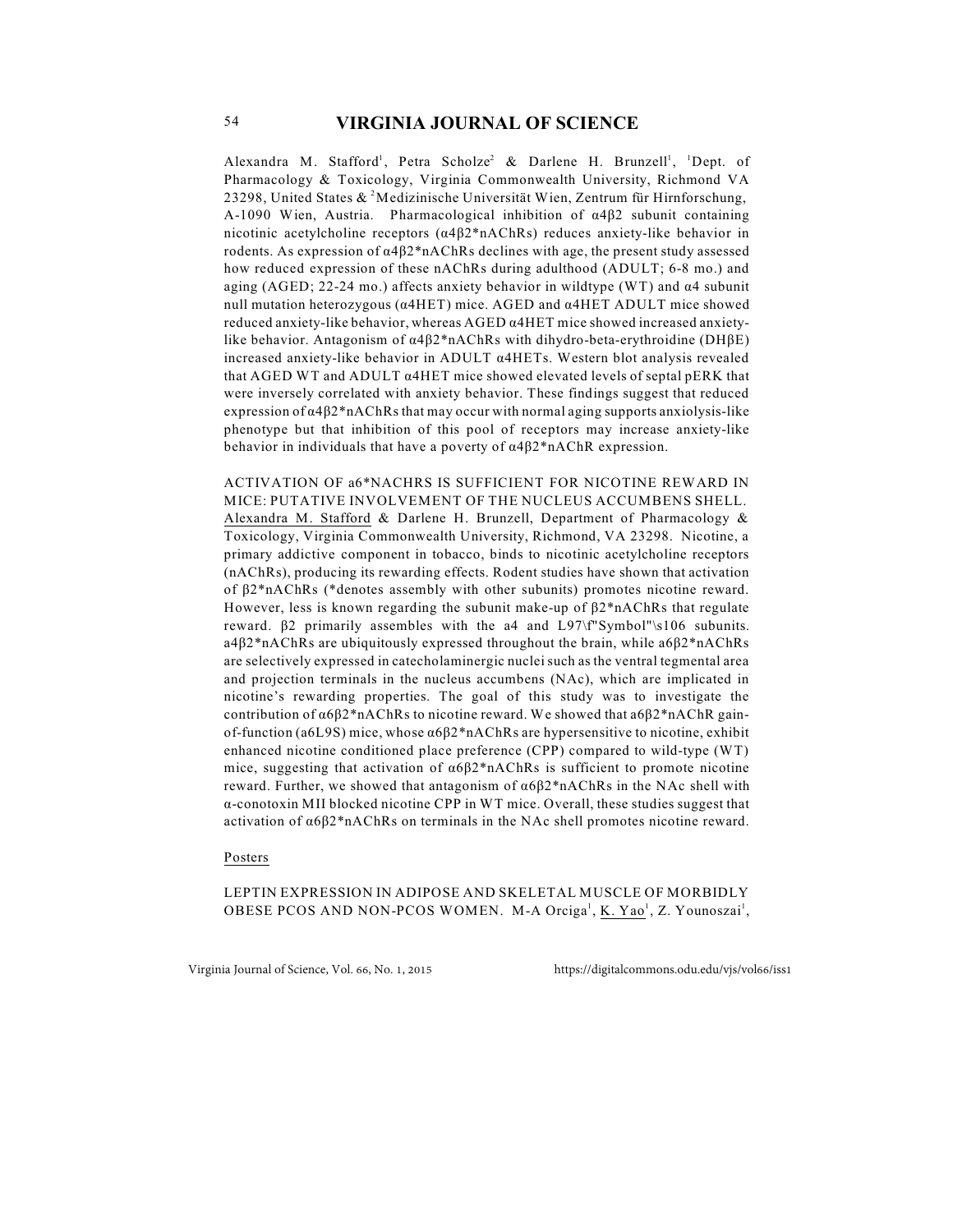Alexandra M. Stafford[1], Petra Scholze[2] & Darlene H. Brunzell[1], [1]Dept. of Pharmacology & Toxicology, Virginia Commonwealth University, Richmond VA 23298, United States & [2]Medizinische Universität Wien, Zentrum für Hirnforschung, A-1090 Wien, Austria. Pharmacological inhibition of α4β2 subunit containing nicotinic acetylcholine receptors (α4β2*nAChRs) reduces anxiety-like behavior in rodents. As expression of α4β2*nAChRs declines with age, the present study assessed how reduced expression of these nAChRs during adulthood (ADULT; 6-8 mo.) and aging (AGED; 22-24 mo.) affects anxiety behavior in wildtype (WT) and α4 subunit null mutation heterozygous (α4HET) mice. AGED and α4HET ADULT mice showed reduced anxiety-like behavior, whereas AGED α4HET mice showed increased anxiety-like behavior. Antagonism of α4β2*nAChRs with dihydro-beta-erythroidine (DHβE) increased anxiety-like behavior in ADULT α4HETs. Western blot analysis revealed that AGED WT and ADULT α4HET mice showed elevated levels of septal pERK that were inversely correlated with anxiety behavior. These findings suggest that reduced expression of α4β2*nAChRs that may occur with normal aging supports anxiolysis-like phenotype but that inhibition of this pool of receptors may increase anxiety-like behavior in individuals that have a poverty of α4β2*nAChR expression.

ACTIVATION OF a6*NACHRS IS SUFFICIENT FOR NICOTINE REWARD IN MICE: PUTATIVE INVOLVEMENT OF THE NUCLEUS ACCUMBENS SHELL. Alexandra M. Stafford & Darlene H. Brunzell, Department of Pharmacology & Toxicology, Virginia Commonwealth University, Richmond, VA 23298. Nicotine, a primary addictive component in tobacco, binds to nicotinic acetylcholine receptors (nAChRs), producing its rewarding effects. Rodent studies have shown that activation of β2*nAChRs (*denotes assembly with other subunits) promotes nicotine reward. However, less is known regarding the subunit make-up of β2*nAChRs that regulate reward. β2 primarily assembles with the a4 and L97\f"Symbol"\s106 subunits. a4β2*nAChRs are ubiquitously expressed throughout the brain, while a6β2*nAChRs are selectively expressed in catecholaminergic nuclei such as the ventral tegmental area and projection terminals in the nucleus accumbens (NAc), which are implicated in nicotine's rewarding properties. The goal of this study was to investigate the contribution of α6β2*nAChRs to nicotine reward. We showed that a6β2*nAChR gain-of-function (a6L9S) mice, whose α6β2*nAChRs are hypersensitive to nicotine, exhibit enhanced nicotine conditioned place preference (CPP) compared to wild-type (WT) mice, suggesting that activation of α6β2*nAChRs is sufficient to promote nicotine reward. Further, we showed that antagonism of α6β2*nAChRs in the NAc shell with α-conotoxin MII blocked nicotine CPP in WT mice. Overall, these studies suggest that activation of α6β2*nAChRs on terminals in the NAc shell promotes nicotine reward.

Posters

LEPTIN EXPRESSION IN ADIPOSE AND SKELETAL MUSCLE OF MORBIDLY OBESE PCOS AND NON-PCOS WOMEN. M-A Orciga[1], K. Yao[1], Z. Younoszai[1],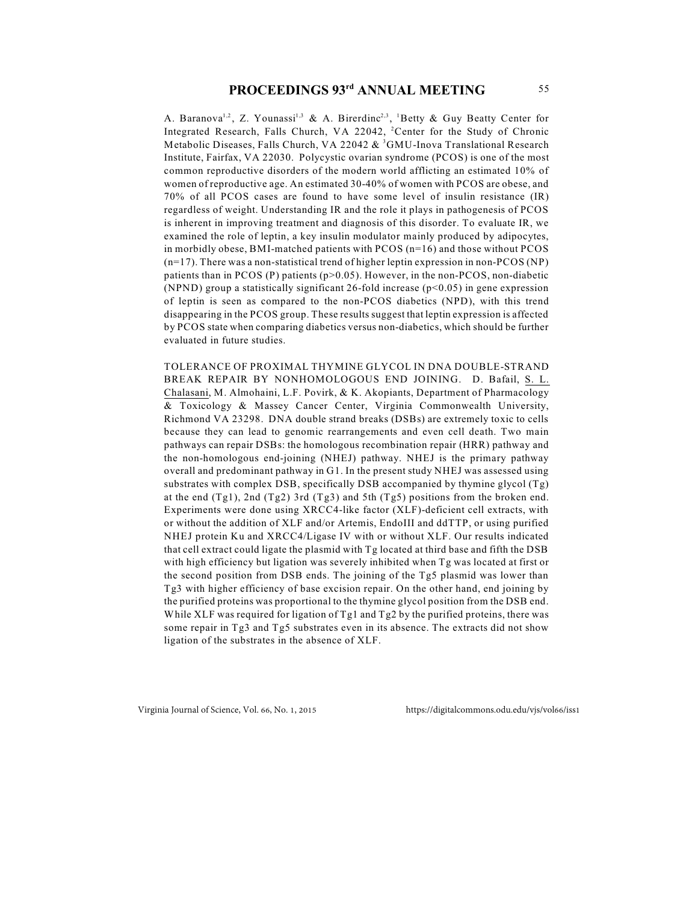A. Baranova[1,2], Z. Younassi[1,3] & A. Birerdinc[2,3], [1]Betty & Guy Beatty Center for Integrated Research, Falls Church, VA 22042, [2]Center for the Study of Chronic Metabolic Diseases, Falls Church, VA 22042 & [3]GMU-Inova Translational Research Institute, Fairfax, VA 22030. Polycystic ovarian syndrome (PCOS) is one of the most common reproductive disorders of the modern world afflicting an estimated 10% of women of reproductive age. An estimated 30-40% of women with PCOS are obese, and 70% of all PCOS cases are found to have some level of insulin resistance (IR) regardless of weight. Understanding IR and the role it plays in pathogenesis of PCOS is inherent in improving treatment and diagnosis of this disorder. To evaluate IR, we examined the role of leptin, a key insulin modulator mainly produced by adipocytes, in morbidly obese, BMI-matched patients with PCOS (n=16) and those without PCOS (n=17). There was a non-statistical trend of higher leptin expression in non-PCOS (NP) patients than in PCOS (P) patients ($p>0.05$). However, in the non-PCOS, non-diabetic (NPND) group a statistically significant 26-fold increase ($p<0.05$) in gene expression of leptin is seen as compared to the non-PCOS diabetics (NPD), with this trend disappearing in the PCOS group. These results suggest that leptin expression is affected by PCOS state when comparing diabetics versus non-diabetics, which should be further evaluated in future studies.

TOLERANCE OF PROXIMAL THYMINE GLYCOL IN DNA DOUBLE-STRAND BREAK REPAIR BY NONHOMOLOGOUS END JOINING. D. Bafail, S. L. Chalasani, M. Almohaini, L.F. Povirk, & K. Akopiants, Department of Pharmacology & Toxicology & Massey Cancer Center, Virginia Commonwealth University, Richmond VA 23298. DNA double strand breaks (DSBs) are extremely toxic to cells because they can lead to genomic rearrangements and even cell death. Two main pathways can repair DSBs: the homologous recombination repair (HRR) pathway and the non-homologous end-joining (NHEJ) pathway. NHEJ is the primary pathway overall and predominant pathway in G1. In the present study NHEJ was assessed using substrates with complex DSB, specifically DSB accompanied by thymine glycol (Tg) at the end (Tg1), 2nd (Tg2) 3rd (Tg3) and 5th (Tg5) positions from the broken end. Experiments were done using XRCC4-like factor (XLF)-deficient cell extracts, with or without the addition of XLF and/or Artemis, EndoIII and ddTTP, or using purified NHEJ protein Ku and XRCC4/Ligase IV with or without XLF. Our results indicated that cell extract could ligate the plasmid with Tg located at third base and fifth the DSB with high efficiency but ligation was severely inhibited when Tg was located at first or the second position from DSB ends. The joining of the Tg5 plasmid was lower than Tg3 with higher efficiency of base excision repair. On the other hand, end joining by the purified proteins was proportional to the thymine glycol position from the DSB end. While XLF was required for ligation of Tg1 and Tg2 by the purified proteins, there was some repair in Tg3 and Tg5 substrates even in its absence. The extracts did not show ligation of the substrates in the absence of XLF.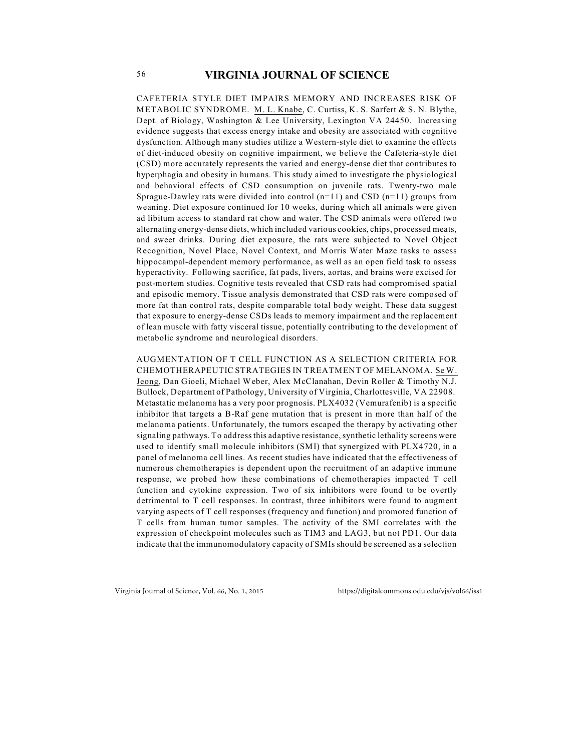CAFETERIA STYLE DIET IMPAIRS MEMORY AND INCREASES RISK OF METABOLIC SYNDROME. M. L. Knabe, C. Curtiss, K. S. Sarfert & S. N. Blythe, Dept. of Biology, Washington & Lee University, Lexington VA 24450. Increasing evidence suggests that excess energy intake and obesity are associated with cognitive dysfunction. Although many studies utilize a Western-style diet to examine the effects of diet-induced obesity on cognitive impairment, we believe the Cafeteria-style diet (CSD) more accurately represents the varied and energy-dense diet that contributes to hyperphagia and obesity in humans. This study aimed to investigate the physiological and behavioral effects of CSD consumption on juvenile rats. Twenty-two male Sprague-Dawley rats were divided into control (n=11) and CSD (n=11) groups from weaning. Diet exposure continued for 10 weeks, during which all animals were given ad libitum access to standard rat chow and water. The CSD animals were offered two alternating energy-dense diets, which included various cookies, chips, processed meats, and sweet drinks. During diet exposure, the rats were subjected to Novel Object Recognition, Novel Place, Novel Context, and Morris Water Maze tasks to assess hippocampal-dependent memory performance, as well as an open field task to assess hyperactivity. Following sacrifice, fat pads, livers, aortas, and brains were excised for post-mortem studies. Cognitive tests revealed that CSD rats had compromised spatial and episodic memory. Tissue analysis demonstrated that CSD rats were composed of more fat than control rats, despite comparable total body weight. These data suggest that exposure to energy-dense CSDs leads to memory impairment and the replacement of lean muscle with fatty visceral tissue, potentially contributing to the development of metabolic syndrome and neurological disorders.

AUGMENTATION OF T CELL FUNCTION AS A SELECTION CRITERIA FOR CHEMOTHERAPEUTIC STRATEGIES IN TREATMENT OF MELANOMA. Se W. Jeong, Dan Gioeli, Michael Weber, Alex McClanahan, Devin Roller & Timothy N.J. Bullock, Department of Pathology, University of Virginia, Charlottesville, VA 22908. Metastatic melanoma has a very poor prognosis. PLX4032 (Vemurafenib) is a specific inhibitor that targets a B-Raf gene mutation that is present in more than half of the melanoma patients. Unfortunately, the tumors escaped the therapy by activating other signaling pathways. To address this adaptive resistance, synthetic lethality screens were used to identify small molecule inhibitors (SMI) that synergized with PLX4720, in a panel of melanoma cell lines. As recent studies have indicated that the effectiveness of numerous chemotherapies is dependent upon the recruitment of an adaptive immune response, we probed how these combinations of chemotherapies impacted T cell function and cytokine expression. Two of six inhibitors were found to be overtly detrimental to T cell responses. In contrast, three inhibitors were found to augment varying aspects of T cell responses (frequency and function) and promoted function of T cells from human tumor samples. The activity of the SMI correlates with the expression of checkpoint molecules such as TIM3 and LAG3, but not PD1. Our data indicate that the immunomodulatory capacity of SMIs should be screened as a selection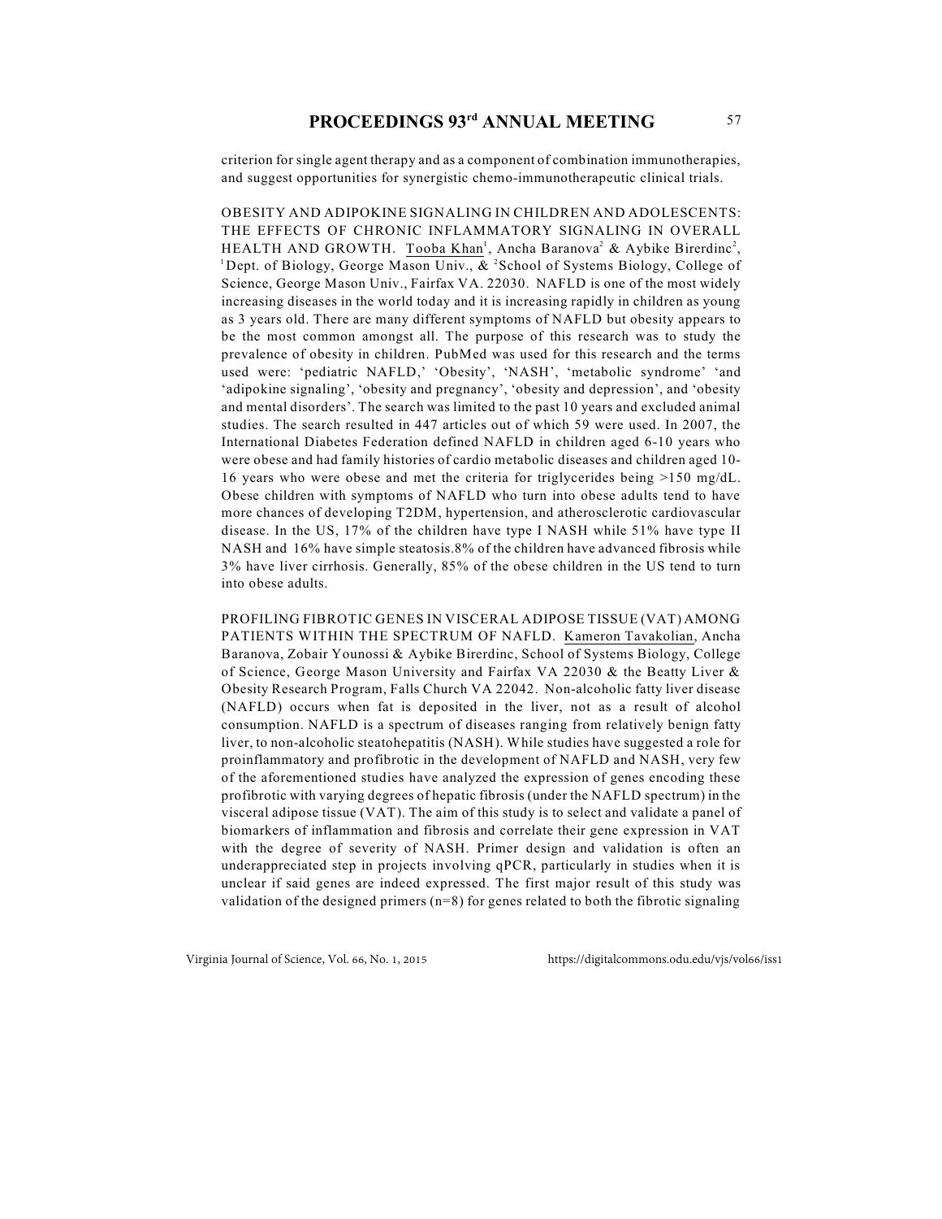criterion for single agent therapy and as a component of combination immunotherapies, and suggest opportunities for synergistic chemo-immunotherapeutic clinical trials.

OBESITY AND ADIPOKINE SIGNALING IN CHILDREN AND ADOLESCENTS: THE EFFECTS OF CHRONIC INFLAMMATORY SIGNALING IN OVERALL HEALTH AND GROWTH. Tooba Khan[1], Ancha Baranova[2] & Aybike Birerdinc[2], [1]Dept. of Biology, George Mason Univ., & [2]School of Systems Biology, College of Science, George Mason Univ., Fairfax VA. 22030. NAFLD is one of the most widely increasing diseases in the world today and it is increasing rapidly in children as young as 3 years old. There are many different symptoms of NAFLD but obesity appears to be the most common amongst all. The purpose of this research was to study the prevalence of obesity in children. PubMed was used for this research and the terms used were: 'pediatric NAFLD,' 'Obesity', 'NASH', 'metabolic syndrome' 'and 'adipokine signaling', 'obesity and pregnancy', 'obesity and depression', and 'obesity and mental disorders'. The search was limited to the past 10 years and excluded animal studies. The search resulted in 447 articles out of which 59 were used. In 2007, the International Diabetes Federation defined NAFLD in children aged 6-10 years who were obese and had family histories of cardio metabolic diseases and children aged 10-16 years who were obese and met the criteria for triglycerides being >150 mg/dL. Obese children with symptoms of NAFLD who turn into obese adults tend to have more chances of developing T2DM, hypertension, and atherosclerotic cardiovascular disease. In the US, 17% of the children have type I NASH while 51% have type II NASH and 16% have simple steatosis.8% of the children have advanced fibrosis while 3% have liver cirrhosis. Generally, 85% of the obese children in the US tend to turn into obese adults.

PROFILING FIBROTIC GENES IN VISCERAL ADIPOSE TISSUE (VAT) AMONG PATIENTS WITHIN THE SPECTRUM OF NAFLD. Kameron Tavakolian, Ancha Baranova, Zobair Younossi & Aybike Birerdinc, School of Systems Biology, College of Science, George Mason University and Fairfax VA 22030 & the Beatty Liver & Obesity Research Program, Falls Church VA 22042. Non-alcoholic fatty liver disease (NAFLD) occurs when fat is deposited in the liver, not as a result of alcohol consumption. NAFLD is a spectrum of diseases ranging from relatively benign fatty liver, to non-alcoholic steatohepatitis (NASH). While studies have suggested a role for proinflammatory and profibrotic in the development of NAFLD and NASH, very few of the aforementioned studies have analyzed the expression of genes encoding these profibrotic with varying degrees of hepatic fibrosis (under the NAFLD spectrum) in the visceral adipose tissue (VAT). The aim of this study is to select and validate a panel of biomarkers of inflammation and fibrosis and correlate their gene expression in VAT with the degree of severity of NASH. Primer design and validation is often an underappreciated step in projects involving qPCR, particularly in studies when it is unclear if said genes are indeed expressed. The first major result of this study was validation of the designed primers (n=8) for genes related to both the fibrotic signaling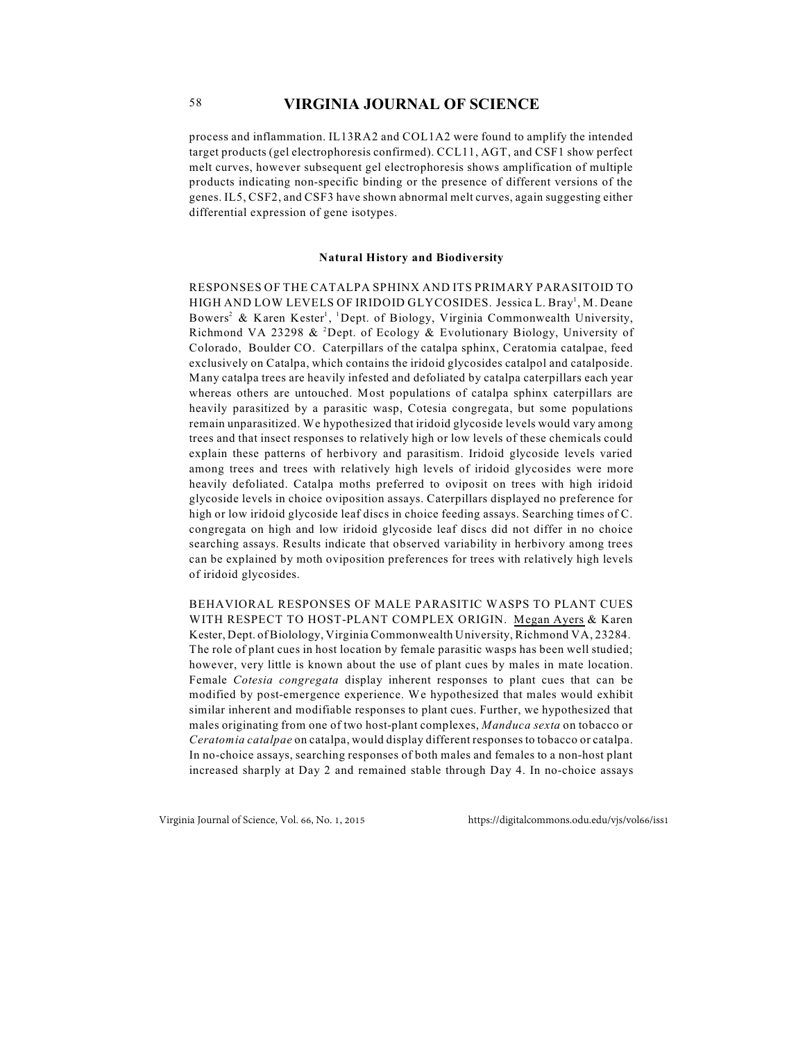process and inflammation. IL13RA2 and COL1A2 were found to amplify the intended target products (gel electrophoresis confirmed). CCL11, AGT, and CSF1 show perfect melt curves, however subsequent gel electrophoresis shows amplification of multiple products indicating non-specific binding or the presence of different versions of the genes. IL5, CSF2, and CSF3 have shown abnormal melt curves, again suggesting either differential expression of gene isotypes.

## Natural History and Biodiversity

RESPONSES OF THE CATALPA SPHINX AND ITS PRIMARY PARASITOID TO HIGH AND LOW LEVELS OF IRIDOID GLYCOSIDES. Jessica L. Bray[1], M. Deane Bowers[2] & Karen Kester[1], [1]Dept. of Biology, Virginia Commonwealth University, Richmond VA 23298 & [2]Dept. of Ecology & Evolutionary Biology, University of Colorado, Boulder CO. Caterpillars of the catalpa sphinx, Ceratomia catalpae, feed exclusively on Catalpa, which contains the iridoid glycosides catalpol and catalposide. Many catalpa trees are heavily infested and defoliated by catalpa caterpillars each year whereas others are untouched. Most populations of catalpa sphinx caterpillars are heavily parasitized by a parasitic wasp, Cotesia congregata, but some populations remain unparasitized. We hypothesized that iridoid glycoside levels would vary among trees and that insect responses to relatively high or low levels of these chemicals could explain these patterns of herbivory and parasitism. Iridoid glycoside levels varied among trees and trees with relatively high levels of iridoid glycosides were more heavily defoliated. Catalpa moths preferred to oviposit on trees with high iridoid glycoside levels in choice oviposition assays. Caterpillars displayed no preference for high or low iridoid glycoside leaf discs in choice feeding assays. Searching times of C. congregata on high and low iridoid glycoside leaf discs did not differ in no choice searching assays. Results indicate that observed variability in herbivory among trees can be explained by moth oviposition preferences for trees with relatively high levels of iridoid glycosides.

BEHAVIORAL RESPONSES OF MALE PARASITIC WASPS TO PLANT CUES WITH RESPECT TO HOST-PLANT COMPLEX ORIGIN. Megan Ayers & Karen Kester, Dept. of Biolology, Virginia Commonwealth University, Richmond VA, 23284. The role of plant cues in host location by female parasitic wasps has been well studied; however, very little is known about the use of plant cues by males in mate location. Female *Cotesia congregata* display inherent responses to plant cues that can be modified by post-emergence experience. We hypothesized that males would exhibit similar inherent and modifiable responses to plant cues. Further, we hypothesized that males originating from one of two host-plant complexes, *Manduca sexta* on tobacco or *Ceratomia catalpae* on catalpa, would display different responses to tobacco or catalpa. In no-choice assays, searching responses of both males and females to a non-host plant increased sharply at Day 2 and remained stable through Day 4. In no-choice assays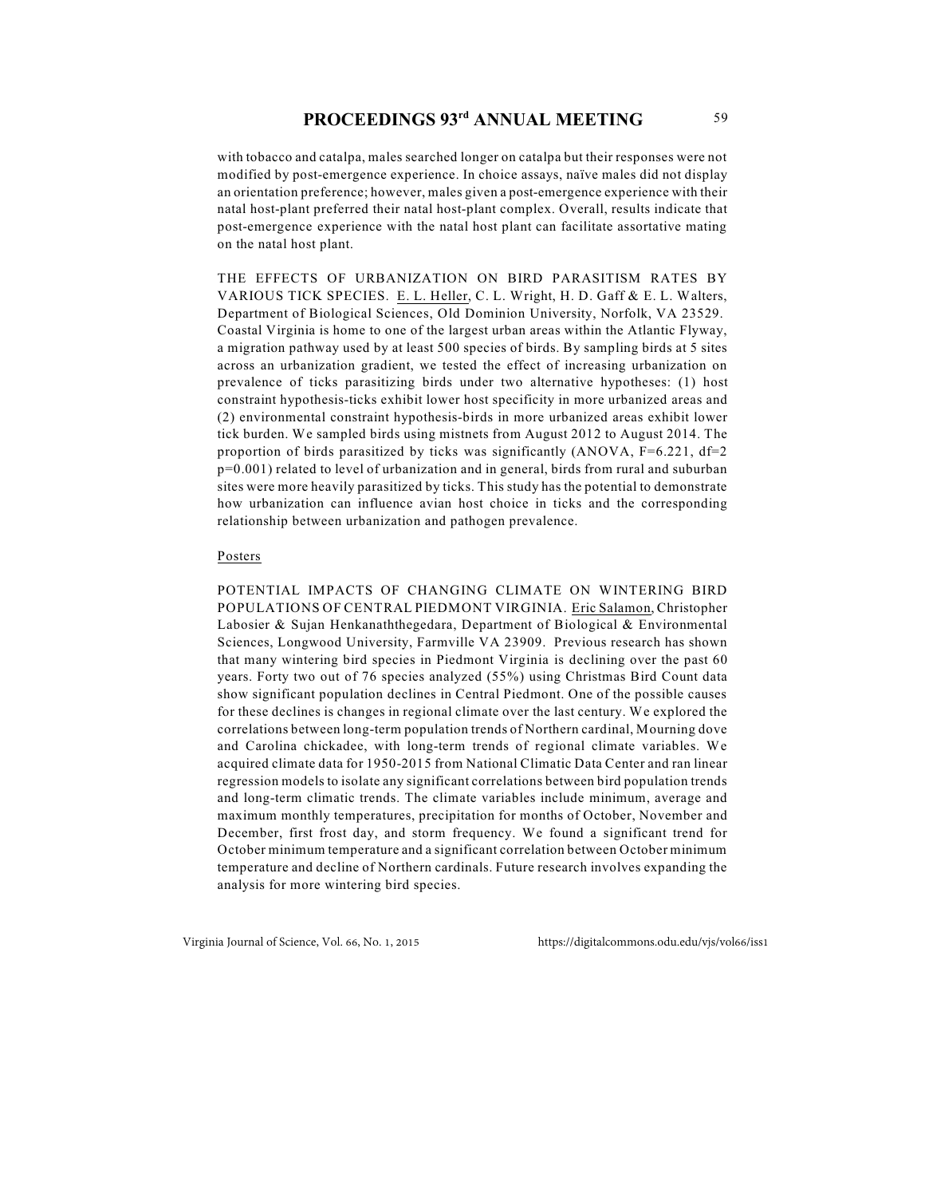with tobacco and catalpa, males searched longer on catalpa but their responses were not modified by post-emergence experience. In choice assays, naïve males did not display an orientation preference; however, males given a post-emergence experience with their natal host-plant preferred their natal host-plant complex. Overall, results indicate that post-emergence experience with the natal host plant can facilitate assortative mating on the natal host plant.

THE EFFECTS OF URBANIZATION ON BIRD PARASITISM RATES BY VARIOUS TICK SPECIES. E. L. Heller, C. L. Wright, H. D. Gaff & E. L. Walters, Department of Biological Sciences, Old Dominion University, Norfolk, VA 23529. Coastal Virginia is home to one of the largest urban areas within the Atlantic Flyway, a migration pathway used by at least 500 species of birds. By sampling birds at 5 sites across an urbanization gradient, we tested the effect of increasing urbanization on prevalence of ticks parasitizing birds under two alternative hypotheses: (1) host constraint hypothesis-ticks exhibit lower host specificity in more urbanized areas and (2) environmental constraint hypothesis-birds in more urbanized areas exhibit lower tick burden. We sampled birds using mistnets from August 2012 to August 2014. The proportion of birds parasitized by ticks was significantly (ANOVA, $F=6.221$, $df=2$ $p=0.001$) related to level of urbanization and in general, birds from rural and suburban sites were more heavily parasitized by ticks. This study has the potential to demonstrate how urbanization can influence avian host choice in ticks and the corresponding relationship between urbanization and pathogen prevalence.

## Posters

POTENTIAL IMPACTS OF CHANGING CLIMATE ON WINTERING BIRD POPULATIONS OF CENTRAL PIEDMONT VIRGINIA. Eric Salamon, Christopher Labosier & Sujan Henkanaththegedara, Department of Biological & Environmental Sciences, Longwood University, Farmville VA 23909. Previous research has shown that many wintering bird species in Piedmont Virginia is declining over the past 60 years. Forty two out of 76 species analyzed (55%) using Christmas Bird Count data show significant population declines in Central Piedmont. One of the possible causes for these declines is changes in regional climate over the last century. We explored the correlations between long-term population trends of Northern cardinal, Mourning dove and Carolina chickadee, with long-term trends of regional climate variables. We acquired climate data for 1950-2015 from National Climatic Data Center and ran linear regression models to isolate any significant correlations between bird population trends and long-term climatic trends. The climate variables include minimum, average and maximum monthly temperatures, precipitation for months of October, November and December, first frost day, and storm frequency. We found a significant trend for October minimum temperature and a significant correlation between October minimum temperature and decline of Northern cardinals. Future research involves expanding the analysis for more wintering bird species.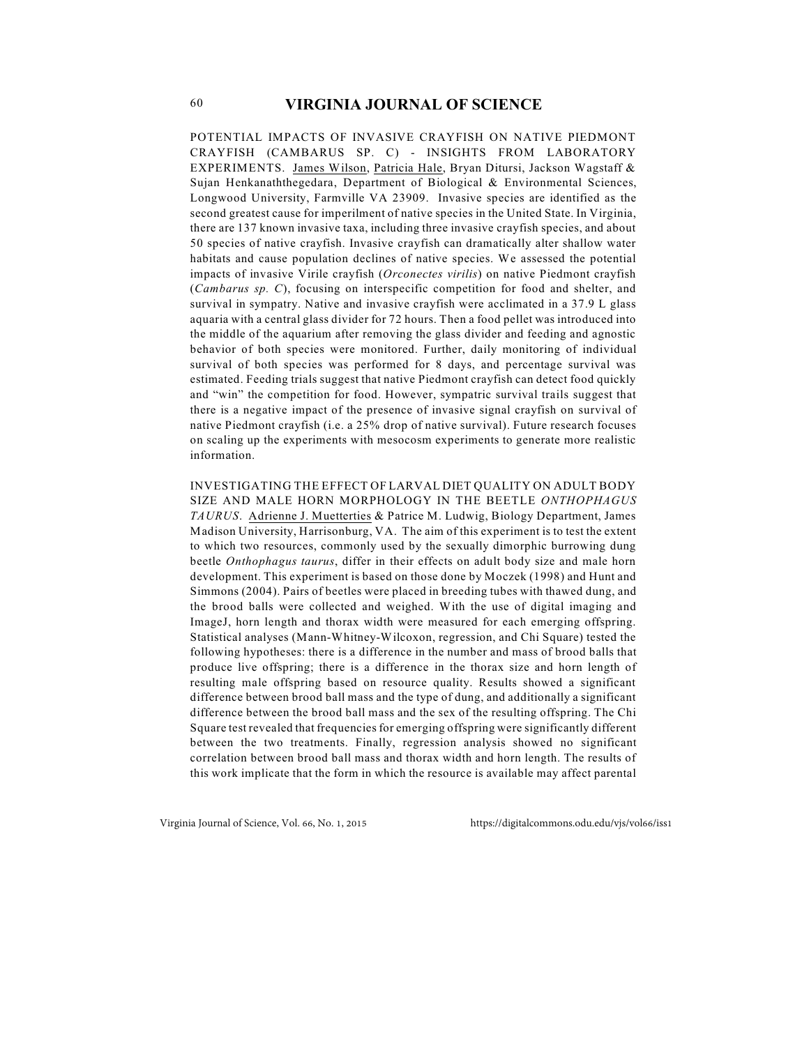POTENTIAL IMPACTS OF INVASIVE CRAYFISH ON NATIVE PIEDMONT CRAYFISH (CAMBARUS SP. C) - INSIGHTS FROM LABORATORY EXPERIMENTS. James Wilson, Patricia Hale, Bryan Ditursi, Jackson Wagstaff & Sujan Henkanaththegedara, Department of Biological & Environmental Sciences, Longwood University, Farmville VA 23909. Invasive species are identified as the second greatest cause for imperilment of native species in the United State. In Virginia, there are 137 known invasive taxa, including three invasive crayfish species, and about 50 species of native crayfish. Invasive crayfish can dramatically alter shallow water habitats and cause population declines of native species. We assessed the potential impacts of invasive Virile crayfish (*Orconectes virilis*) on native Piedmont crayfish (*Cambarus sp. C*), focusing on interspecific competition for food and shelter, and survival in sympatry. Native and invasive crayfish were acclimated in a 37.9 L glass aquaria with a central glass divider for 72 hours. Then a food pellet was introduced into the middle of the aquarium after removing the glass divider and feeding and agnostic behavior of both species were monitored. Further, daily monitoring of individual survival of both species was performed for 8 days, and percentage survival was estimated. Feeding trials suggest that native Piedmont crayfish can detect food quickly and "win" the competition for food. However, sympatric survival trails suggest that there is a negative impact of the presence of invasive signal crayfish on survival of native Piedmont crayfish (i.e. a 25% drop of native survival). Future research focuses on scaling up the experiments with mesocosm experiments to generate more realistic information.

INVESTIGATING THE EFFECT OF LARVAL DIET QUALITY ON ADULT BODY SIZE AND MALE HORN MORPHOLOGY IN THE BEETLE *ONTHOPHAGUS TAURUS*. Adrienne J. Muetterties & Patrice M. Ludwig, Biology Department, James Madison University, Harrisonburg, VA. The aim of this experiment is to test the extent to which two resources, commonly used by the sexually dimorphic burrowing dung beetle *Onthophagus taurus*, differ in their effects on adult body size and male horn development. This experiment is based on those done by Moczek (1998) and Hunt and Simmons (2004). Pairs of beetles were placed in breeding tubes with thawed dung, and the brood balls were collected and weighed. With the use of digital imaging and ImageJ, horn length and thorax width were measured for each emerging offspring. Statistical analyses (Mann-Whitney-Wilcoxon, regression, and Chi Square) tested the following hypotheses: there is a difference in the number and mass of brood balls that produce live offspring; there is a difference in the thorax size and horn length of resulting male offspring based on resource quality. Results showed a significant difference between brood ball mass and the type of dung, and additionally a significant difference between the brood ball mass and the sex of the resulting offspring. The Chi Square test revealed that frequencies for emerging offspring were significantly different between the two treatments. Finally, regression analysis showed no significant correlation between brood ball mass and thorax width and horn length. The results of this work implicate that the form in which the resource is available may affect parental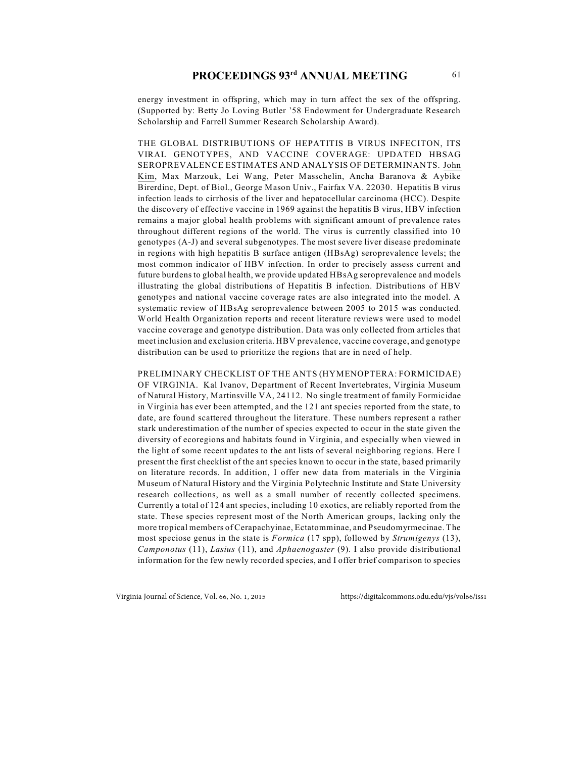energy investment in offspring, which may in turn affect the sex of the offspring. (Supported by: Betty Jo Loving Butler '58 Endowment for Undergraduate Research Scholarship and Farrell Summer Research Scholarship Award).

THE GLOBAL DISTRIBUTIONS OF HEPATITIS B VIRUS INFECITON, ITS VIRAL GENOTYPES, AND VACCINE COVERAGE: UPDATED HBSAG SEROPREVALENCE ESTIMATES AND ANALYSIS OF DETERMINANTS. John Kim, Max Marzouk, Lei Wang, Peter Masschelin, Ancha Baranova & Aybike Birerdinc, Dept. of Biol., George Mason Univ., Fairfax VA. 22030. Hepatitis B virus infection leads to cirrhosis of the liver and hepatocellular carcinoma (HCC). Despite the discovery of effective vaccine in 1969 against the hepatitis B virus, HBV infection remains a major global health problems with significant amount of prevalence rates throughout different regions of the world. The virus is currently classified into 10 genotypes (A-J) and several subgenotypes. The most severe liver disease predominate in regions with high hepatitis B surface antigen (HBsAg) seroprevalence levels; the most common indicator of HBV infection. In order to precisely assess current and future burdens to global health, we provide updated HBsAg seroprevalence and models illustrating the global distributions of Hepatitis B infection. Distributions of HBV genotypes and national vaccine coverage rates are also integrated into the model. A systematic review of HBsAg seroprevalence between 2005 to 2015 was conducted. World Health Organization reports and recent literature reviews were used to model vaccine coverage and genotype distribution. Data was only collected from articles that meet inclusion and exclusion criteria. HBV prevalence, vaccine coverage, and genotype distribution can be used to prioritize the regions that are in need of help.

PRELIMINARY CHECKLIST OF THE ANTS (HYMENOPTERA: FORMICIDAE) OF VIRGINIA. Kal Ivanov, Department of Recent Invertebrates, Virginia Museum of Natural History, Martinsville VA, 24112. No single treatment of family Formicidae in Virginia has ever been attempted, and the 121 ant species reported from the state, to date, are found scattered throughout the literature. These numbers represent a rather stark underestimation of the number of species expected to occur in the state given the diversity of ecoregions and habitats found in Virginia, and especially when viewed in the light of some recent updates to the ant lists of several neighboring regions. Here I present the first checklist of the ant species known to occur in the state, based primarily on literature records. In addition, I offer new data from materials in the Virginia Museum of Natural History and the Virginia Polytechnic Institute and State University research collections, as well as a small number of recently collected specimens. Currently a total of 124 ant species, including 10 exotics, are reliably reported from the state. These species represent most of the North American groups, lacking only the more tropical members of Cerapachyinae, Ectatomminae, and Pseudomyrmecinae. The most speciose genus in the state is *Formica* (17 spp), followed by *Strumigenys* (13), *Camponotus* (11), *Lasius* (11), and *Aphaenogaster* (9). I also provide distributional information for the few newly recorded species, and I offer brief comparison to species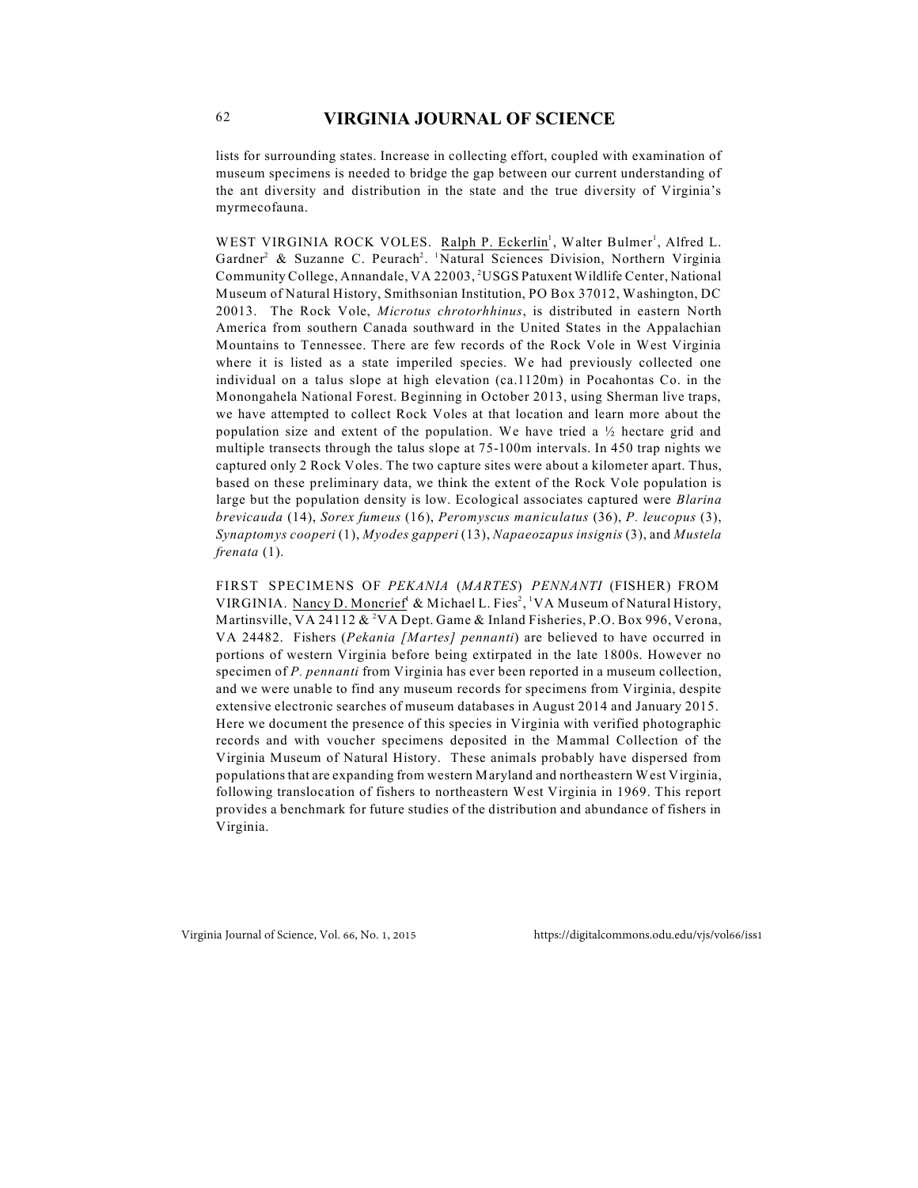lists for surrounding states. Increase in collecting effort, coupled with examination of museum specimens is needed to bridge the gap between our current understanding of the ant diversity and distribution in the state and the true diversity of Virginia's myrmecofauna.

WEST VIRGINIA ROCK VOLES. Ralph P. Eckerlin[1], Walter Bulmer[1], Alfred L. Gardner[2] & Suzanne C. Peurach[2]. [1]Natural Sciences Division, Northern Virginia Community College, Annandale, VA 22003, [2]USGS Patuxent Wildlife Center, National Museum of Natural History, Smithsonian Institution, PO Box 37012, Washington, DC 20013. The Rock Vole, *Microtus chrotorhhinus*, is distributed in eastern North America from southern Canada southward in the United States in the Appalachian Mountains to Tennessee. There are few records of the Rock Vole in West Virginia where it is listed as a state imperiled species. We had previously collected one individual on a talus slope at high elevation (ca.1120m) in Pocahontas Co. in the Monongahela National Forest. Beginning in October 2013, using Sherman live traps, we have attempted to collect Rock Voles at that location and learn more about the population size and extent of the population. We have tried a ½ hectare grid and multiple transects through the talus slope at 75-100m intervals. In 450 trap nights we captured only 2 Rock Voles. The two capture sites were about a kilometer apart. Thus, based on these preliminary data, we think the extent of the Rock Vole population is large but the population density is low. Ecological associates captured were *Blarina brevicauda* (14), *Sorex fumeus* (16), *Peromyscus maniculatus* (36), *P. leucopus* (3), *Synaptomys cooperi* (1), *Myodes gapperi* (13), *Napaeozapus insignis* (3), and *Mustela frenata* (1).

FIRST SPECIMENS OF *PEKANIA* (*MARTES*) *PENNANTI* (FISHER) FROM VIRGINIA. Nancy D. Moncrief[1] & Michael L. Fies[2], [1]VA Museum of Natural History, Martinsville, VA 24112 & [2]VA Dept. Game & Inland Fisheries, P.O. Box 996, Verona, VA 24482. Fishers (*Pekania [Martes] pennanti*) are believed to have occurred in portions of western Virginia before being extirpated in the late 1800s. However no specimen of *P. pennanti* from Virginia has ever been reported in a museum collection, and we were unable to find any museum records for specimens from Virginia, despite extensive electronic searches of museum databases in August 2014 and January 2015. Here we document the presence of this species in Virginia with verified photographic records and with voucher specimens deposited in the Mammal Collection of the Virginia Museum of Natural History. These animals probably have dispersed from populations that are expanding from western Maryland and northeastern West Virginia, following translocation of fishers to northeastern West Virginia in 1969. This report provides a benchmark for future studies of the distribution and abundance of fishers in Virginia.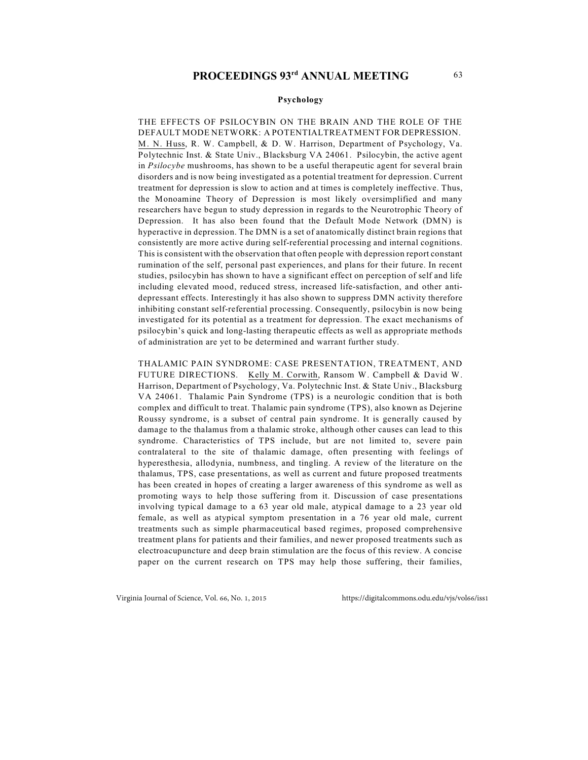## Psychology

THE EFFECTS OF PSILOCYBIN ON THE BRAIN AND THE ROLE OF THE DEFAULT MODE NETWORK: A POTENTIALTREATMENT FOR DEPRESSION. M. N. Huss, R. W. Campbell, & D. W. Harrison, Department of Psychology, Va. Polytechnic Inst. & State Univ., Blacksburg VA 24061. Psilocybin, the active agent in *Psilocybe* mushrooms, has shown to be a useful therapeutic agent for several brain disorders and is now being investigated as a potential treatment for depression. Current treatment for depression is slow to action and at times is completely ineffective. Thus, the Monoamine Theory of Depression is most likely oversimplified and many researchers have begun to study depression in regards to the Neurotrophic Theory of Depression. It has also been found that the Default Mode Network (DMN) is hyperactive in depression. The DMN is a set of anatomically distinct brain regions that consistently are more active during self-referential processing and internal cognitions. This is consistent with the observation that often people with depression report constant rumination of the self, personal past experiences, and plans for their future. In recent studies, psilocybin has shown to have a significant effect on perception of self and life including elevated mood, reduced stress, increased life-satisfaction, and other anti-depressant effects. Interestingly it has also shown to suppress DMN activity therefore inhibiting constant self-referential processing. Consequently, psilocybin is now being investigated for its potential as a treatment for depression. The exact mechanisms of psilocybin's quick and long-lasting therapeutic effects as well as appropriate methods of administration are yet to be determined and warrant further study.

THALAMIC PAIN SYNDROME: CASE PRESENTATION, TREATMENT, AND FUTURE DIRECTIONS. Kelly M. Corwith, Ransom W. Campbell & David W. Harrison, Department of Psychology, Va. Polytechnic Inst. & State Univ., Blacksburg VA 24061. Thalamic Pain Syndrome (TPS) is a neurologic condition that is both complex and difficult to treat. Thalamic pain syndrome (TPS), also known as Dejerine Roussy syndrome, is a subset of central pain syndrome. It is generally caused by damage to the thalamus from a thalamic stroke, although other causes can lead to this syndrome. Characteristics of TPS include, but are not limited to, severe pain contralateral to the site of thalamic damage, often presenting with feelings of hyperesthesia, allodynia, numbness, and tingling. A review of the literature on the thalamus, TPS, case presentations, as well as current and future proposed treatments has been created in hopes of creating a larger awareness of this syndrome as well as promoting ways to help those suffering from it. Discussion of case presentations involving typical damage to a 63 year old male, atypical damage to a 23 year old female, as well as atypical symptom presentation in a 76 year old male, current treatments such as simple pharmaceutical based regimes, proposed comprehensive treatment plans for patients and their families, and newer proposed treatments such as electroacupuncture and deep brain stimulation are the focus of this review. A concise paper on the current research on TPS may help those suffering, their families,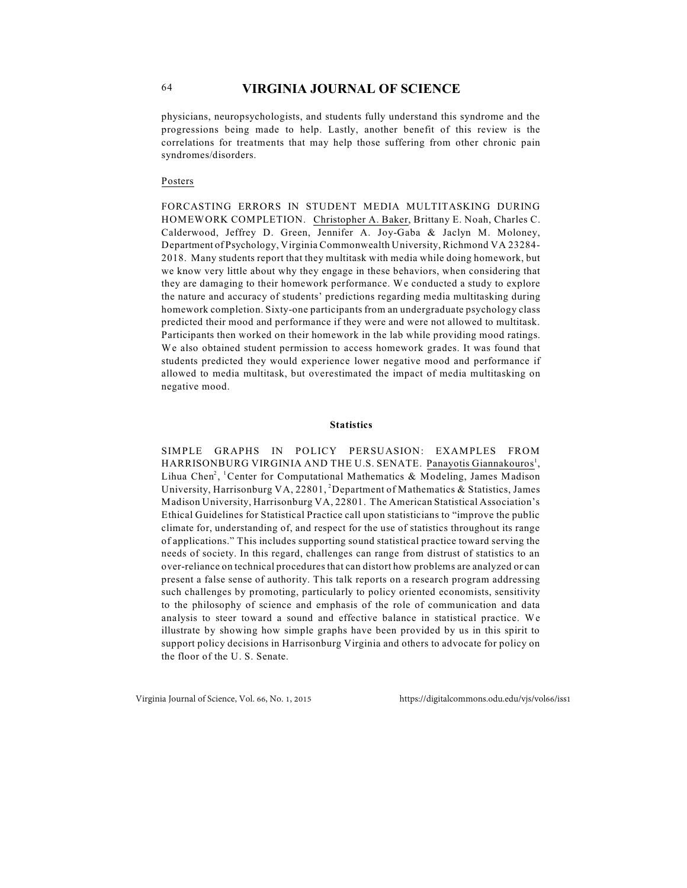physicians, neuropsychologists, and students fully understand this syndrome and the progressions being made to help. Lastly, another benefit of this review is the correlations for treatments that may help those suffering from other chronic pain syndromes/disorders.

Posters

FORCASTING ERRORS IN STUDENT MEDIA MULTITASKING DURING HOMEWORK COMPLETION. Christopher A. Baker, Brittany E. Noah, Charles C. Calderwood, Jeffrey D. Green, Jennifer A. Joy-Gaba & Jaclyn M. Moloney, Department of Psychology, Virginia Commonwealth University, Richmond VA 23284-2018. Many students report that they multitask with media while doing homework, but we know very little about why they engage in these behaviors, when considering that they are damaging to their homework performance. We conducted a study to explore the nature and accuracy of students' predictions regarding media multitasking during homework completion. Sixty-one participants from an undergraduate psychology class predicted their mood and performance if they were and were not allowed to multitask. Participants then worked on their homework in the lab while providing mood ratings. We also obtained student permission to access homework grades. It was found that students predicted they would experience lower negative mood and performance if allowed to media multitask, but overestimated the impact of media multitasking on negative mood.

### Statistics

SIMPLE GRAPHS IN POLICY PERSUASION: EXAMPLES FROM HARRISONBURG VIRGINIA AND THE U.S. SENATE. Panayotis Giannakouros[1], Lihua Chen[2], [1]Center for Computational Mathematics & Modeling, James Madison University, Harrisonburg VA, 22801, [2]Department of Mathematics & Statistics, James Madison University, Harrisonburg VA, 22801. The American Statistical Association's Ethical Guidelines for Statistical Practice call upon statisticians to "improve the public climate for, understanding of, and respect for the use of statistics throughout its range of applications." This includes supporting sound statistical practice toward serving the needs of society. In this regard, challenges can range from distrust of statistics to an over-reliance on technical procedures that can distort how problems are analyzed or can present a false sense of authority. This talk reports on a research program addressing such challenges by promoting, particularly to policy oriented economists, sensitivity to the philosophy of science and emphasis of the role of communication and data analysis to steer toward a sound and effective balance in statistical practice. We illustrate by showing how simple graphs have been provided by us in this spirit to support policy decisions in Harrisonburg Virginia and others to advocate for policy on the floor of the U. S. Senate.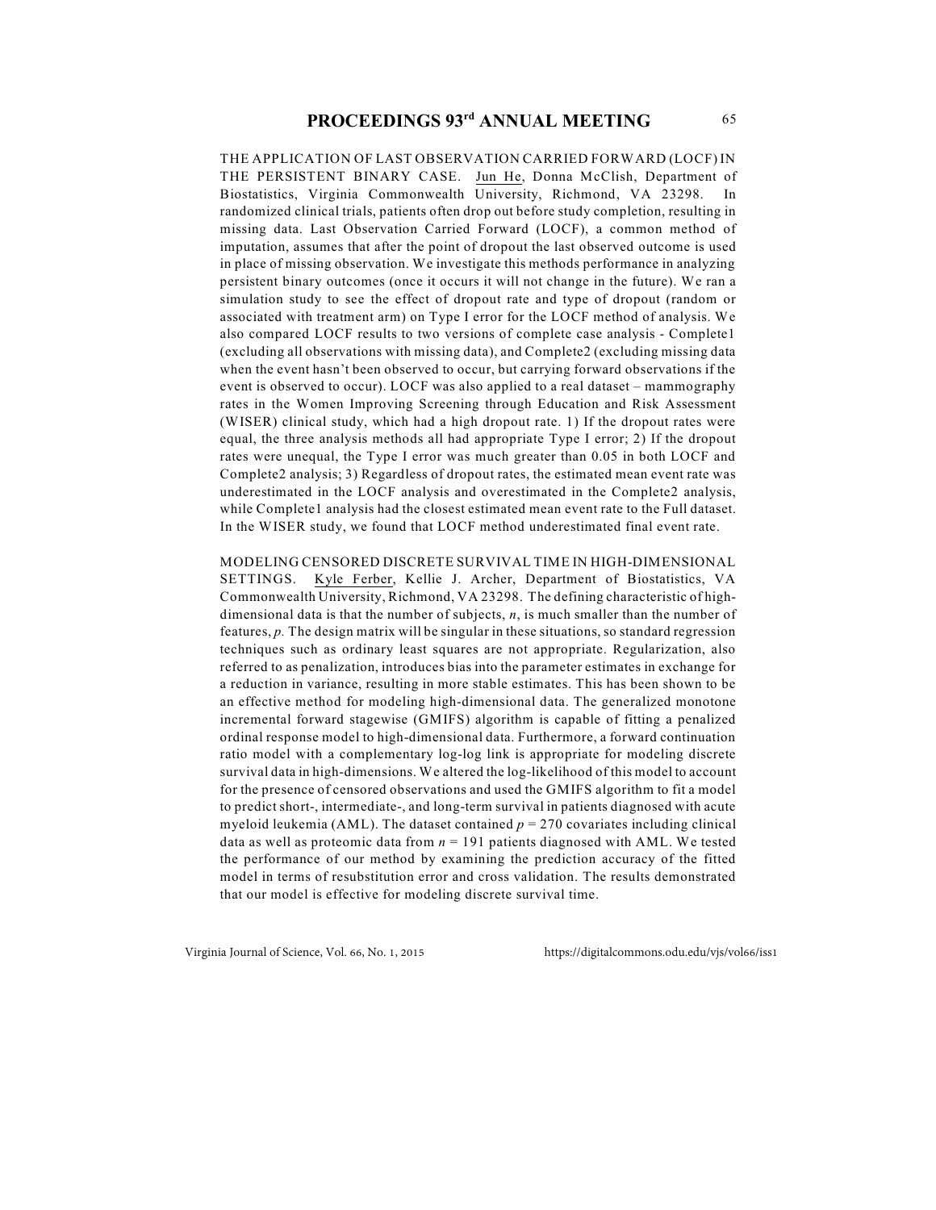THE APPLICATION OF LAST OBSERVATION CARRIED FORWARD (LOCF) IN THE PERSISTENT BINARY CASE. Jun He, Donna McClish, Department of Biostatistics, Virginia Commonwealth University, Richmond, VA 23298. In randomized clinical trials, patients often drop out before study completion, resulting in missing data. Last Observation Carried Forward (LOCF), a common method of imputation, assumes that after the point of dropout the last observed outcome is used in place of missing observation. We investigate this methods performance in analyzing persistent binary outcomes (once it occurs it will not change in the future). We ran a simulation study to see the effect of dropout rate and type of dropout (random or associated with treatment arm) on Type I error for the LOCF method of analysis. We also compared LOCF results to two versions of complete case analysis - Complete1 (excluding all observations with missing data), and Complete2 (excluding missing data when the event hasn't been observed to occur, but carrying forward observations if the event is observed to occur). LOCF was also applied to a real dataset – mammography rates in the Women Improving Screening through Education and Risk Assessment (WISER) clinical study, which had a high dropout rate. 1) If the dropout rates were equal, the three analysis methods all had appropriate Type I error; 2) If the dropout rates were unequal, the Type I error was much greater than 0.05 in both LOCF and Complete2 analysis; 3) Regardless of dropout rates, the estimated mean event rate was underestimated in the LOCF analysis and overestimated in the Complete2 analysis, while Complete1 analysis had the closest estimated mean event rate to the Full dataset. In the WISER study, we found that LOCF method underestimated final event rate.

MODELING CENSORED DISCRETE SURVIVAL TIME IN HIGH-DIMENSIONAL SETTINGS. Kyle Ferber, Kellie J. Archer, Department of Biostatistics, VA Commonwealth University, Richmond, VA 23298. The defining characteristic of high-dimensional data is that the number of subjects, $n$, is much smaller than the number of features, $p$. The design matrix will be singular in these situations, so standard regression techniques such as ordinary least squares are not appropriate. Regularization, also referred to as penalization, introduces bias into the parameter estimates in exchange for a reduction in variance, resulting in more stable estimates. This has been shown to be an effective method for modeling high-dimensional data. The generalized monotone incremental forward stagewise (GMIFS) algorithm is capable of fitting a penalized ordinal response model to high-dimensional data. Furthermore, a forward continuation ratio model with a complementary log-log link is appropriate for modeling discrete survival data in high-dimensions. We altered the log-likelihood of this model to account for the presence of censored observations and used the GMIFS algorithm to fit a model to predict short-, intermediate-, and long-term survival in patients diagnosed with acute myeloid leukemia (AML). The dataset contained $p = 270$ covariates including clinical data as well as proteomic data from $n = 191$ patients diagnosed with AML. We tested the performance of our method by examining the prediction accuracy of the fitted model in terms of resubstitution error and cross validation. The results demonstrated that our model is effective for modeling discrete survival time.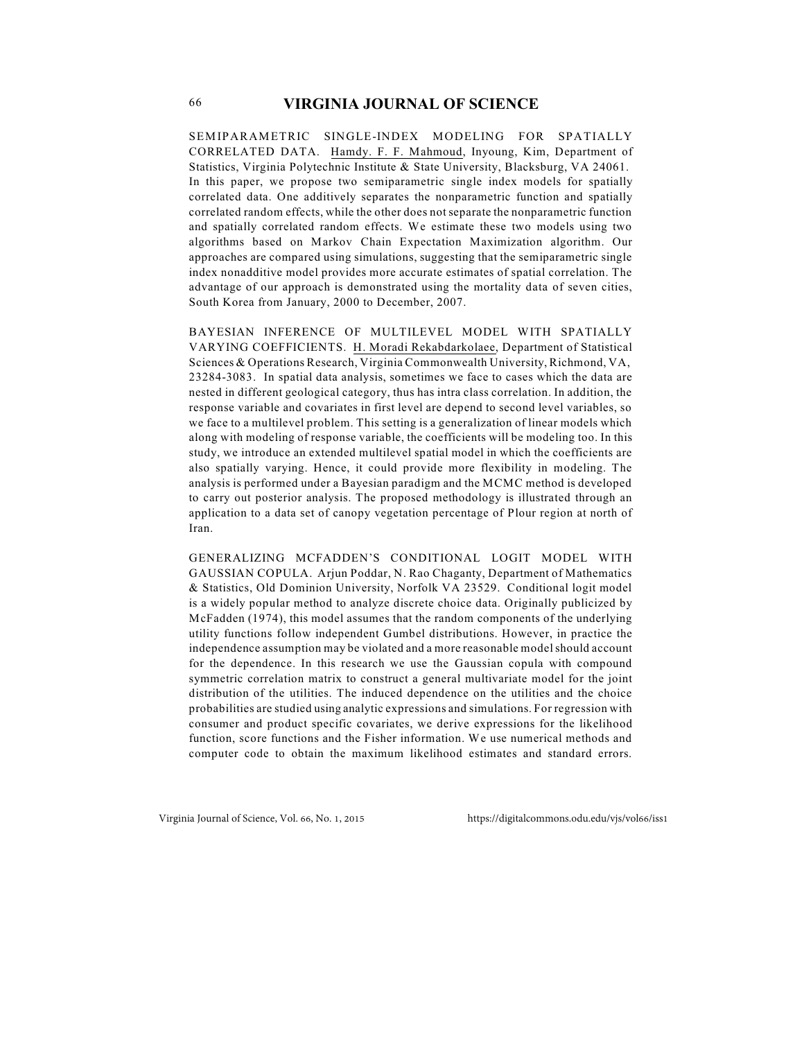SEMIPARAMETRIC SINGLE-INDEX MODELING FOR SPATIALLY CORRELATED DATA. Hamdy. F. F. Mahmoud, Inyoung, Kim, Department of Statistics, Virginia Polytechnic Institute & State University, Blacksburg, VA 24061. In this paper, we propose two semiparametric single index models for spatially correlated data. One additively separates the nonparametric function and spatially correlated random effects, while the other does not separate the nonparametric function and spatially correlated random effects. We estimate these two models using two algorithms based on Markov Chain Expectation Maximization algorithm. Our approaches are compared using simulations, suggesting that the semiparametric single index nonadditive model provides more accurate estimates of spatial correlation. The advantage of our approach is demonstrated using the mortality data of seven cities, South Korea from January, 2000 to December, 2007.

BAYESIAN INFERENCE OF MULTILEVEL MODEL WITH SPATIALLY VARYING COEFFICIENTS. H. Moradi Rekabdarkolaee, Department of Statistical Sciences & Operations Research, Virginia Commonwealth University, Richmond, VA, 23284-3083. In spatial data analysis, sometimes we face to cases which the data are nested in different geological category, thus has intra class correlation. In addition, the response variable and covariates in first level are depend to second level variables, so we face to a multilevel problem. This setting is a generalization of linear models which along with modeling of response variable, the coefficients will be modeling too. In this study, we introduce an extended multilevel spatial model in which the coefficients are also spatially varying. Hence, it could provide more flexibility in modeling. The analysis is performed under a Bayesian paradigm and the MCMC method is developed to carry out posterior analysis. The proposed methodology is illustrated through an application to a data set of canopy vegetation percentage of Plour region at north of Iran.

GENERALIZING MCFADDEN'S CONDITIONAL LOGIT MODEL WITH GAUSSIAN COPULA. Arjun Poddar, N. Rao Chaganty, Department of Mathematics & Statistics, Old Dominion University, Norfolk VA 23529. Conditional logit model is a widely popular method to analyze discrete choice data. Originally publicized by McFadden (1974), this model assumes that the random components of the underlying utility functions follow independent Gumbel distributions. However, in practice the independence assumption may be violated and a more reasonable model should account for the dependence. In this research we use the Gaussian copula with compound symmetric correlation matrix to construct a general multivariate model for the joint distribution of the utilities. The induced dependence on the utilities and the choice probabilities are studied using analytic expressions and simulations. For regression with consumer and product specific covariates, we derive expressions for the likelihood function, score functions and the Fisher information. We use numerical methods and computer code to obtain the maximum likelihood estimates and standard errors.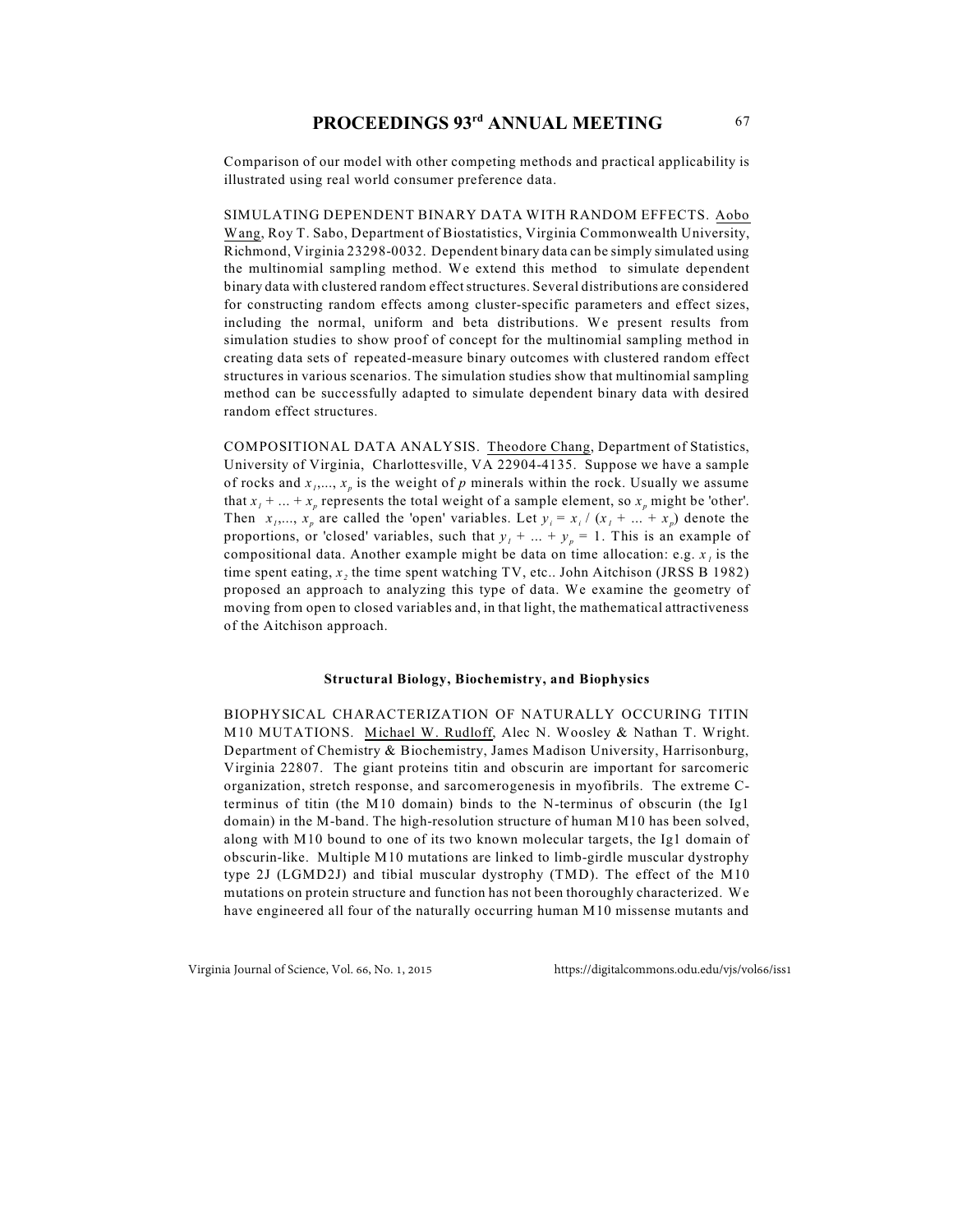Comparison of our model with other competing methods and practical applicability is illustrated using real world consumer preference data.

SIMULATING DEPENDENT BINARY DATA WITH RANDOM EFFECTS. Aobo Wang, Roy T. Sabo, Department of Biostatistics, Virginia Commonwealth University, Richmond, Virginia 23298-0032. Dependent binary data can be simply simulated using the multinomial sampling method. We extend this method to simulate dependent binary data with clustered random effect structures. Several distributions are considered for constructing random effects among cluster-specific parameters and effect sizes, including the normal, uniform and beta distributions. We present results from simulation studies to show proof of concept for the multinomial sampling method in creating data sets of repeated-measure binary outcomes with clustered random effect structures in various scenarios. The simulation studies show that multinomial sampling method can be successfully adapted to simulate dependent binary data with desired random effect structures.

COMPOSITIONAL DATA ANALYSIS. Theodore Chang, Department of Statistics, University of Virginia, Charlottesville, VA 22904-4135. Suppose we have a sample of rocks and $x_1,..., x_p$ is the weight of $p$ minerals within the rock. Usually we assume that $x_1 + ... + x_p$ represents the total weight of a sample element, so $x_p$ might be 'other'. Then $x_1,..., x_p$ are called the 'open' variables. Let $y_i = x_i / (x_1 + ... + x_p)$ denote the proportions, or 'closed' variables, such that $y_1 + ... + y_p = 1$. This is an example of compositional data. Another example might be data on time allocation: e.g. $x_1$ is the time spent eating, $x_2$ the time spent watching TV, etc.. John Aitchison (JRSS B 1982) proposed an approach to analyzing this type of data. We examine the geometry of moving from open to closed variables and, in that light, the mathematical attractiveness of the Aitchison approach.

### Structural Biology, Biochemistry, and Biophysics

BIOPHYSICAL CHARACTERIZATION OF NATURALLY OCCURING TITIN M10 MUTATIONS. Michael W. Rudloff, Alec N. Woosley & Nathan T. Wright. Department of Chemistry & Biochemistry, James Madison University, Harrisonburg, Virginia 22807. The giant proteins titin and obscurin are important for sarcomeric organization, stretch response, and sarcomerogenesis in myofibrils. The extreme C-terminus of titin (the M10 domain) binds to the N-terminus of obscurin (the Ig1 domain) in the M-band. The high-resolution structure of human M10 has been solved, along with M10 bound to one of its two known molecular targets, the Ig1 domain of obscurin-like. Multiple M10 mutations are linked to limb-girdle muscular dystrophy type 2J (LGMD2J) and tibial muscular dystrophy (TMD). The effect of the M10 mutations on protein structure and function has not been thoroughly characterized. We have engineered all four of the naturally occurring human M10 missense mutants and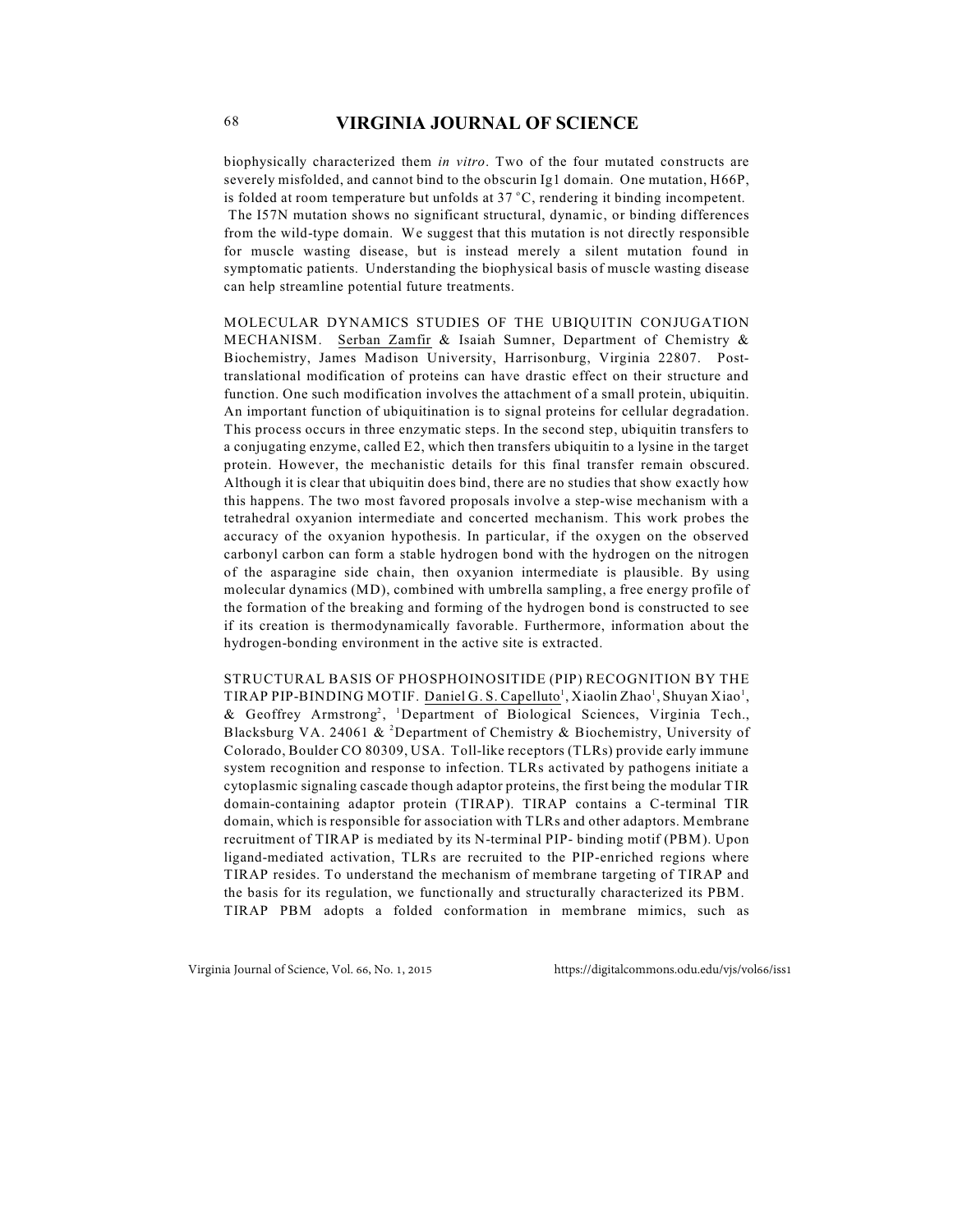biophysically characterized them *in vitro*. Two of the four mutated constructs are severely misfolded, and cannot bind to the obscurin Ig1 domain. One mutation, H66P, is folded at room temperature but unfolds at 37 °C, rendering it binding incompetent. The I57N mutation shows no significant structural, dynamic, or binding differences from the wild-type domain. We suggest that this mutation is not directly responsible for muscle wasting disease, but is instead merely a silent mutation found in symptomatic patients. Understanding the biophysical basis of muscle wasting disease can help streamline potential future treatments.

MOLECULAR DYNAMICS STUDIES OF THE UBIQUITIN CONJUGATION MECHANISM. Serban Zamfir & Isaiah Sumner, Department of Chemistry & Biochemistry, James Madison University, Harrisonburg, Virginia 22807. Post-translational modification of proteins can have drastic effect on their structure and function. One such modification involves the attachment of a small protein, ubiquitin. An important function of ubiquitination is to signal proteins for cellular degradation. This process occurs in three enzymatic steps. In the second step, ubiquitin transfers to a conjugating enzyme, called E2, which then transfers ubiquitin to a lysine in the target protein. However, the mechanistic details for this final transfer remain obscured. Although it is clear that ubiquitin does bind, there are no studies that show exactly how this happens. The two most favored proposals involve a step-wise mechanism with a tetrahedral oxyanion intermediate and concerted mechanism. This work probes the accuracy of the oxyanion hypothesis. In particular, if the oxygen on the observed carbonyl carbon can form a stable hydrogen bond with the hydrogen on the nitrogen of the asparagine side chain, then oxyanion intermediate is plausible. By using molecular dynamics (MD), combined with umbrella sampling, a free energy profile of the formation of the breaking and forming of the hydrogen bond is constructed to see if its creation is thermodynamically favorable. Furthermore, information about the hydrogen-bonding environment in the active site is extracted.

STRUCTURAL BASIS OF PHOSPHOINOSITIDE (PIP) RECOGNITION BY THE TIRAP PIP-BINDING MOTIF. Daniel G. S. Capelluto[1], Xiaolin Zhao[1], Shuyan Xiao[1], & Geoffrey Armstrong[2], [1]Department of Biological Sciences, Virginia Tech., Blacksburg VA. 24061 & [2]Department of Chemistry & Biochemistry, University of Colorado, Boulder CO 80309, USA. Toll-like receptors (TLRs) provide early immune system recognition and response to infection. TLRs activated by pathogens initiate a cytoplasmic signaling cascade though adaptor proteins, the first being the modular TIR domain-containing adaptor protein (TIRAP). TIRAP contains a C-terminal TIR domain, which is responsible for association with TLRs and other adaptors. Membrane recruitment of TIRAP is mediated by its N-terminal PIP- binding motif (PBM). Upon ligand-mediated activation, TLRs are recruited to the PIP-enriched regions where TIRAP resides. To understand the mechanism of membrane targeting of TIRAP and the basis for its regulation, we functionally and structurally characterized its PBM. TIRAP PBM adopts a folded conformation in membrane mimics, such as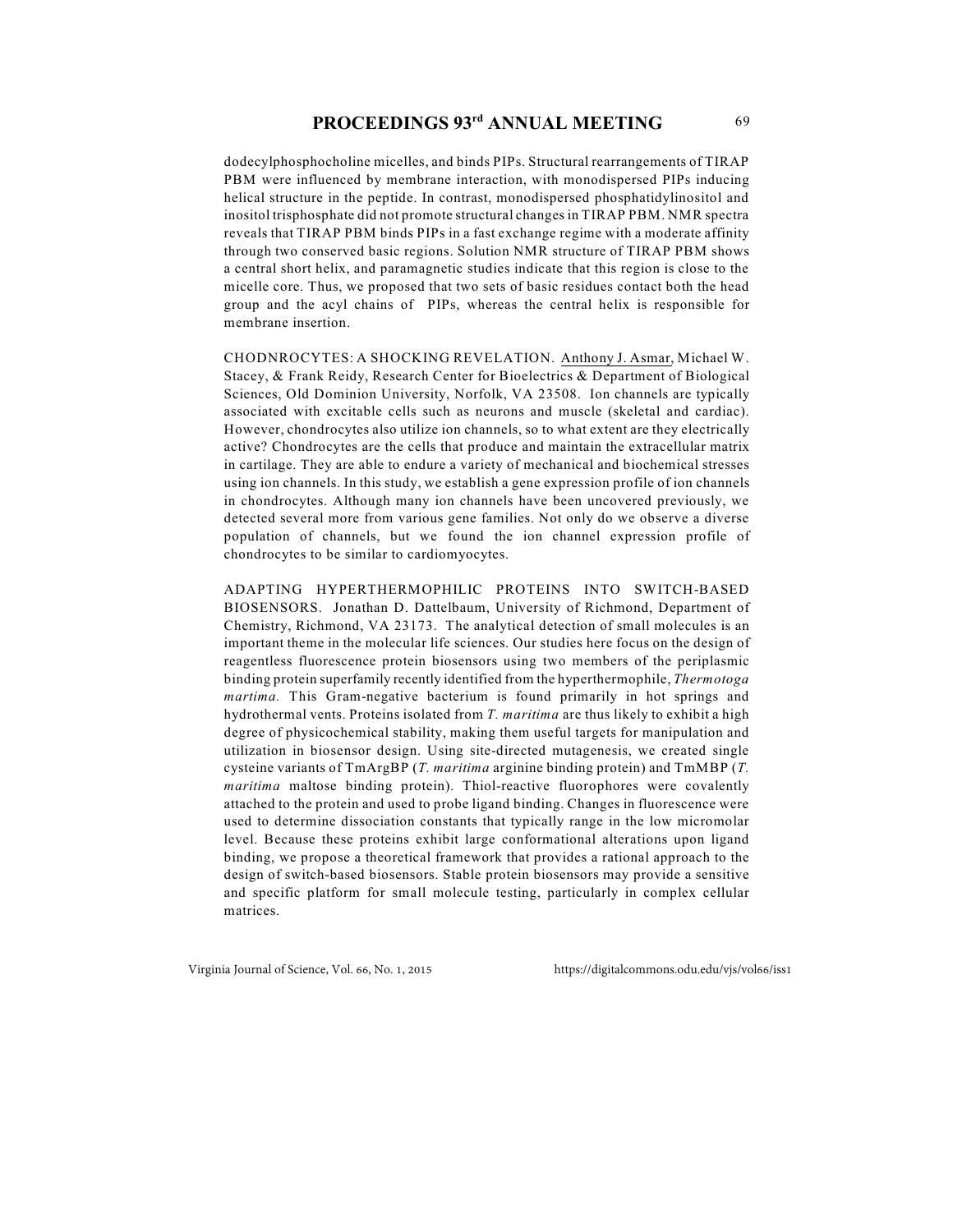dodecylphosphocholine micelles, and binds PIPs. Structural rearrangements of TIRAP PBM were influenced by membrane interaction, with monodispersed PIPs inducing helical structure in the peptide. In contrast, monodispersed phosphatidylinositol and inositol trisphosphate did not promote structural changes in TIRAP PBM. NMR spectra reveals that TIRAP PBM binds PIPs in a fast exchange regime with a moderate affinity through two conserved basic regions. Solution NMR structure of TIRAP PBM shows a central short helix, and paramagnetic studies indicate that this region is close to the micelle core. Thus, we proposed that two sets of basic residues contact both the head group and the acyl chains of PIPs, whereas the central helix is responsible for membrane insertion.

CHODNROCYTES: A SHOCKING REVELATION. Anthony J. Asmar, Michael W. Stacey, & Frank Reidy, Research Center for Bioelectrics & Department of Biological Sciences, Old Dominion University, Norfolk, VA 23508. Ion channels are typically associated with excitable cells such as neurons and muscle (skeletal and cardiac). However, chondrocytes also utilize ion channels, so to what extent are they electrically active? Chondrocytes are the cells that produce and maintain the extracellular matrix in cartilage. They are able to endure a variety of mechanical and biochemical stresses using ion channels. In this study, we establish a gene expression profile of ion channels in chondrocytes. Although many ion channels have been uncovered previously, we detected several more from various gene families. Not only do we observe a diverse population of channels, but we found the ion channel expression profile of chondrocytes to be similar to cardiomyocytes.

ADAPTING HYPERTHERMOPHILIC PROTEINS INTO SWITCH-BASED BIOSENSORS. Jonathan D. Dattelbaum, University of Richmond, Department of Chemistry, Richmond, VA 23173. The analytical detection of small molecules is an important theme in the molecular life sciences. Our studies here focus on the design of reagentless fluorescence protein biosensors using two members of the periplasmic binding protein superfamily recently identified from the hyperthermophile, *Thermotoga martima.* This Gram-negative bacterium is found primarily in hot springs and hydrothermal vents. Proteins isolated from *T. maritima* are thus likely to exhibit a high degree of physicochemical stability, making them useful targets for manipulation and utilization in biosensor design. Using site-directed mutagenesis, we created single cysteine variants of TmArgBP (*T. maritima* arginine binding protein) and TmMBP (*T. maritima* maltose binding protein). Thiol-reactive fluorophores were covalently attached to the protein and used to probe ligand binding. Changes in fluorescence were used to determine dissociation constants that typically range in the low micromolar level. Because these proteins exhibit large conformational alterations upon ligand binding, we propose a theoretical framework that provides a rational approach to the design of switch-based biosensors. Stable protein biosensors may provide a sensitive and specific platform for small molecule testing, particularly in complex cellular matrices.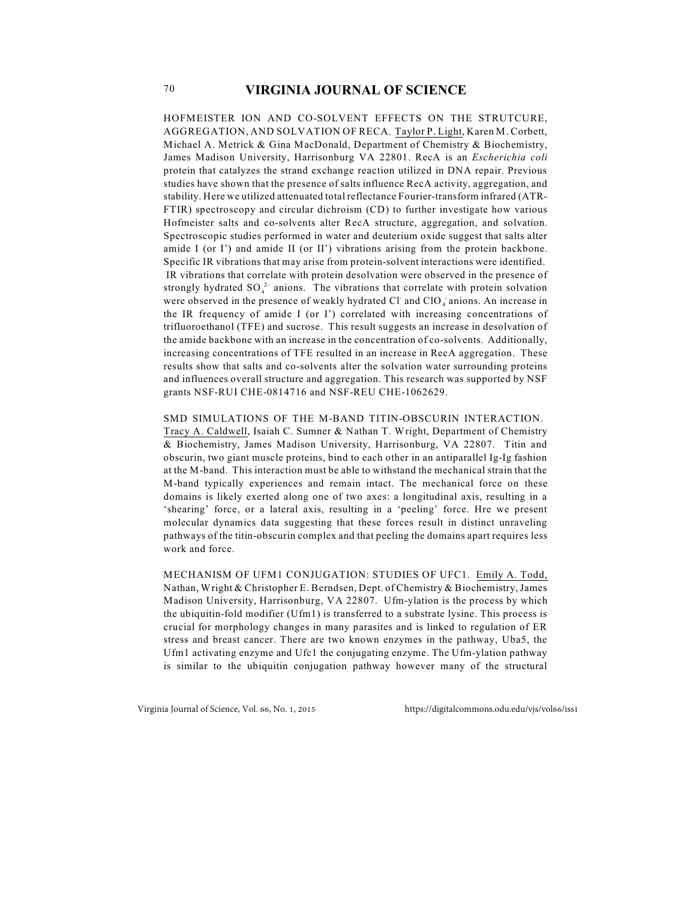HOFMEISTER ION AND CO-SOLVENT EFFECTS ON THE STRUTCURE, AGGREGATION, AND SOLVATION OF RECA. Taylor P. Light, Karen M. Corbett, Michael A. Metrick & Gina MacDonald, Department of Chemistry & Biochemistry, James Madison University, Harrisonburg VA 22801. RecA is an *Escherichia coli* protein that catalyzes the strand exchange reaction utilized in DNA repair. Previous studies have shown that the presence of salts influence RecA activity, aggregation, and stability. Here we utilized attenuated total reflectance Fourier-transform infrared (ATR-FTIR) spectroscopy and circular dichroism (CD) to further investigate how various Hofmeister salts and co-solvents alter RecA structure, aggregation, and solvation. Spectroscopic studies performed in water and deuterium oxide suggest that salts alter amide I (or I') and amide II (or II') vibrations arising from the protein backbone. Specific IR vibrations that may arise from protein-solvent interactions were identified. IR vibrations that correlate with protein desolvation were observed in the presence of strongly hydrated $SO_4^{2-}$ anions. The vibrations that correlate with protein solvation were observed in the presence of weakly hydrated $Cl^-$ and $ClO_4^-$ anions. An increase in the IR frequency of amide I (or I') correlated with increasing concentrations of trifluoroethanol (TFE) and sucrose. This result suggests an increase in desolvation of the amide backbone with an increase in the concentration of co-solvents. Additionally, increasing concentrations of TFE resulted in an increase in RecA aggregation. These results show that salts and co-solvents alter the solvation water surrounding proteins and influences overall structure and aggregation. This research was supported by NSF grants NSF-RUI CHE-0814716 and NSF-REU CHE-1062629.

SMD SIMULATIONS OF THE M-BAND TITIN-OBSCURIN INTERACTION. Tracy A. Caldwell, Isaiah C. Sumner & Nathan T. Wright, Department of Chemistry & Biochemistry, James Madison University, Harrisonburg, VA 22807. Titin and obscurin, two giant muscle proteins, bind to each other in an antiparallel Ig-Ig fashion at the M-band. This interaction must be able to withstand the mechanical strain that the M-band typically experiences and remain intact. The mechanical force on these domains is likely exerted along one of two axes: a longitudinal axis, resulting in a 'shearing' force, or a lateral axis, resulting in a 'peeling' force. Hre we present molecular dynamics data suggesting that these forces result in distinct unraveling pathways of the titin-obscurin complex and that peeling the domains apart requires less work and force.

MECHANISM OF UFM1 CONJUGATION: STUDIES OF UFC1. Emily A. Todd, Nathan, Wright & Christopher E. Berndsen, Dept. of Chemistry & Biochemistry, James Madison University, Harrisonburg, VA 22807. Ufm-ylation is the process by which the ubiquitin-fold modifier (Ufm1) is transferred to a substrate lysine. This process is crucial for morphology changes in many parasites and is linked to regulation of ER stress and breast cancer. There are two known enzymes in the pathway, Uba5, the Ufm1 activating enzyme and Ufc1 the conjugating enzyme. The Ufm-ylation pathway is similar to the ubiquitin conjugation pathway however many of the structural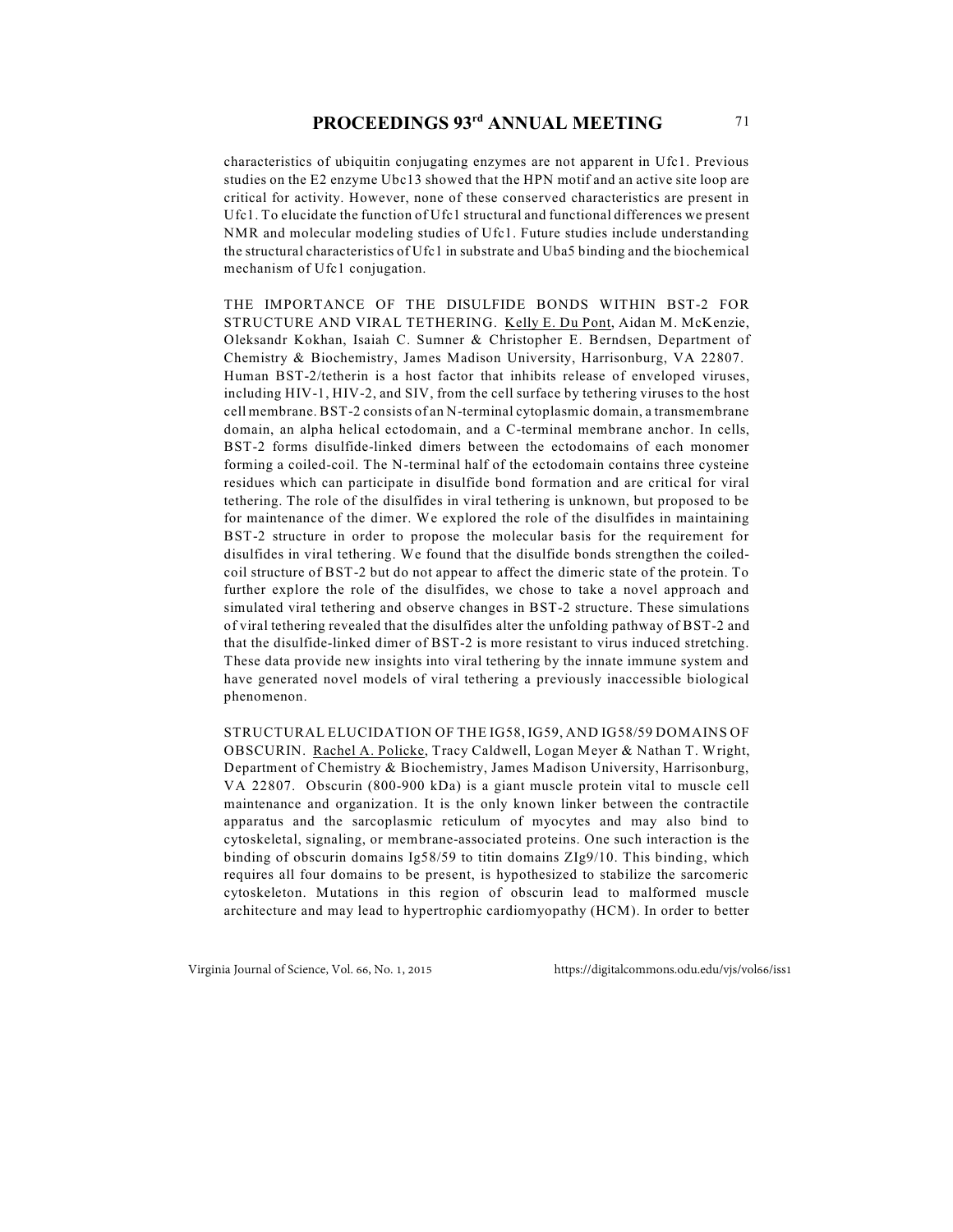characteristics of ubiquitin conjugating enzymes are not apparent in Ufc1. Previous studies on the E2 enzyme Ubc13 showed that the HPN motif and an active site loop are critical for activity. However, none of these conserved characteristics are present in Ufc1. To elucidate the function of Ufc1 structural and functional differences we present NMR and molecular modeling studies of Ufc1. Future studies include understanding the structural characteristics of Ufc1 in substrate and Uba5 binding and the biochemical mechanism of Ufc1 conjugation.

THE IMPORTANCE OF THE DISULFIDE BONDS WITHIN BST-2 FOR STRUCTURE AND VIRAL TETHERING. Kelly E. Du Pont, Aidan M. McKenzie, Oleksandr Kokhan, Isaiah C. Sumner & Christopher E. Berndsen, Department of Chemistry & Biochemistry, James Madison University, Harrisonburg, VA 22807. Human BST-2/tetherin is a host factor that inhibits release of enveloped viruses, including HIV-1, HIV-2, and SIV, from the cell surface by tethering viruses to the host cell membrane. BST-2 consists of an N-terminal cytoplasmic domain, a transmembrane domain, an alpha helical ectodomain, and a C-terminal membrane anchor. In cells, BST-2 forms disulfide-linked dimers between the ectodomains of each monomer forming a coiled-coil. The N-terminal half of the ectodomain contains three cysteine residues which can participate in disulfide bond formation and are critical for viral tethering. The role of the disulfides in viral tethering is unknown, but proposed to be for maintenance of the dimer. We explored the role of the disulfides in maintaining BST-2 structure in order to propose the molecular basis for the requirement for disulfides in viral tethering. We found that the disulfide bonds strengthen the coiled-coil structure of BST-2 but do not appear to affect the dimeric state of the protein. To further explore the role of the disulfides, we chose to take a novel approach and simulated viral tethering and observe changes in BST-2 structure. These simulations of viral tethering revealed that the disulfides alter the unfolding pathway of BST-2 and that the disulfide-linked dimer of BST-2 is more resistant to virus induced stretching. These data provide new insights into viral tethering by the innate immune system and have generated novel models of viral tethering a previously inaccessible biological phenomenon.

STRUCTURAL ELUCIDATION OF THE IG58, IG59, AND IG58/59 DOMAINS OF OBSCURIN. Rachel A. Policke, Tracy Caldwell, Logan Meyer & Nathan T. Wright, Department of Chemistry & Biochemistry, James Madison University, Harrisonburg, VA 22807. Obscurin (800-900 kDa) is a giant muscle protein vital to muscle cell maintenance and organization. It is the only known linker between the contractile apparatus and the sarcoplasmic reticulum of myocytes and may also bind to cytoskeletal, signaling, or membrane-associated proteins. One such interaction is the binding of obscurin domains Ig58/59 to titin domains ZIg9/10. This binding, which requires all four domains to be present, is hypothesized to stabilize the sarcomeric cytoskeleton. Mutations in this region of obscurin lead to malformed muscle architecture and may lead to hypertrophic cardiomyopathy (HCM). In order to better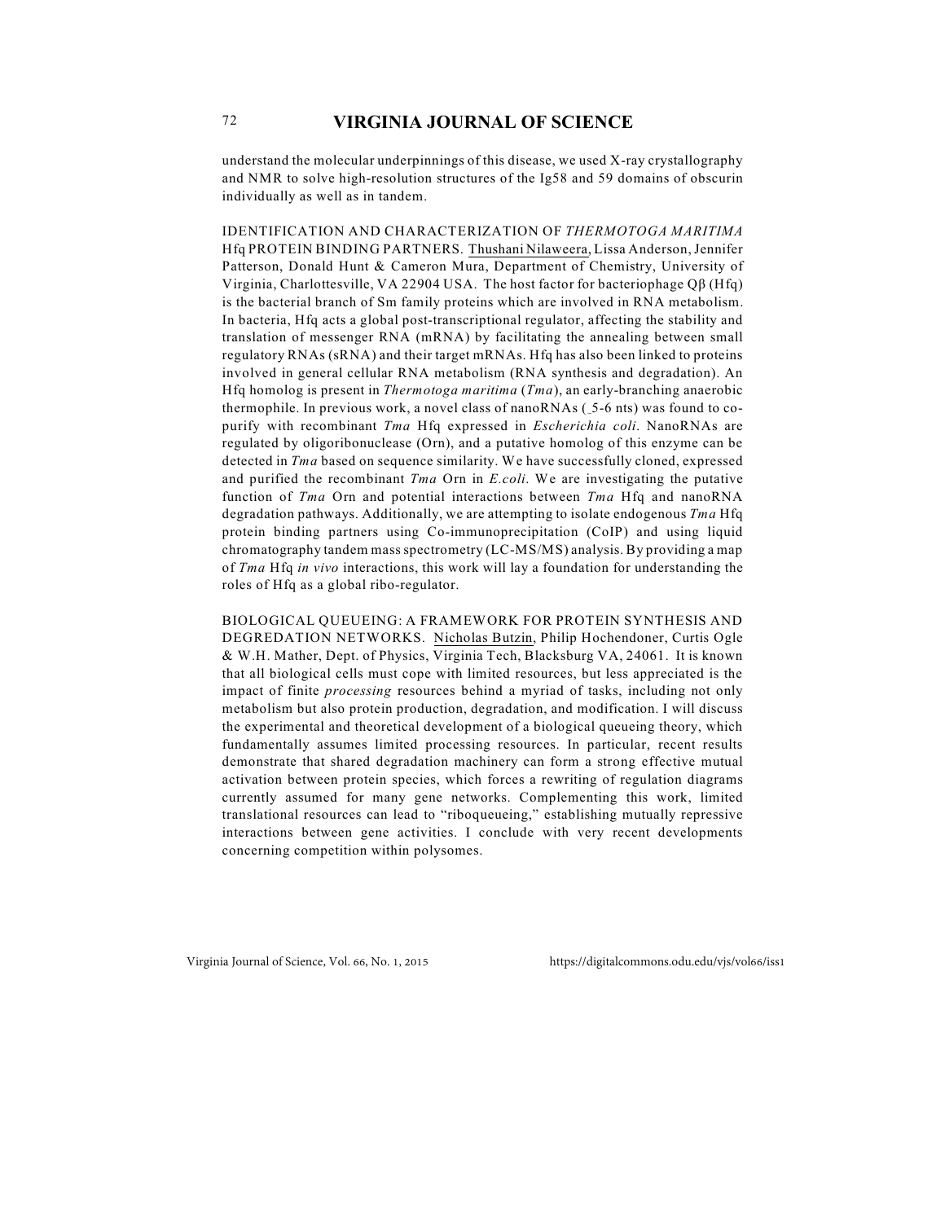understand the molecular underpinnings of this disease, we used X-ray crystallography and NMR to solve high-resolution structures of the Ig58 and 59 domains of obscurin individually as well as in tandem.

IDENTIFICATION AND CHARACTERIZATION OF *THERMOTOGA MARITIMA* Hfq PROTEIN BINDING PARTNERS. Thushani Nilaweera, Lissa Anderson, Jennifer Patterson, Donald Hunt & Cameron Mura, Department of Chemistry, University of Virginia, Charlottesville, VA 22904 USA. The host factor for bacteriophage Qβ (Hfq) is the bacterial branch of Sm family proteins which are involved in RNA metabolism. In bacteria, Hfq acts a global post-transcriptional regulator, affecting the stability and translation of messenger RNA (mRNA) by facilitating the annealing between small regulatory RNAs (sRNA) and their target mRNAs. Hfq has also been linked to proteins involved in general cellular RNA metabolism (RNA synthesis and degradation). An Hfq homolog is present in *Thermotoga maritima* (*Tma*), an early-branching anaerobic thermophile. In previous work, a novel class of nanoRNAs (_5-6 nts) was found to co-purify with recombinant *Tma* Hfq expressed in *Escherichia coli*. NanoRNAs are regulated by oligoribonuclease (Orn), and a putative homolog of this enzyme can be detected in *Tma* based on sequence similarity. We have successfully cloned, expressed and purified the recombinant *Tma* Orn in *E.coli*. We are investigating the putative function of *Tma* Orn and potential interactions between *Tma* Hfq and nanoRNA degradation pathways. Additionally, we are attempting to isolate endogenous *Tma* Hfq protein binding partners using Co-immunoprecipitation (CoIP) and using liquid chromatography tandem mass spectrometry (LC-MS/MS) analysis. By providing a map of *Tma* Hfq *in vivo* interactions, this work will lay a foundation for understanding the roles of Hfq as a global ribo-regulator.

BIOLOGICAL QUEUEING: A FRAMEWORK FOR PROTEIN SYNTHESIS AND DEGREDATION NETWORKS. Nicholas Butzin, Philip Hochendoner, Curtis Ogle & W.H. Mather, Dept. of Physics, Virginia Tech, Blacksburg VA, 24061. It is known that all biological cells must cope with limited resources, but less appreciated is the impact of finite *processing* resources behind a myriad of tasks, including not only metabolism but also protein production, degradation, and modification. I will discuss the experimental and theoretical development of a biological queueing theory, which fundamentally assumes limited processing resources. In particular, recent results demonstrate that shared degradation machinery can form a strong effective mutual activation between protein species, which forces a rewriting of regulation diagrams currently assumed for many gene networks. Complementing this work, limited translational resources can lead to "riboqueueing," establishing mutually repressive interactions between gene activities. I conclude with very recent developments concerning competition within polysomes.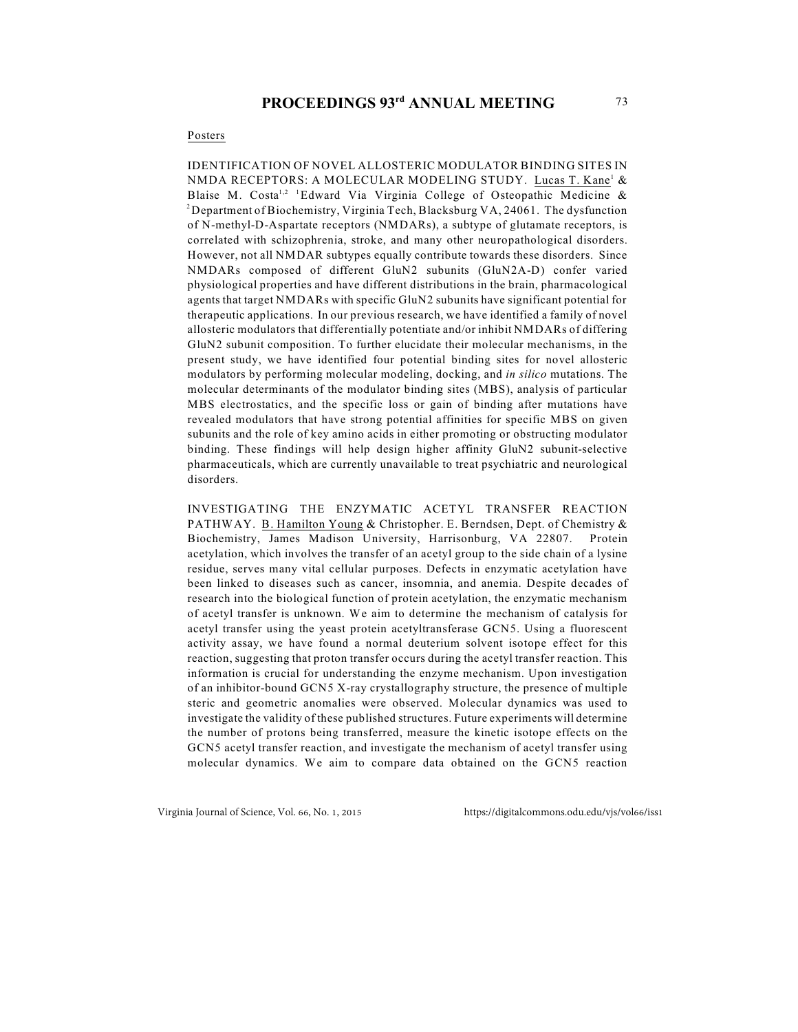Posters

IDENTIFICATION OF NOVEL ALLOSTERIC MODULATOR BINDING SITES IN NMDA RECEPTORS: A MOLECULAR MODELING STUDY. Lucas T. Kane[1] & Blaise M. Costa[1,2] [1]Edward Via Virginia College of Osteopathic Medicine & [2]Department of Biochemistry, Virginia Tech, Blacksburg VA, 24061. The dysfunction of N-methyl-D-Aspartate receptors (NMDARs), a subtype of glutamate receptors, is correlated with schizophrenia, stroke, and many other neuropathological disorders. However, not all NMDAR subtypes equally contribute towards these disorders. Since NMDARs composed of different GluN2 subunits (GluN2A-D) confer varied physiological properties and have different distributions in the brain, pharmacological agents that target NMDARs with specific GluN2 subunits have significant potential for therapeutic applications. In our previous research, we have identified a family of novel allosteric modulators that differentially potentiate and/or inhibit NMDARs of differing GluN2 subunit composition. To further elucidate their molecular mechanisms, in the present study, we have identified four potential binding sites for novel allosteric modulators by performing molecular modeling, docking, and *in silico* mutations. The molecular determinants of the modulator binding sites (MBS), analysis of particular MBS electrostatics, and the specific loss or gain of binding after mutations have revealed modulators that have strong potential affinities for specific MBS on given subunits and the role of key amino acids in either promoting or obstructing modulator binding. These findings will help design higher affinity GluN2 subunit-selective pharmaceuticals, which are currently unavailable to treat psychiatric and neurological disorders.

INVESTIGATING THE ENZYMATIC ACETYL TRANSFER REACTION PATHWAY. B. Hamilton Young & Christopher. E. Berndsen, Dept. of Chemistry & Biochemistry, James Madison University, Harrisonburg, VA 22807. Protein acetylation, which involves the transfer of an acetyl group to the side chain of a lysine residue, serves many vital cellular purposes. Defects in enzymatic acetylation have been linked to diseases such as cancer, insomnia, and anemia. Despite decades of research into the biological function of protein acetylation, the enzymatic mechanism of acetyl transfer is unknown. We aim to determine the mechanism of catalysis for acetyl transfer using the yeast protein acetyltransferase GCN5. Using a fluorescent activity assay, we have found a normal deuterium solvent isotope effect for this reaction, suggesting that proton transfer occurs during the acetyl transfer reaction. This information is crucial for understanding the enzyme mechanism. Upon investigation of an inhibitor-bound GCN5 X-ray crystallography structure, the presence of multiple steric and geometric anomalies were observed. Molecular dynamics was used to investigate the validity of these published structures. Future experiments will determine the number of protons being transferred, measure the kinetic isotope effects on the GCN5 acetyl transfer reaction, and investigate the mechanism of acetyl transfer using molecular dynamics. We aim to compare data obtained on the GCN5 reaction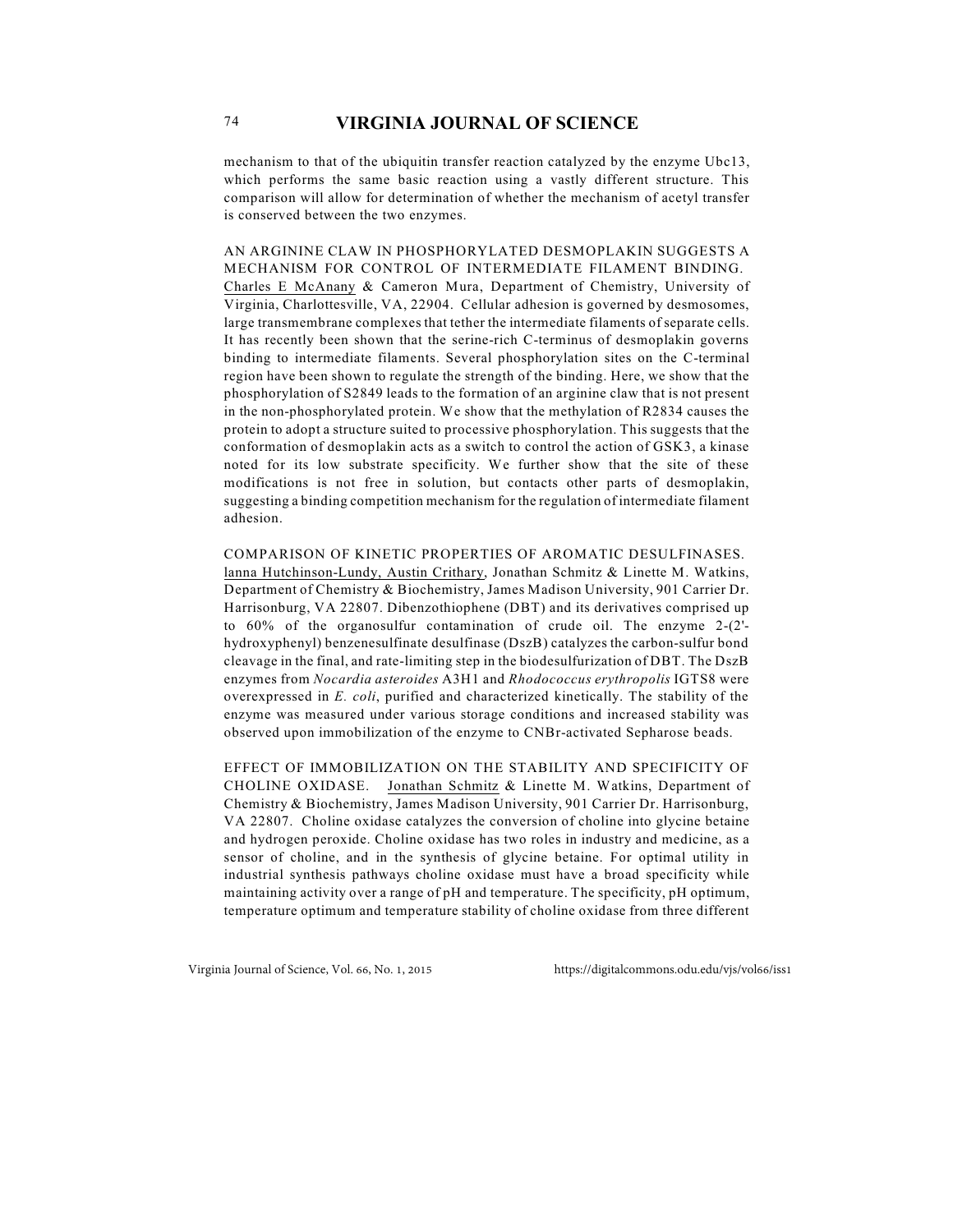mechanism to that of the ubiquitin transfer reaction catalyzed by the enzyme Ubc13, which performs the same basic reaction using a vastly different structure. This comparison will allow for determination of whether the mechanism of acetyl transfer is conserved between the two enzymes.

AN ARGININE CLAW IN PHOSPHORYLATED DESMOPLAKIN SUGGESTS A MECHANISM FOR CONTROL OF INTERMEDIATE FILAMENT BINDING. Charles E McAnany & Cameron Mura, Department of Chemistry, University of Virginia, Charlottesville, VA, 22904. Cellular adhesion is governed by desmosomes, large transmembrane complexes that tether the intermediate filaments of separate cells. It has recently been shown that the serine-rich C-terminus of desmoplakin governs binding to intermediate filaments. Several phosphorylation sites on the C-terminal region have been shown to regulate the strength of the binding. Here, we show that the phosphorylation of S2849 leads to the formation of an arginine claw that is not present in the non-phosphorylated protein. We show that the methylation of R2834 causes the protein to adopt a structure suited to processive phosphorylation. This suggests that the conformation of desmoplakin acts as a switch to control the action of GSK3, a kinase noted for its low substrate specificity. We further show that the site of these modifications is not free in solution, but contacts other parts of desmoplakin, suggesting a binding competition mechanism for the regulation of intermediate filament adhesion.

COMPARISON OF KINETIC PROPERTIES OF AROMATIC DESULFINASES. Ianna Hutchinson-Lundy, Austin Crithary, Jonathan Schmitz & Linette M. Watkins, Department of Chemistry & Biochemistry, James Madison University, 901 Carrier Dr. Harrisonburg, VA 22807. Dibenzothiophene (DBT) and its derivatives comprised up to 60% of the organosulfur contamination of crude oil. The enzyme 2-(2'-hydroxyphenyl) benzenesulfinate desulfinase (DszB) catalyzes the carbon-sulfur bond cleavage in the final, and rate-limiting step in the biodesulfurization of DBT. The DszB enzymes from *Nocardia asteroides* A3H1 and *Rhodococcus erythropolis* IGTS8 were overexpressed in *E. coli*, purified and characterized kinetically. The stability of the enzyme was measured under various storage conditions and increased stability was observed upon immobilization of the enzyme to CNBr-activated Sepharose beads.

EFFECT OF IMMOBILIZATION ON THE STABILITY AND SPECIFICITY OF CHOLINE OXIDASE. Jonathan Schmitz & Linette M. Watkins, Department of Chemistry & Biochemistry, James Madison University, 901 Carrier Dr. Harrisonburg, VA 22807. Choline oxidase catalyzes the conversion of choline into glycine betaine and hydrogen peroxide. Choline oxidase has two roles in industry and medicine, as a sensor of choline, and in the synthesis of glycine betaine. For optimal utility in industrial synthesis pathways choline oxidase must have a broad specificity while maintaining activity over a range of pH and temperature. The specificity, pH optimum, temperature optimum and temperature stability of choline oxidase from three different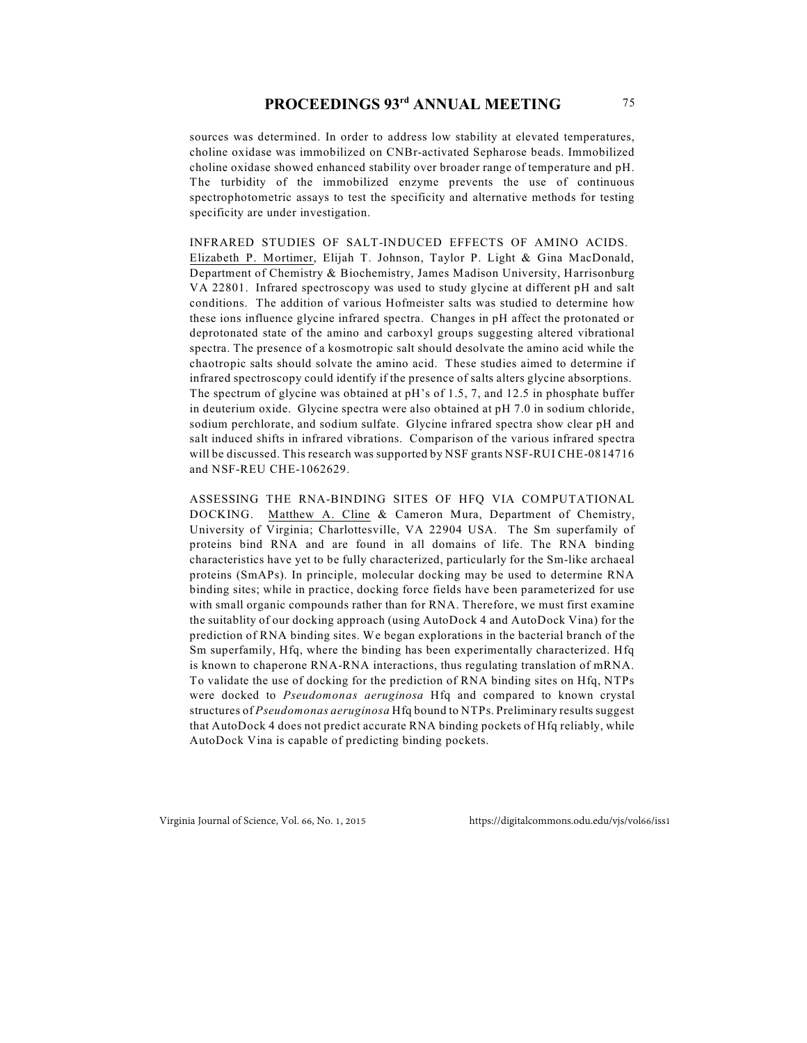sources was determined. In order to address low stability at elevated temperatures, choline oxidase was immobilized on CNBr-activated Sepharose beads. Immobilized choline oxidase showed enhanced stability over broader range of temperature and pH. The turbidity of the immobilized enzyme prevents the use of continuous spectrophotometric assays to test the specificity and alternative methods for testing specificity are under investigation.

INFRARED STUDIES OF SALT-INDUCED EFFECTS OF AMINO ACIDS. Elizabeth P. Mortimer, Elijah T. Johnson, Taylor P. Light & Gina MacDonald, Department of Chemistry & Biochemistry, James Madison University, Harrisonburg VA 22801. Infrared spectroscopy was used to study glycine at different pH and salt conditions. The addition of various Hofmeister salts was studied to determine how these ions influence glycine infrared spectra. Changes in pH affect the protonated or deprotonated state of the amino and carboxyl groups suggesting altered vibrational spectra. The presence of a kosmotropic salt should desolvate the amino acid while the chaotropic salts should solvate the amino acid. These studies aimed to determine if infrared spectroscopy could identify if the presence of salts alters glycine absorptions. The spectrum of glycine was obtained at pH's of 1.5, 7, and 12.5 in phosphate buffer in deuterium oxide. Glycine spectra were also obtained at pH 7.0 in sodium chloride, sodium perchlorate, and sodium sulfate. Glycine infrared spectra show clear pH and salt induced shifts in infrared vibrations. Comparison of the various infrared spectra will be discussed. This research was supported by NSF grants NSF-RUI CHE-0814716 and NSF-REU CHE-1062629.

ASSESSING THE RNA-BINDING SITES OF HFQ VIA COMPUTATIONAL DOCKING. Matthew A. Cline & Cameron Mura, Department of Chemistry, University of Virginia; Charlottesville, VA 22904 USA. The Sm superfamily of proteins bind RNA and are found in all domains of life. The RNA binding characteristics have yet to be fully characterized, particularly for the Sm-like archaeal proteins (SmAPs). In principle, molecular docking may be used to determine RNA binding sites; while in practice, docking force fields have been parameterized for use with small organic compounds rather than for RNA. Therefore, we must first examine the suitablity of our docking approach (using AutoDock 4 and AutoDock Vina) for the prediction of RNA binding sites. We began explorations in the bacterial branch of the Sm superfamily, Hfq, where the binding has been experimentally characterized. Hfq is known to chaperone RNA-RNA interactions, thus regulating translation of mRNA. To validate the use of docking for the prediction of RNA binding sites on Hfq, NTPs were docked to *Pseudomonas aeruginosa* Hfq and compared to known crystal structures of *Pseudomonas aeruginosa* Hfq bound to NTPs. Preliminary results suggest that AutoDock 4 does not predict accurate RNA binding pockets of Hfq reliably, while AutoDock Vina is capable of predicting binding pockets.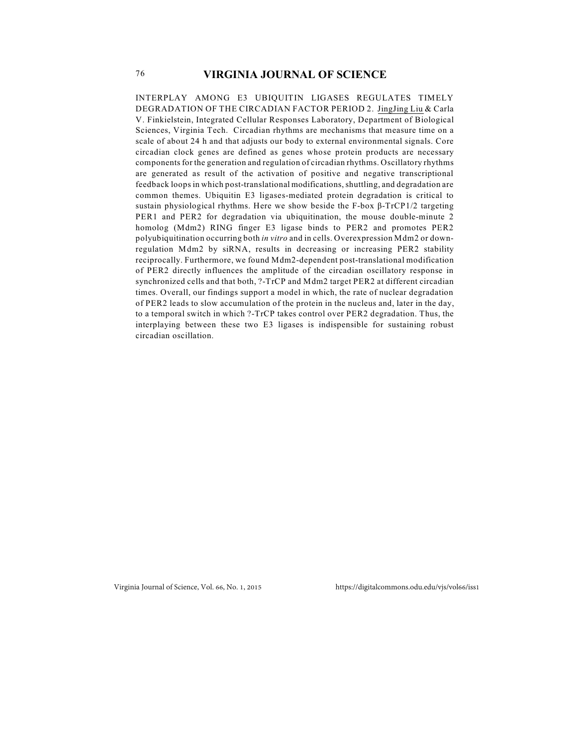INTERPLAY AMONG E3 UBIQUITIN LIGASES REGULATES TIMELY DEGRADATION OF THE CIRCADIAN FACTOR PERIOD 2. JingJing Liu & Carla V. Finkielstein, Integrated Cellular Responses Laboratory, Department of Biological Sciences, Virginia Tech. Circadian rhythms are mechanisms that measure time on a scale of about 24 h and that adjusts our body to external environmental signals. Core circadian clock genes are defined as genes whose protein products are necessary components for the generation and regulation of circadian rhythms. Oscillatory rhythms are generated as result of the activation of positive and negative transcriptional feedback loops in which post-translational modifications, shuttling, and degradation are common themes. Ubiquitin E3 ligases-mediated protein degradation is critical to sustain physiological rhythms. Here we show beside the F-box β-TrCP1/2 targeting PER1 and PER2 for degradation via ubiquitination, the mouse double-minute 2 homolog (Mdm2) RING finger E3 ligase binds to PER2 and promotes PER2 polyubiquitination occurring both *in vitro* and in cells. Overexpression Mdm2 or down-regulation Mdm2 by siRNA, results in decreasing or increasing PER2 stability reciprocally. Furthermore, we found Mdm2-dependent post-translational modification of PER2 directly influences the amplitude of the circadian oscillatory response in synchronized cells and that both, ?-TrCP and Mdm2 target PER2 at different circadian times. Overall, our findings support a model in which, the rate of nuclear degradation of PER2 leads to slow accumulation of the protein in the nucleus and, later in the day, to a temporal switch in which ?-TrCP takes control over PER2 degradation. Thus, the interplaying between these two E3 ligases is indispensible for sustaining robust circadian oscillation.